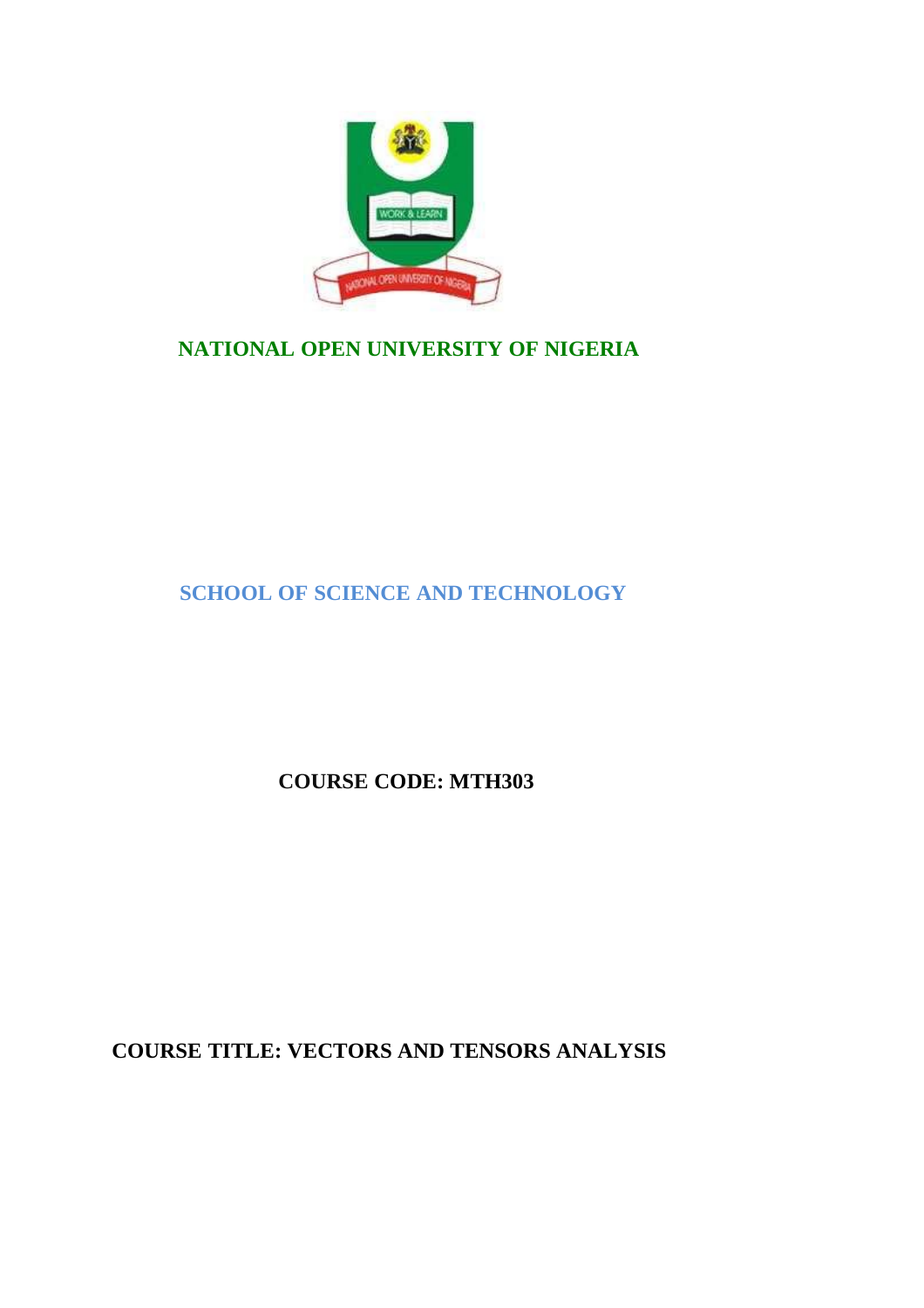# NATIONAL OPEN UNIVERSITY OF NIGERIA

## SCHOOL OF SCIENCE AND TECHNOLOGY

**COURSE CODE: MTH303**

**COURSE TITLE: VECTORS AND TENSORS ANALYSIS**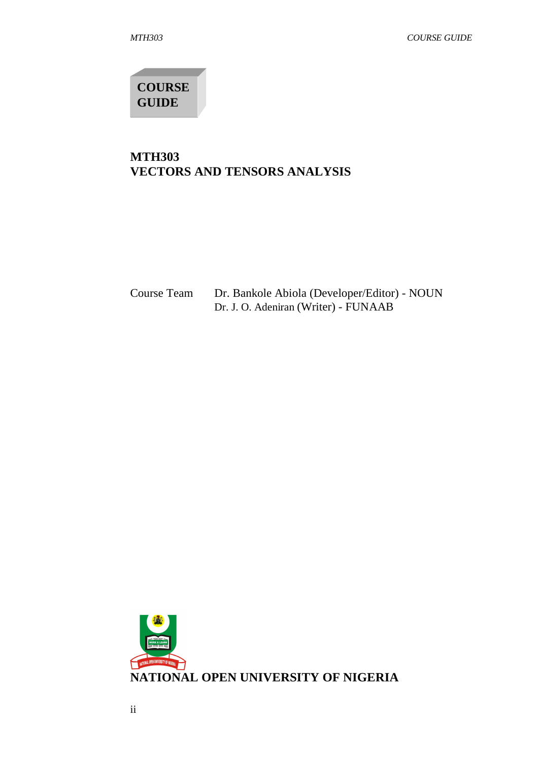**COURSE GUIDE**

# MTH303
# VECTORS AND TENSORS ANALYSIS

| Course Team | Dr. Bankole Abiola (Developer/Editor) - NOUN |
|---|---|
| | Dr. J. O. Adeniran (Writer) - FUNAAB |

**NATIONAL OPEN UNIVERSITY OF NIGERIA**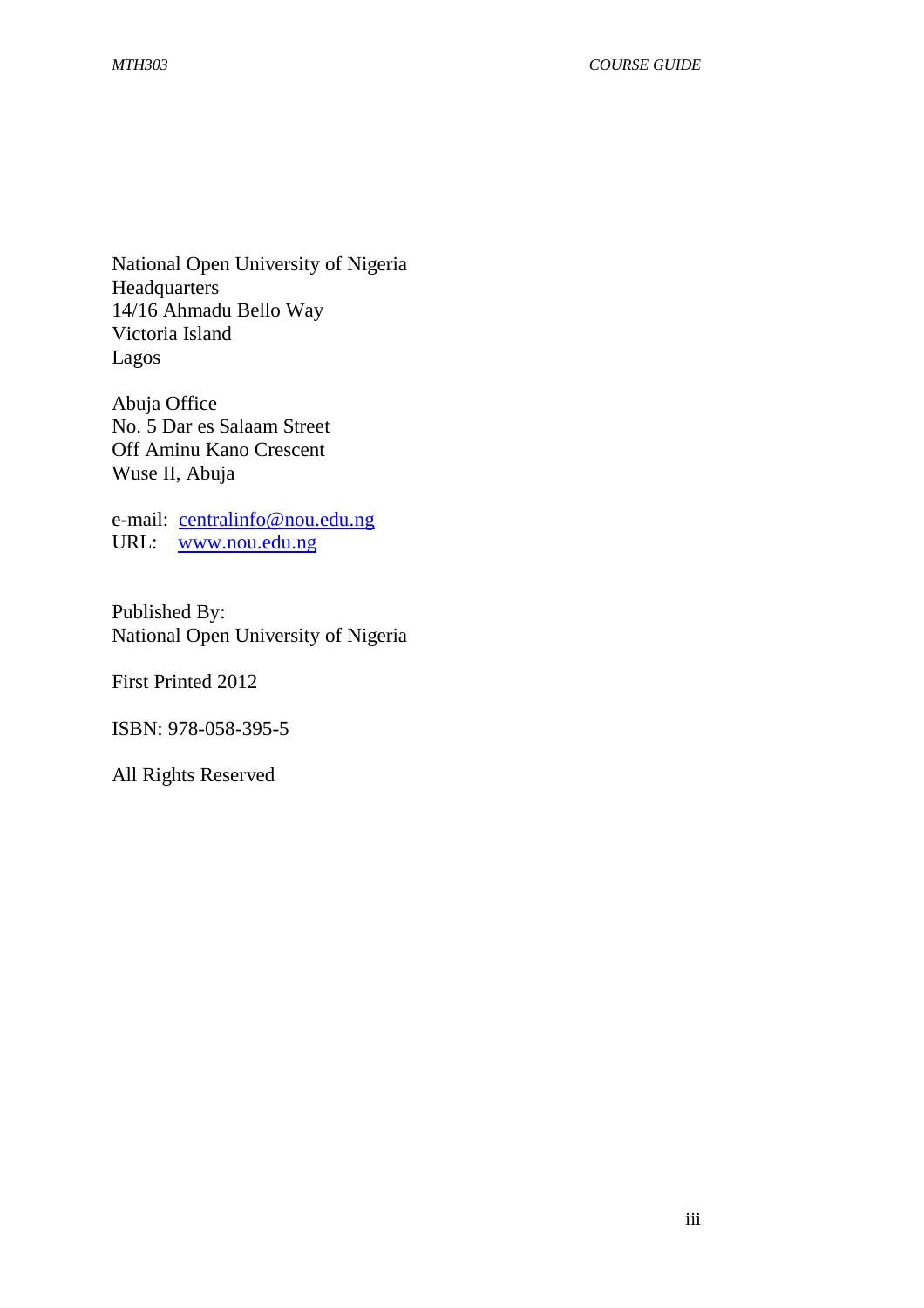National Open University of Nigeria
Headquarters
14/16 Ahmadu Bello Way
Victoria Island
Lagos

Abuja Office
No. 5 Dar es Salaam Street
Off Aminu Kano Crescent
Wuse II, Abuja

e-mail: centralinfo@nou.edu.ng
URL: www.nou.edu.ng

Published By:
National Open University of Nigeria

First Printed 2012

ISBN: 978-058-395-5

All Rights Reserved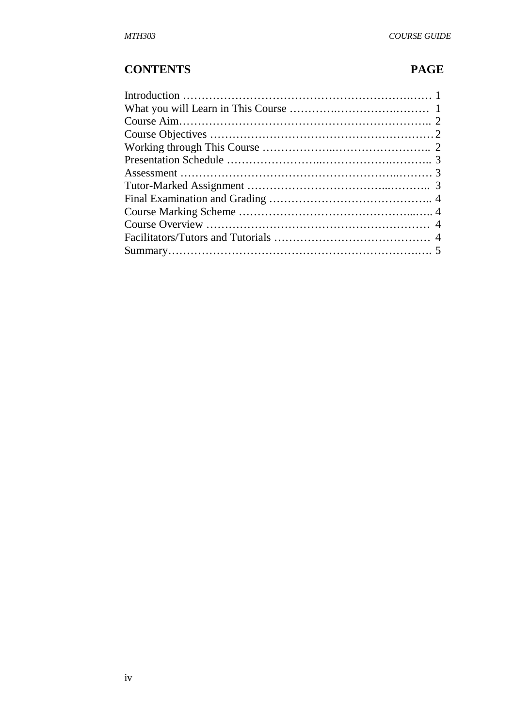| CONTENTS | PAGE |
|---|---|
| Introduction | 1 |
| What you will Learn in This Course | 1 |
| Course Aim | 2 |
| Course Objectives | 2 |
| Working through This Course | 2 |
| Presentation Schedule | 3 |
| Assessment | 3 |
| Tutor-Marked Assignment | 3 |
| Final Examination and Grading | 4 |
| Course Marking Scheme | 4 |
| Course Overview | 4 |
| Facilitators/Tutors and Tutorials | 4 |
| Summary | 5 |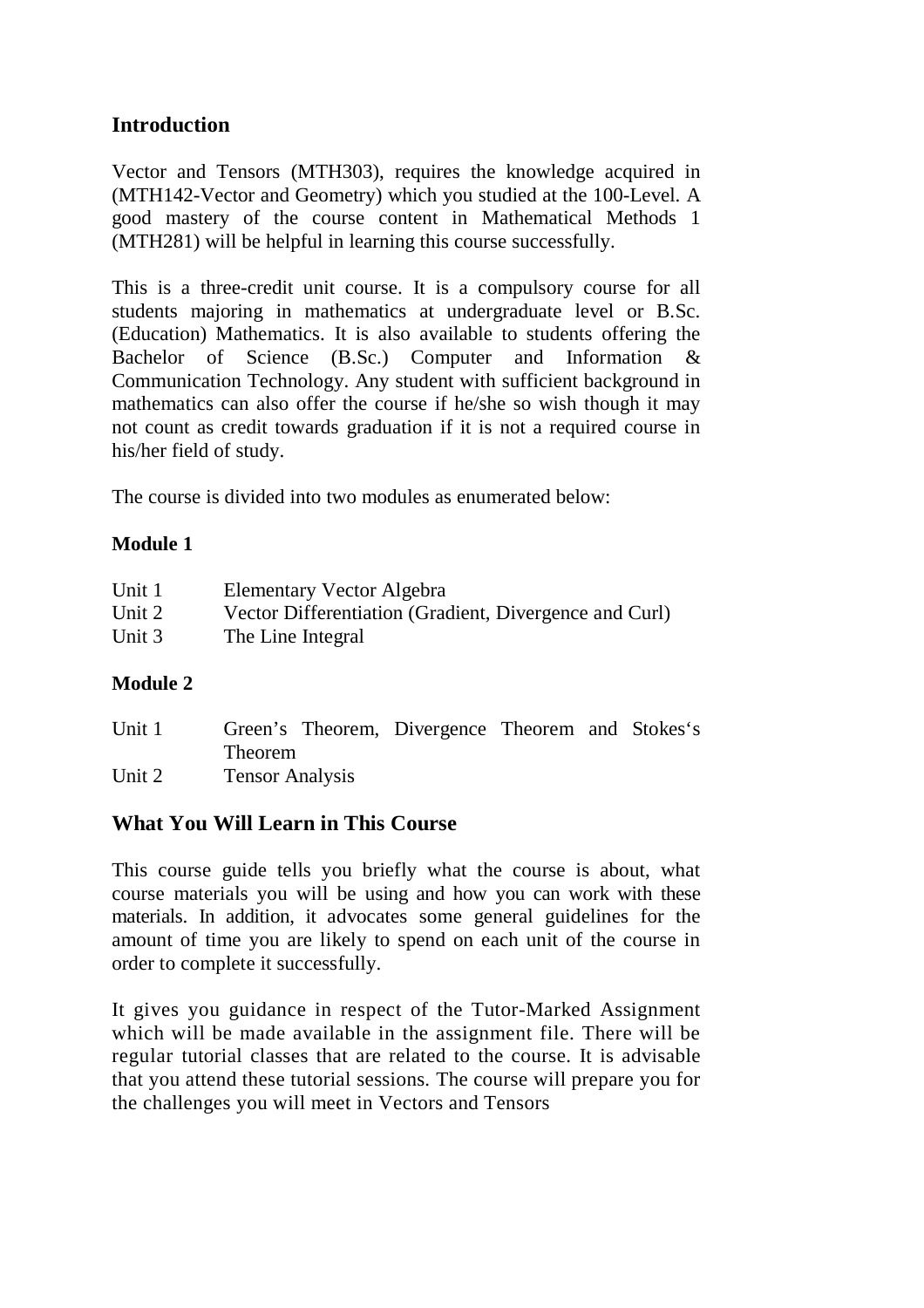## Introduction

Vector and Tensors (MTH303), requires the knowledge acquired in (MTH142-Vector and Geometry) which you studied at the 100-Level. A good mastery of the course content in Mathematical Methods 1 (MTH281) will be helpful in learning this course successfully.

This is a three-credit unit course. It is a compulsory course for all students majoring in mathematics at undergraduate level or B.Sc. (Education) Mathematics. It is also available to students offering the Bachelor of Science (B.Sc.) Computer and Information & Communication Technology. Any student with sufficient background in mathematics can also offer the course if he/she so wish though it may not count as credit towards graduation if it is not a required course in his/her field of study.

The course is divided into two modules as enumerated below:

**Module 1**

Unit 1 Elementary Vector Algebra
Unit 2 Vector Differentiation (Gradient, Divergence and Curl)
Unit 3 The Line Integral

**Module 2**

Unit 1 Green's Theorem, Divergence Theorem and Stokes's Theorem
Unit 2 Tensor Analysis

## What You Will Learn in This Course

This course guide tells you briefly what the course is about, what course materials you will be using and how you can work with these materials. In addition, it advocates some general guidelines for the amount of time you are likely to spend on each unit of the course in order to complete it successfully.

It gives you guidance in respect of the Tutor-Marked Assignment which will be made available in the assignment file. There will be regular tutorial classes that are related to the course. It is advisable that you attend these tutorial sessions. The course will prepare you for the challenges you will meet in Vectors and Tensors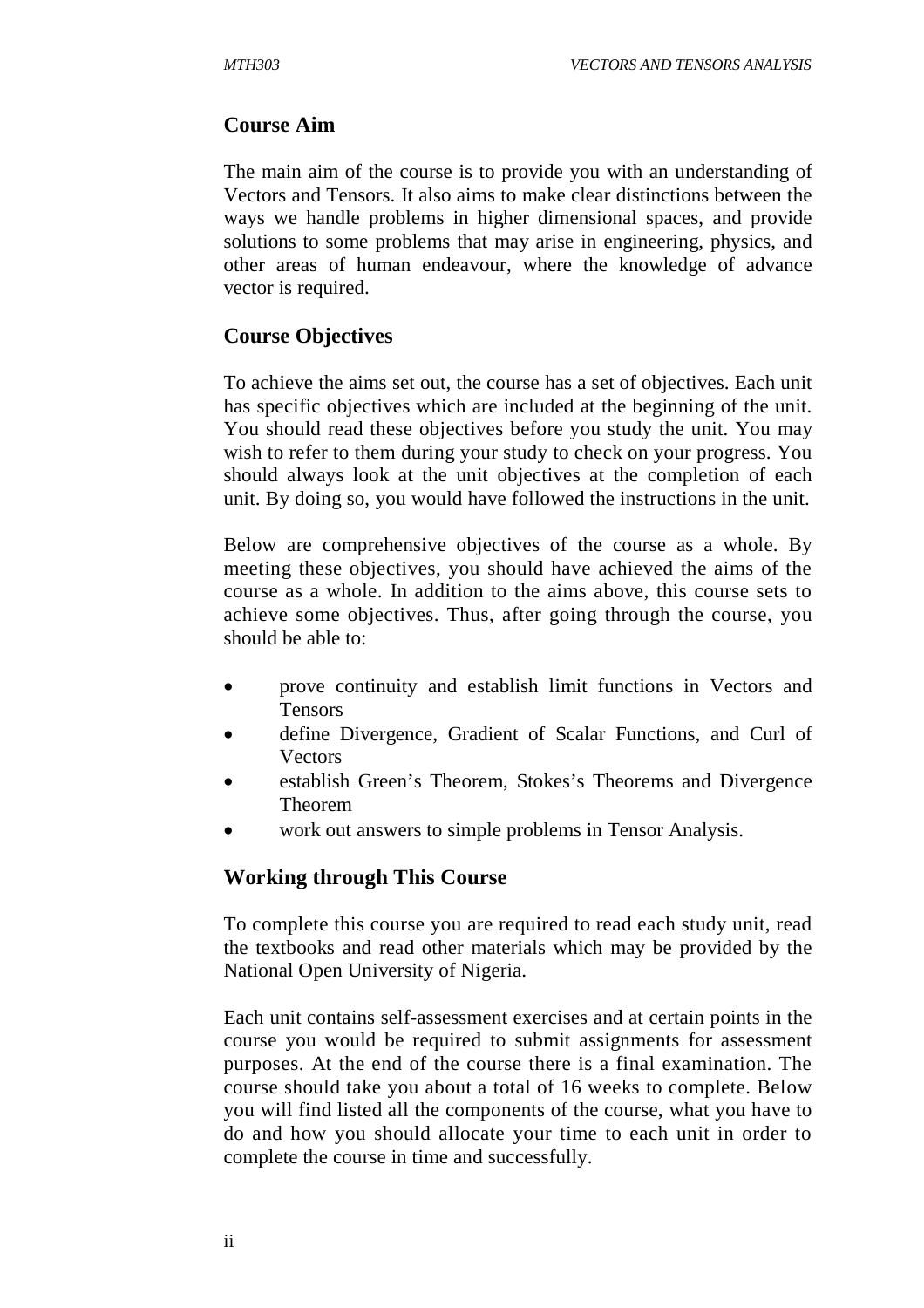## Course Aim

The main aim of the course is to provide you with an understanding of Vectors and Tensors. It also aims to make clear distinctions between the ways we handle problems in higher dimensional spaces, and provide solutions to some problems that may arise in engineering, physics, and other areas of human endeavour, where the knowledge of advance vector is required.

## Course Objectives

To achieve the aims set out, the course has a set of objectives. Each unit has specific objectives which are included at the beginning of the unit. You should read these objectives before you study the unit. You may wish to refer to them during your study to check on your progress. You should always look at the unit objectives at the completion of each unit. By doing so, you would have followed the instructions in the unit.

Below are comprehensive objectives of the course as a whole. By meeting these objectives, you should have achieved the aims of the course as a whole. In addition to the aims above, this course sets to achieve some objectives. Thus, after going through the course, you should be able to:

- prove continuity and establish limit functions in Vectors and Tensors
- define Divergence, Gradient of Scalar Functions, and Curl of Vectors
- establish Green's Theorem, Stokes's Theorems and Divergence Theorem
- work out answers to simple problems in Tensor Analysis.

## Working through This Course

To complete this course you are required to read each study unit, read the textbooks and read other materials which may be provided by the National Open University of Nigeria.

Each unit contains self-assessment exercises and at certain points in the course you would be required to submit assignments for assessment purposes. At the end of the course there is a final examination. The course should take you about a total of 16 weeks to complete. Below you will find listed all the components of the course, what you have to do and how you should allocate your time to each unit in order to complete the course in time and successfully.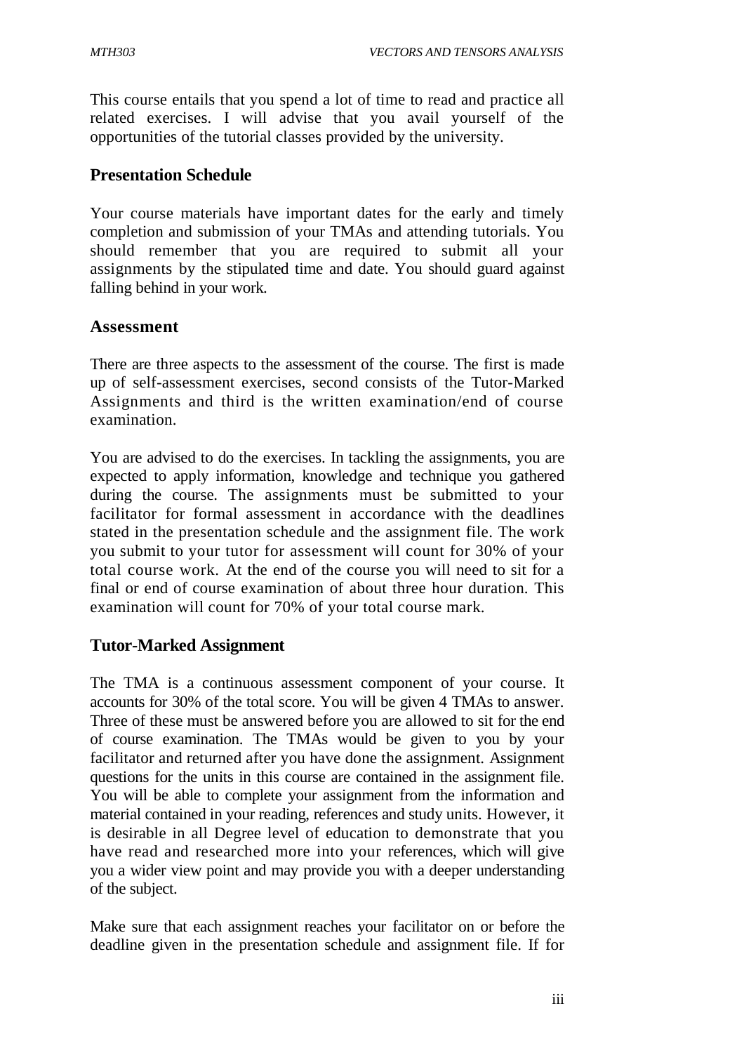This course entails that you spend a lot of time to read and practice all related exercises. I will advise that you avail yourself of the opportunities of the tutorial classes provided by the university.

## Presentation Schedule

Your course materials have important dates for the early and timely completion and submission of your TMAs and attending tutorials. You should remember that you are required to submit all your assignments by the stipulated time and date. You should guard against falling behind in your work.

## Assessment

There are three aspects to the assessment of the course. The first is made up of self-assessment exercises, second consists of the Tutor-Marked Assignments and third is the written examination/end of course examination.

You are advised to do the exercises. In tackling the assignments, you are expected to apply information, knowledge and technique you gathered during the course. The assignments must be submitted to your facilitator for formal assessment in accordance with the deadlines stated in the presentation schedule and the assignment file. The work you submit to your tutor for assessment will count for 30% of your total course work. At the end of the course you will need to sit for a final or end of course examination of about three hour duration. This examination will count for 70% of your total course mark.

## Tutor-Marked Assignment

The TMA is a continuous assessment component of your course. It accounts for 30% of the total score. You will be given 4 TMAs to answer. Three of these must be answered before you are allowed to sit for the end of course examination. The TMAs would be given to you by your facilitator and returned after you have done the assignment. Assignment questions for the units in this course are contained in the assignment file. You will be able to complete your assignment from the information and material contained in your reading, references and study units. However, it is desirable in all Degree level of education to demonstrate that you have read and researched more into your references, which will give you a wider view point and may provide you with a deeper understanding of the subject.

Make sure that each assignment reaches your facilitator on or before the deadline given in the presentation schedule and assignment file. If for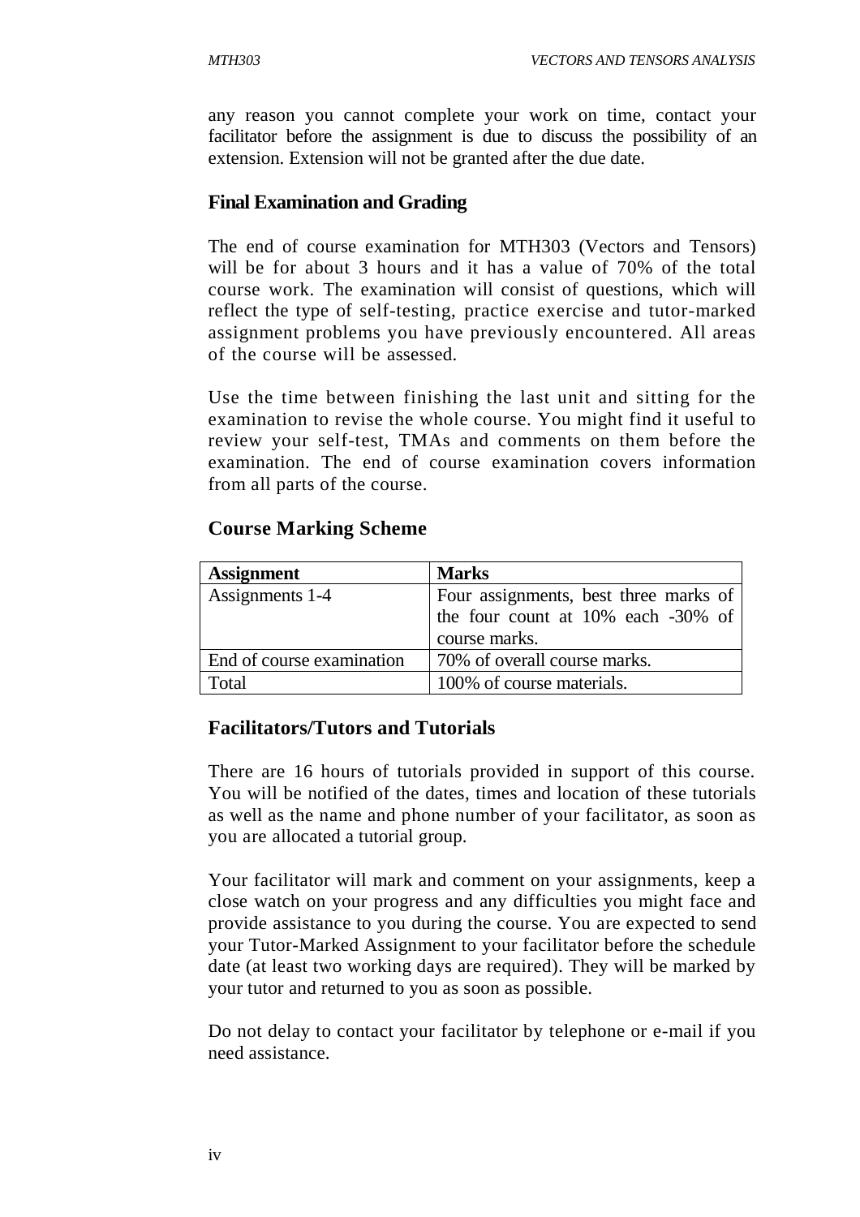any reason you cannot complete your work on time, contact your facilitator before the assignment is due to discuss the possibility of an extension. Extension will not be granted after the due date.

### Final Examination and Grading

The end of course examination for MTH303 (Vectors and Tensors) will be for about 3 hours and it has a value of 70% of the total course work. The examination will consist of questions, which will reflect the type of self-testing, practice exercise and tutor-marked assignment problems you have previously encountered. All areas of the course will be assessed.

Use the time between finishing the last unit and sitting for the examination to revise the whole course. You might find it useful to review your self-test, TMAs and comments on them before the examination. The end of course examination covers information from all parts of the course.

### Course Marking Scheme

| Assignment | Marks |
| --- | --- |
| Assignments 1-4 | Four assignments, best three marks of the four count at 10% each -30% of course marks. |
| End of course examination | 70% of overall course marks. |
| Total | 100% of course materials. |

### Facilitators/Tutors and Tutorials

There are 16 hours of tutorials provided in support of this course. You will be notified of the dates, times and location of these tutorials as well as the name and phone number of your facilitator, as soon as you are allocated a tutorial group.

Your facilitator will mark and comment on your assignments, keep a close watch on your progress and any difficulties you might face and provide assistance to you during the course. You are expected to send your Tutor-Marked Assignment to your facilitator before the schedule date (at least two working days are required). They will be marked by your tutor and returned to you as soon as possible.

Do not delay to contact your facilitator by telephone or e-mail if you need assistance.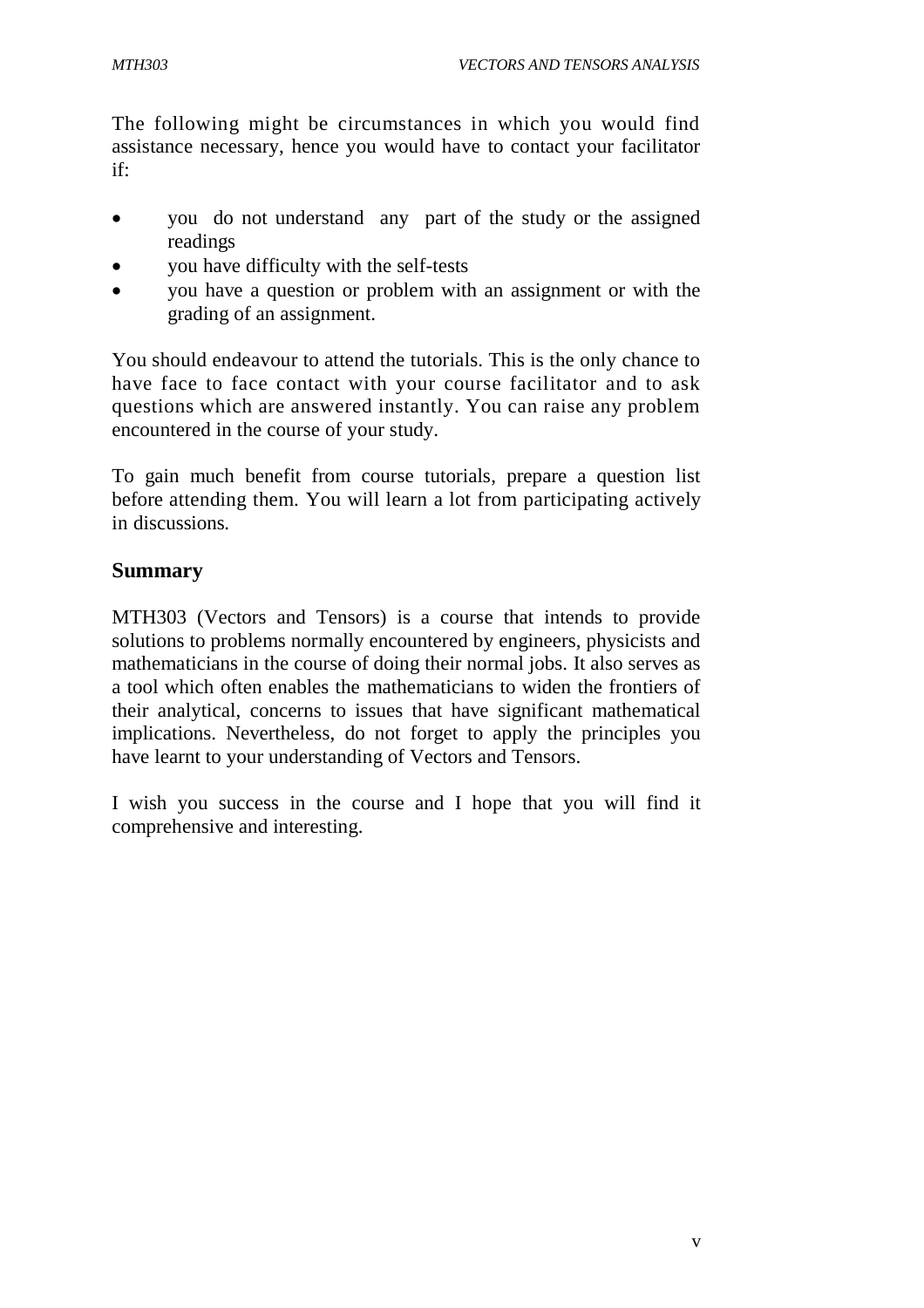The following might be circumstances in which you would find assistance necessary, hence you would have to contact your facilitator if:

- you do not understand any part of the study or the assigned readings
- you have difficulty with the self-tests
- you have a question or problem with an assignment or with the grading of an assignment.

You should endeavour to attend the tutorials. This is the only chance to have face to face contact with your course facilitator and to ask questions which are answered instantly. You can raise any problem encountered in the course of your study.

To gain much benefit from course tutorials, prepare a question list before attending them. You will learn a lot from participating actively in discussions.

## Summary

MTH303 (Vectors and Tensors) is a course that intends to provide solutions to problems normally encountered by engineers, physicists and mathematicians in the course of doing their normal jobs. It also serves as a tool which often enables the mathematicians to widen the frontiers of their analytical, concerns to issues that have significant mathematical implications. Nevertheless, do not forget to apply the principles you have learnt to your understanding of Vectors and Tensors.

I wish you success in the course and I hope that you will find it comprehensive and interesting.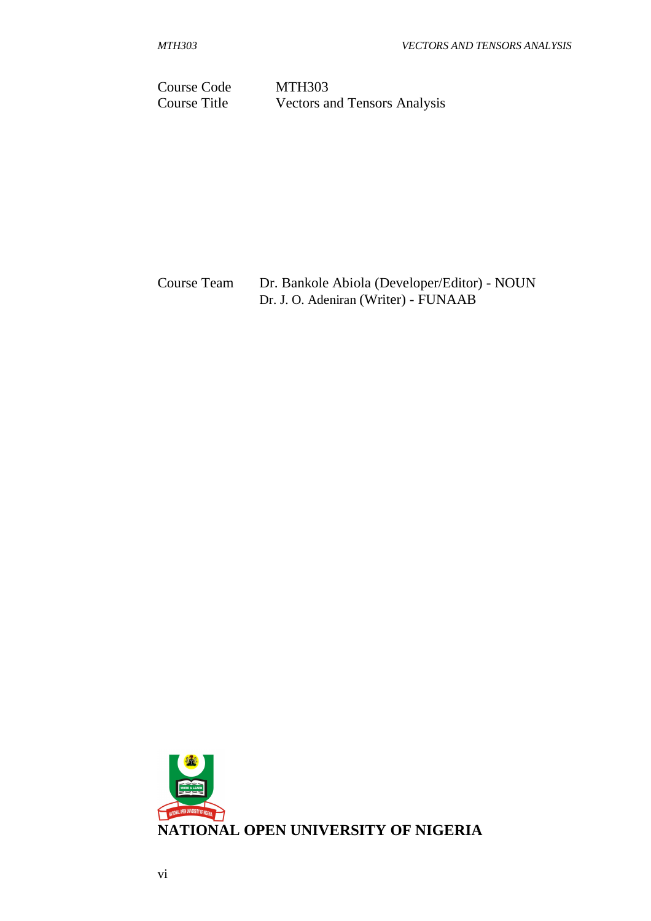| | |
|---|---|
| Course Code | MTH303 |
| Course Title | Vectors and Tensors Analysis |

| | |
|---|---|
| Course Team | Dr. Bankole Abiola (Developer/Editor) - NOUN |
| | Dr. J. O. Adeniran (Writer) - FUNAAB |

**NATIONAL OPEN UNIVERSITY OF NIGERIA**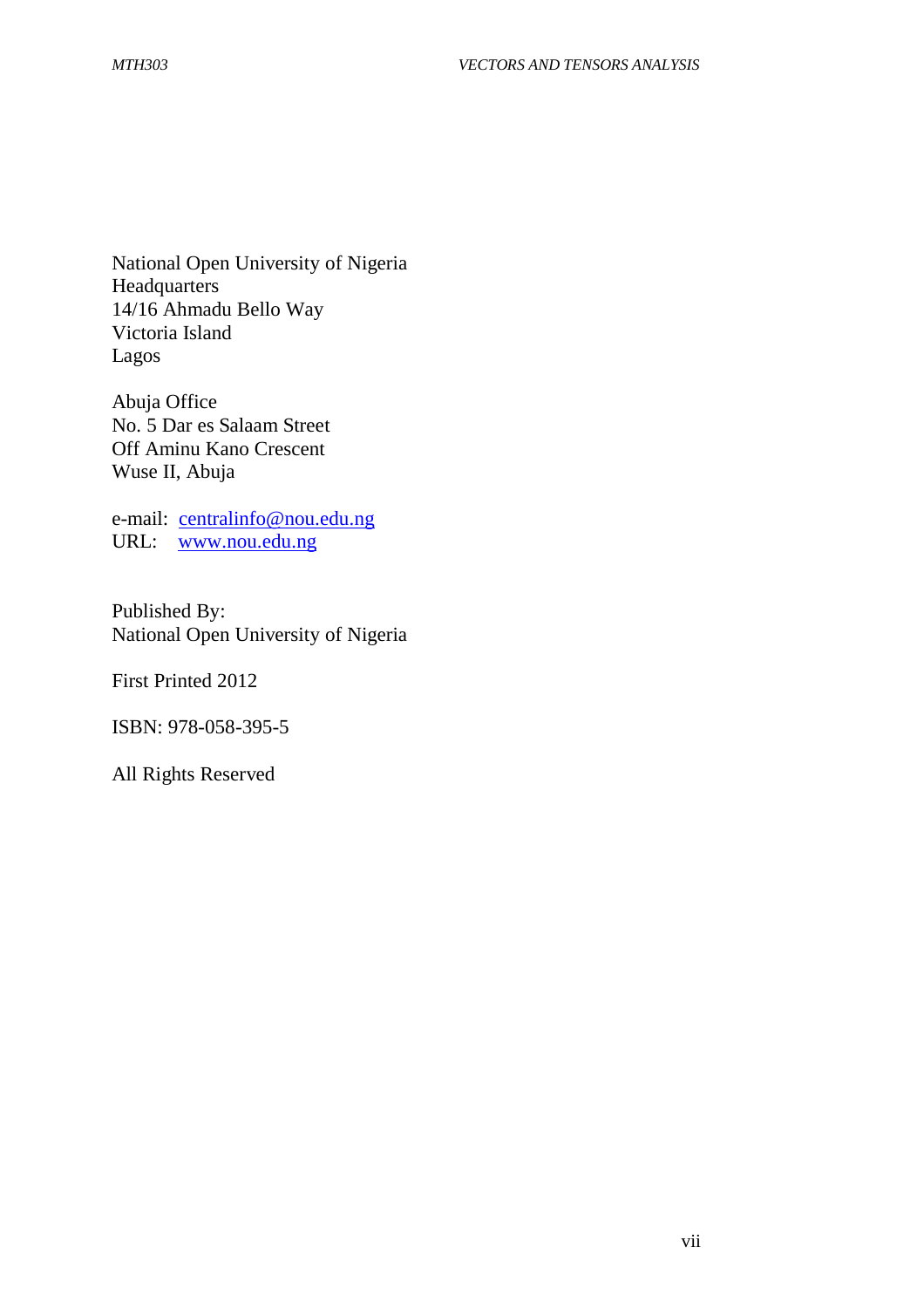National Open University of Nigeria
Headquarters
14/16 Ahmadu Bello Way
Victoria Island
Lagos

Abuja Office
No. 5 Dar es Salaam Street
Off Aminu Kano Crescent
Wuse II, Abuja

e-mail: centralinfo@nou.edu.ng
URL: www.nou.edu.ng

Published By:
National Open University of Nigeria

First Printed 2012

ISBN: 978-058-395-5

All Rights Reserved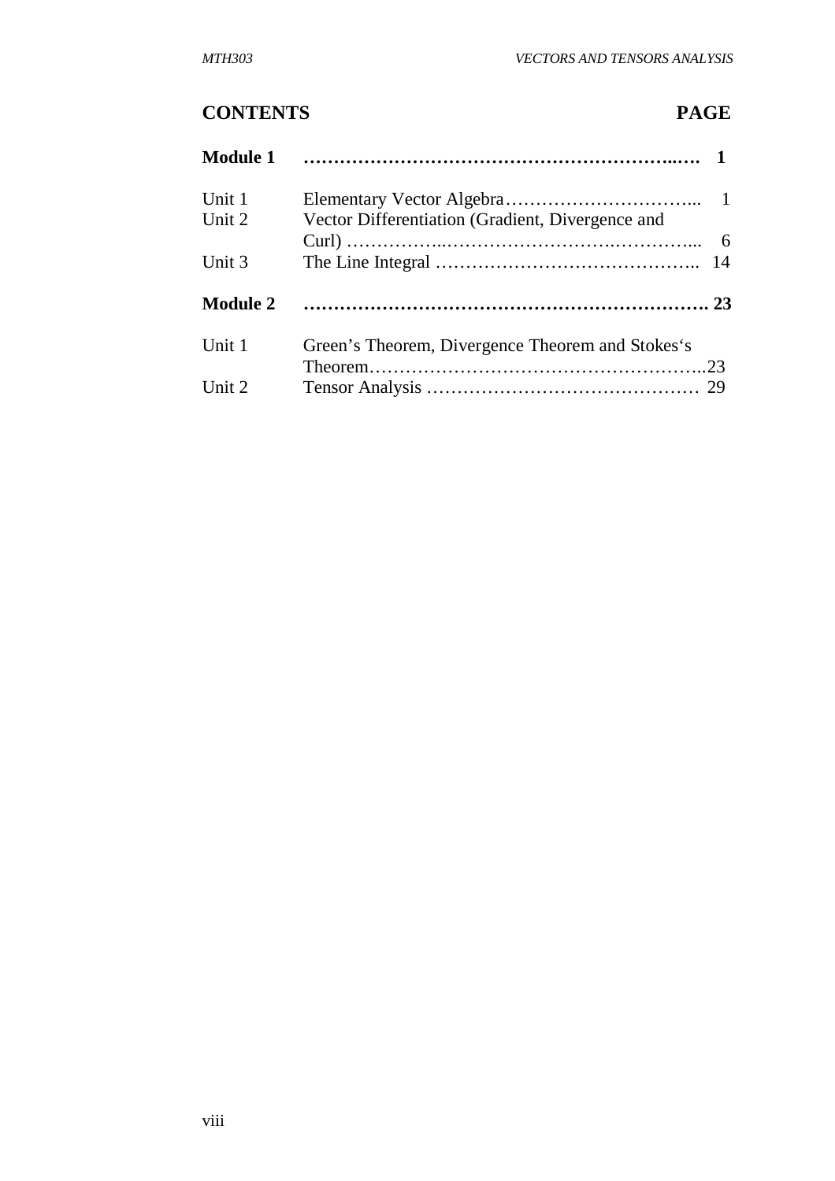## CONTENTS PAGE

| | | |
|---|---|---|
| **Module 1** | | **1** |
| Unit 1 | Elementary Vector Algebra | 1 |
| Unit 2 | Vector Differentiation (Gradient, Divergence and Curl) | 6 |
| Unit 3 | The Line Integral | 14 |
| **Module 2** | | **23** |
| Unit 1 | Green's Theorem, Divergence Theorem and Stokes's Theorem | 23 |
| Unit 2 | Tensor Analysis | 29 |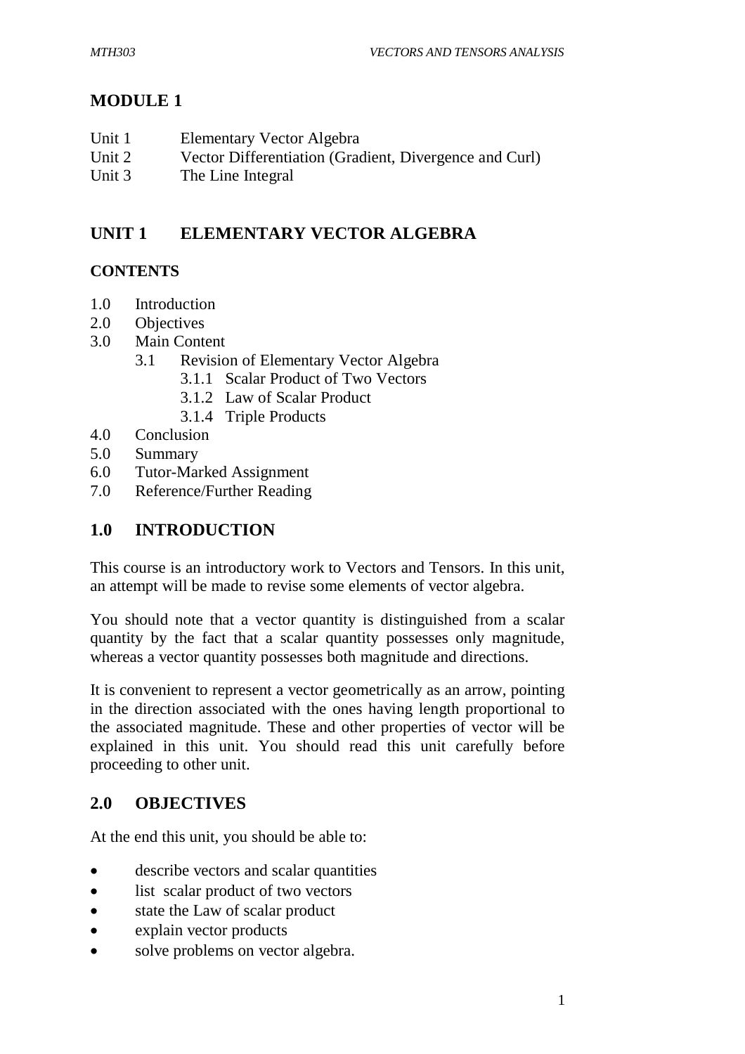# MODULE 1

Unit 1 Elementary Vector Algebra
Unit 2 Vector Differentiation (Gradient, Divergence and Curl)
Unit 3 The Line Integral

## UNIT 1 ELEMENTARY VECTOR ALGEBRA

### CONTENTS

- 1.0 Introduction
- 2.0 Objectives
- 3.0 Main Content
    - 3.1 Revision of Elementary Vector Algebra
        - 3.1.1 Scalar Product of Two Vectors
        - 3.1.2 Law of Scalar Product
        - 3.1.4 Triple Products
- 4.0 Conclusion
- 5.0 Summary
- 6.0 Tutor-Marked Assignment
- 7.0 Reference/Further Reading

## 1.0 INTRODUCTION

This course is an introductory work to Vectors and Tensors. In this unit, an attempt will be made to revise some elements of vector algebra.

You should note that a vector quantity is distinguished from a scalar quantity by the fact that a scalar quantity possesses only magnitude, whereas a vector quantity possesses both magnitude and directions.

It is convenient to represent a vector geometrically as an arrow, pointing in the direction associated with the ones having length proportional to the associated magnitude. These and other properties of vector will be explained in this unit. You should read this unit carefully before proceeding to other unit.

## 2.0 OBJECTIVES

At the end this unit, you should be able to:

- describe vectors and scalar quantities
- list scalar product of two vectors
- state the Law of scalar product
- explain vector products
- solve problems on vector algebra.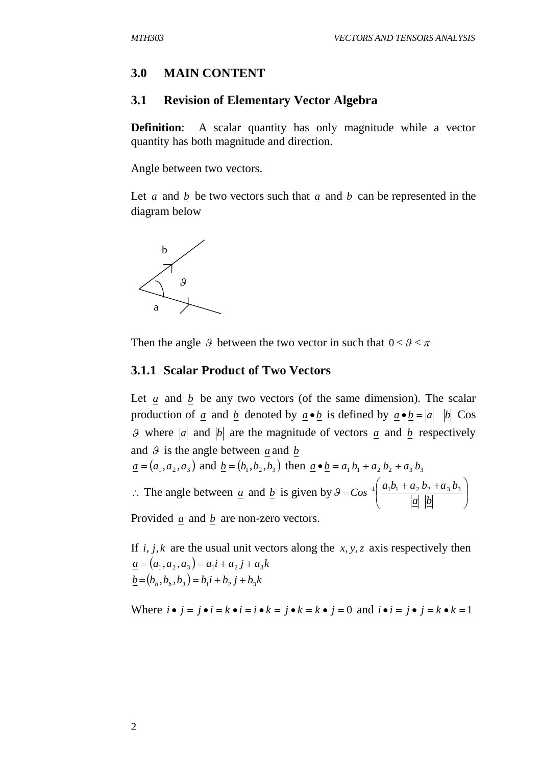## 3.0 MAIN CONTENT

### 3.1 Revision of Elementary Vector Algebra

**Definition**: A scalar quantity has only magnitude while a vector quantity has both magnitude and direction.

Angle between two vectors.

Let $\underline{a}$ and $\underline{b}$ be two vectors such that $\underline{a}$ and $\underline{b}$ can be represented in the diagram below

Then the angle $\vartheta$ between the two vector in such that $0 \le \vartheta \le \pi$

#### 3.1.1 Scalar Product of Two Vectors

Let $\underline{a}$ and $\underline{b}$ be any two vectors (of the same dimension). The scalar production of $\underline{a}$ and $\underline{b}$ denoted by $\underline{a} \bullet \underline{b}$ is defined by $\underline{a} \bullet \underline{b} = |a| \; |b|$ Cos $\vartheta$ where $|a|$ and $|b|$ are the magnitude of vectors $\underline{a}$ and $\underline{b}$ respectively and $\vartheta$ is the angle between $\underline{a}$ and $\underline{b}$

$\underline{a} = (a_1, a_2, a_3)$ and $\underline{b} = (b_1, b_2, b_3)$ then $\underline{a} \bullet \underline{b} = a_1 b_1 + a_2 b_2 + a_3 b_3$

$\therefore$ The angle between $\underline{a}$ and $\underline{b}$ is given by $\vartheta = Cos^{-1}\left(\dfrac{a_1 b_1 + a_2 b_2 + a_3 b_3}{|\underline{a}| \; |\underline{b}|}\right)$

Provided $\underline{a}$ and $\underline{b}$ are non-zero vectors.

If $i, j, k$ are the usual unit vectors along the $x, y, z$ axis respectively then

$\underline{a} = (a_1, a_2, a_3) = a_1 i + a_2 j + a_3 k$

$\underline{b} = (b_b, b_b, b_3) = b_1 i + b_2 j + b_3 k$

Where $i \bullet j = j \bullet i = k \bullet i = i \bullet k = j \bullet k = k \bullet j = 0$ and $i \bullet i = j \bullet j = k \bullet k = 1$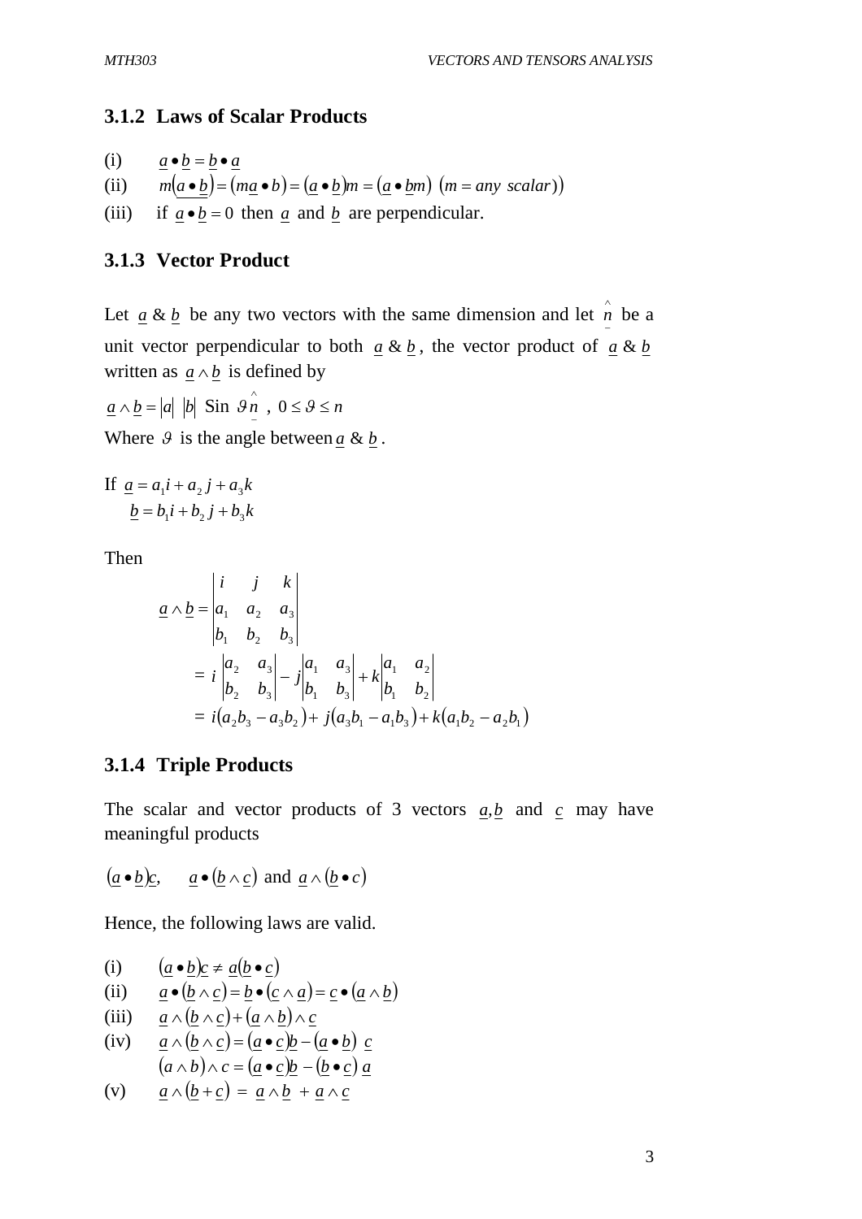### 3.1.2 Laws of Scalar Products

(i) $\underline{a} \bullet \underline{b} = \underline{b} \bullet \underline{a}$

(ii) $m(\underline{a} \bullet \underline{b}) = (m\underline{a} \bullet b) = (\underline{a} \bullet \underline{b})m = (\underline{a} \bullet \underline{b}m)$ $(m = any\ scalar))$

(iii) if $\underline{a} \bullet \underline{b} = 0$ then $\underline{a}$ and $\underline{b}$ are perpendicular.

### 3.1.3 Vector Product

Let $\underline{a}$ & $\underline{b}$ be any two vectors with the same dimension and let $\hat{\underline{n}}$ be a unit vector perpendicular to both $\underline{a}$ & $\underline{b}$, the vector product of $\underline{a}$ & $\underline{b}$ written as $\underline{a} \wedge \underline{b}$ is defined by

$\underline{a} \wedge \underline{b} = |a|\ |b|\ \text{Sin}\ \vartheta \hat{\underline{n}}\ ,\ 0 \le \vartheta \le n$

Where $\vartheta$ is the angle between $\underline{a}$ & $\underline{b}$.

If $\underline{a} = a_1 i + a_2 j + a_3 k$
$\quad \underline{b} = b_1 i + b_2 j + b_3 k$

Then

$$
\begin{aligned}
\underline{a} \wedge \underline{b} &= \begin{vmatrix} i & j & k \\ a_1 & a_2 & a_3 \\ b_1 & b_2 & b_3 \end{vmatrix} \\
&= i \begin{vmatrix} a_2 & a_3 \\ b_2 & b_3 \end{vmatrix} - j \begin{vmatrix} a_1 & a_3 \\ b_1 & b_3 \end{vmatrix} + k \begin{vmatrix} a_1 & a_2 \\ b_1 & b_2 \end{vmatrix} \\
&= i(a_2 b_3 - a_3 b_2) + j(a_3 b_1 - a_1 b_3) + k(a_1 b_2 - a_2 b_1)
\end{aligned}
$$

### 3.1.4 Triple Products

The scalar and vector products of 3 vectors $\underline{a}, \underline{b}$ and $\underline{c}$ may have meaningful products

$(\underline{a} \bullet \underline{b})\underline{c}, \quad \underline{a} \bullet (\underline{b} \wedge \underline{c})$ and $\underline{a} \wedge (\underline{b} \bullet c)$

Hence, the following laws are valid.

(i) $(\underline{a} \bullet \underline{b})\underline{c} \ne \underline{a}(\underline{b} \bullet \underline{c})$

(ii) $\underline{a} \bullet (\underline{b} \wedge \underline{c}) = \underline{b} \bullet (\underline{c} \wedge \underline{a}) = \underline{c} \bullet (\underline{a} \wedge \underline{b})$

(iii) $\underline{a} \wedge (\underline{b} \wedge \underline{c}) + (\underline{a} \wedge \underline{b}) \wedge \underline{c}$

(iv) $\underline{a} \wedge (\underline{b} \wedge \underline{c}) = (\underline{a} \bullet \underline{c})\underline{b} - (\underline{a} \bullet \underline{b})\ \underline{c}$
$\quad (a \wedge b) \wedge c = (\underline{a} \bullet \underline{c})\underline{b} - (\underline{b} \bullet \underline{c})\ \underline{a}$

(v) $\underline{a} \wedge (\underline{b} + \underline{c}) = \underline{a} \wedge \underline{b} + \underline{a} \wedge \underline{c}$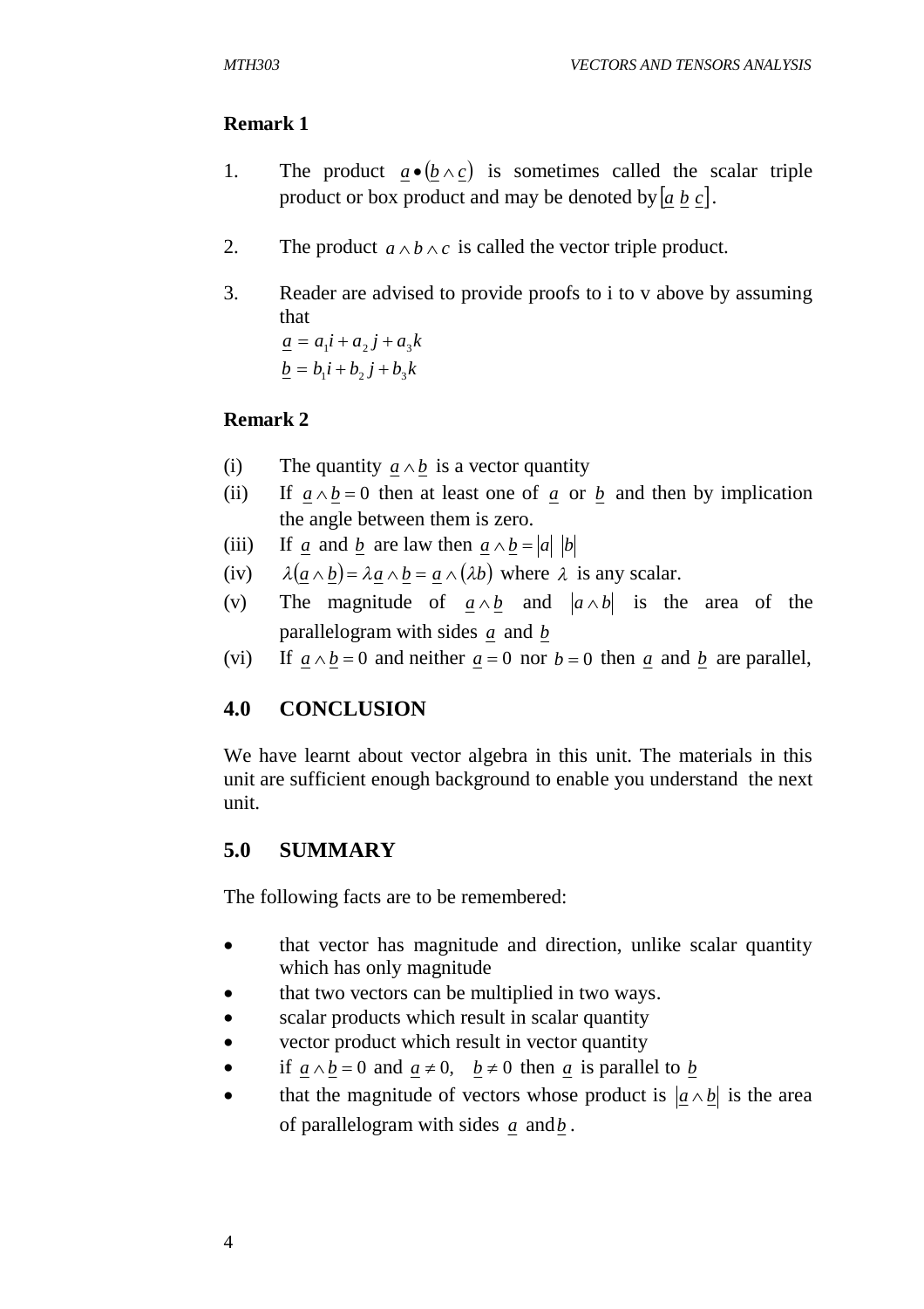**Remark 1**

1. The product $\underline{a} \bullet (\underline{b} \wedge \underline{c})$ is sometimes called the scalar triple product or box product and may be denoted by $[\underline{a}\ \underline{b}\ \underline{c}]$.

2. The product $a \wedge b \wedge c$ is called the vector triple product.

3. Reader are advised to provide proofs to i to v above by assuming that
$\underline{a} = a_1 i + a_2 j + a_3 k$
$\underline{b} = b_1 i + b_2 j + b_3 k$

**Remark 2**

(i) The quantity $\underline{a} \wedge \underline{b}$ is a vector quantity

(ii) If $\underline{a} \wedge \underline{b} = 0$ then at least one of $\underline{a}$ or $\underline{b}$ and then by implication the angle between them is zero.

(iii) If $\underline{a}$ and $\underline{b}$ are law then $\underline{a} \wedge \underline{b} = |a|\ |b|$

(iv) $\lambda(\underline{a} \wedge \underline{b}) = \lambda \underline{a} \wedge \underline{b} = \underline{a} \wedge (\lambda b)$ where $\lambda$ is any scalar.

(v) The magnitude of $\underline{a} \wedge \underline{b}$ and $|a \wedge b|$ is the area of the parallelogram with sides $\underline{a}$ and $\underline{b}$

(vi) If $\underline{a} \wedge \underline{b} = 0$ and neither $\underline{a} = 0$ nor $b = 0$ then $\underline{a}$ and $\underline{b}$ are parallel,

## 4.0 CONCLUSION

We have learnt about vector algebra in this unit. The materials in this unit are sufficient enough background to enable you understand the next unit.

## 5.0 SUMMARY

The following facts are to be remembered:

- that vector has magnitude and direction, unlike scalar quantity which has only magnitude
- that two vectors can be multiplied in two ways.
- scalar products which result in scalar quantity
- vector product which result in vector quantity
- if $\underline{a} \wedge \underline{b} = 0$ and $\underline{a} \neq 0, \quad \underline{b} \neq 0$ then $\underline{a}$ is parallel to $\underline{b}$
- that the magnitude of vectors whose product is $|\underline{a} \wedge \underline{b}|$ is the area of parallelogram with sides $\underline{a}$ and $\underline{b}$.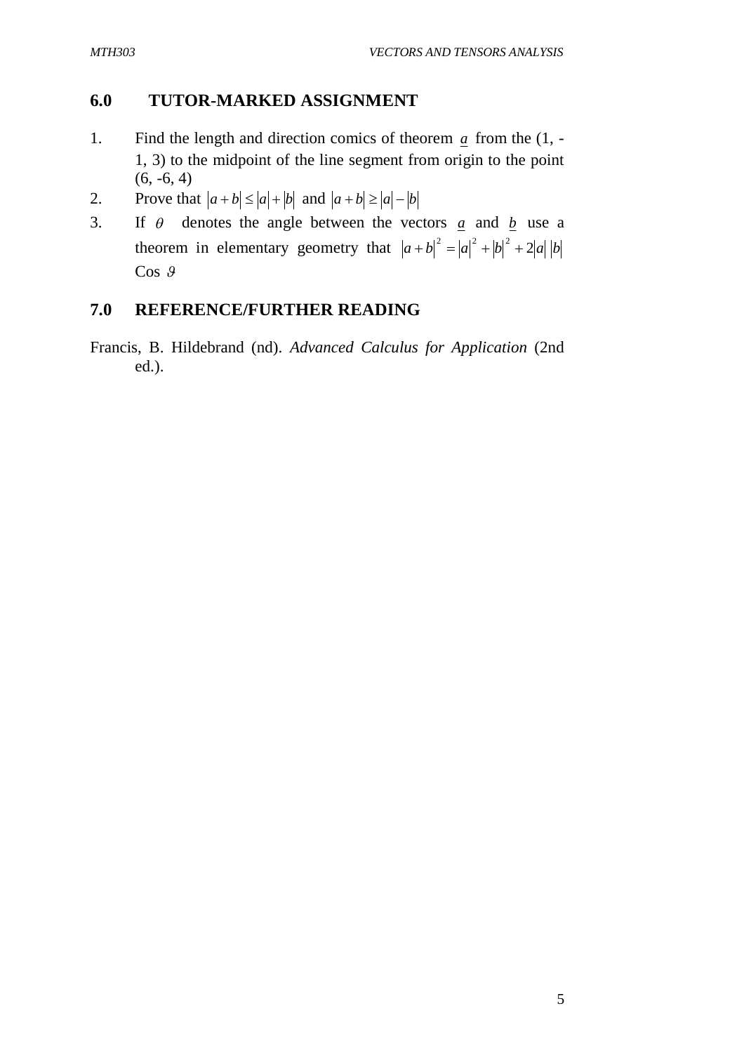## 6.0 TUTOR-MARKED ASSIGNMENT

1. Find the length and direction comics of theorem $\underline{a}$ from the (1, -1, 3) to the midpoint of the line segment from origin to the point (6, -6, 4)
2. Prove that $|a+b| \leq |a|+|b|$ and $|a+b| \geq |a|-|b|$
3. If $\theta$ denotes the angle between the vectors $\underline{a}$ and $\underline{b}$ use a theorem in elementary geometry that $|a+b|^2 = |a|^2 + |b|^2 + 2|a|\,|b|$ Cos $\vartheta$

## 7.0 REFERENCE/FURTHER READING

Francis, B. Hildebrand (nd). *Advanced Calculus for Application* (2nd ed.).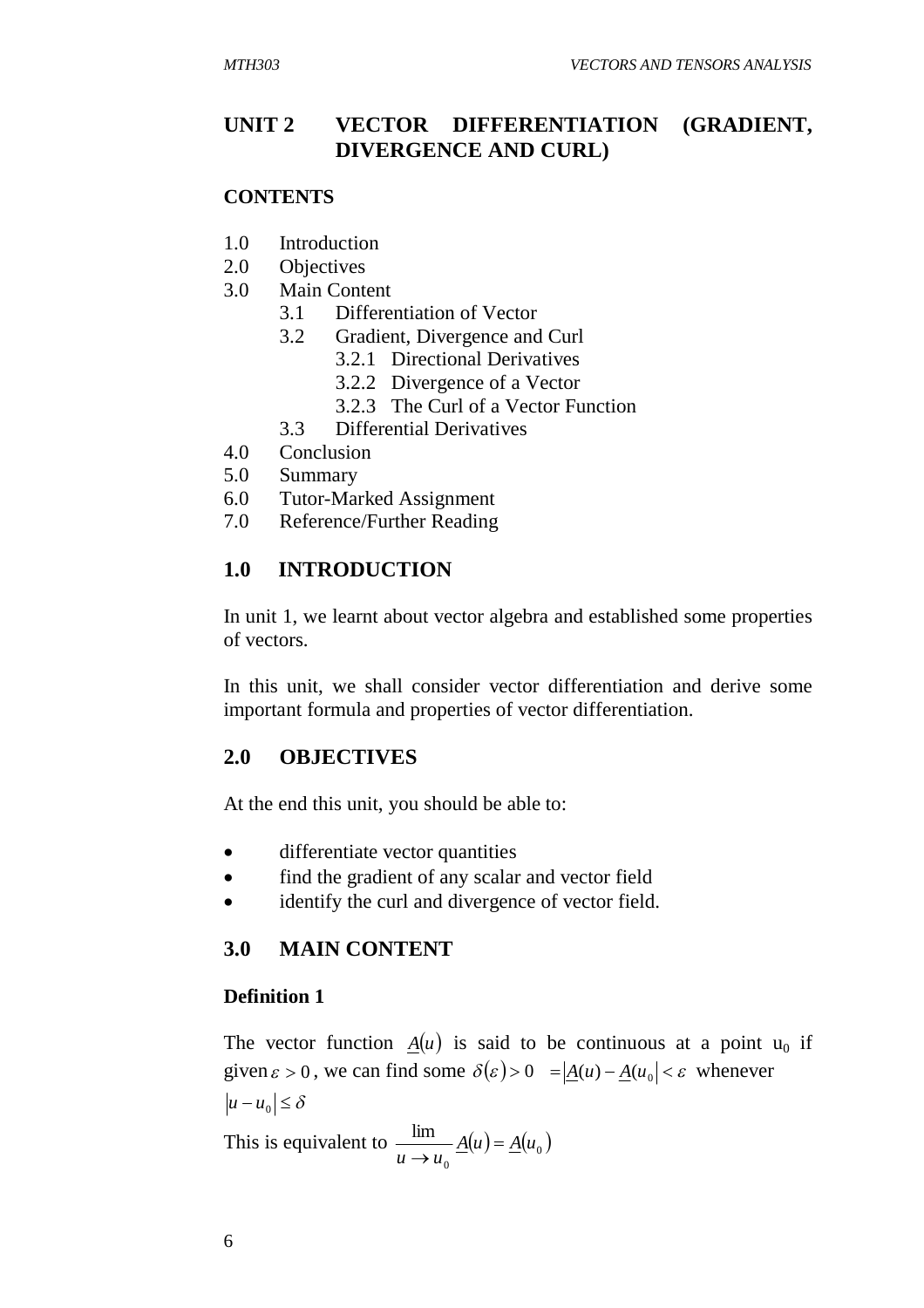## UNIT 2 VECTOR DIFFERENTIATION (GRADIENT, DIVERGENCE AND CURL)

**CONTENTS**

1.0 Introduction
2.0 Objectives
3.0 Main Content
   3.1 Differentiation of Vector
   3.2 Gradient, Divergence and Curl
      3.2.1 Directional Derivatives
      3.2.2 Divergence of a Vector
      3.2.3 The Curl of a Vector Function
   3.3 Differential Derivatives
4.0 Conclusion
5.0 Summary
6.0 Tutor-Marked Assignment
7.0 Reference/Further Reading

## 1.0 INTRODUCTION

In unit 1, we learnt about vector algebra and established some properties of vectors.

In this unit, we shall consider vector differentiation and derive some important formula and properties of vector differentiation.

## 2.0 OBJECTIVES

At the end this unit, you should be able to:

- differentiate vector quantities
- find the gradient of any scalar and vector field
- identify the curl and divergence of vector field.

## 3.0 MAIN CONTENT

**Definition 1**

The vector function $\underline{A}(u)$ is said to be continuous at a point $u_0$ if given $\varepsilon > 0$, we can find some $\delta(\varepsilon) > 0 \quad = \left|\underline{A}(u) - \underline{A}(u_0\right| < \varepsilon$ whenever $\left|u - u_0\right| \leq \delta$

This is equivalent to $\lim\limits_{u \to u_0} \underline{A}(u) = \underline{A}(u_0)$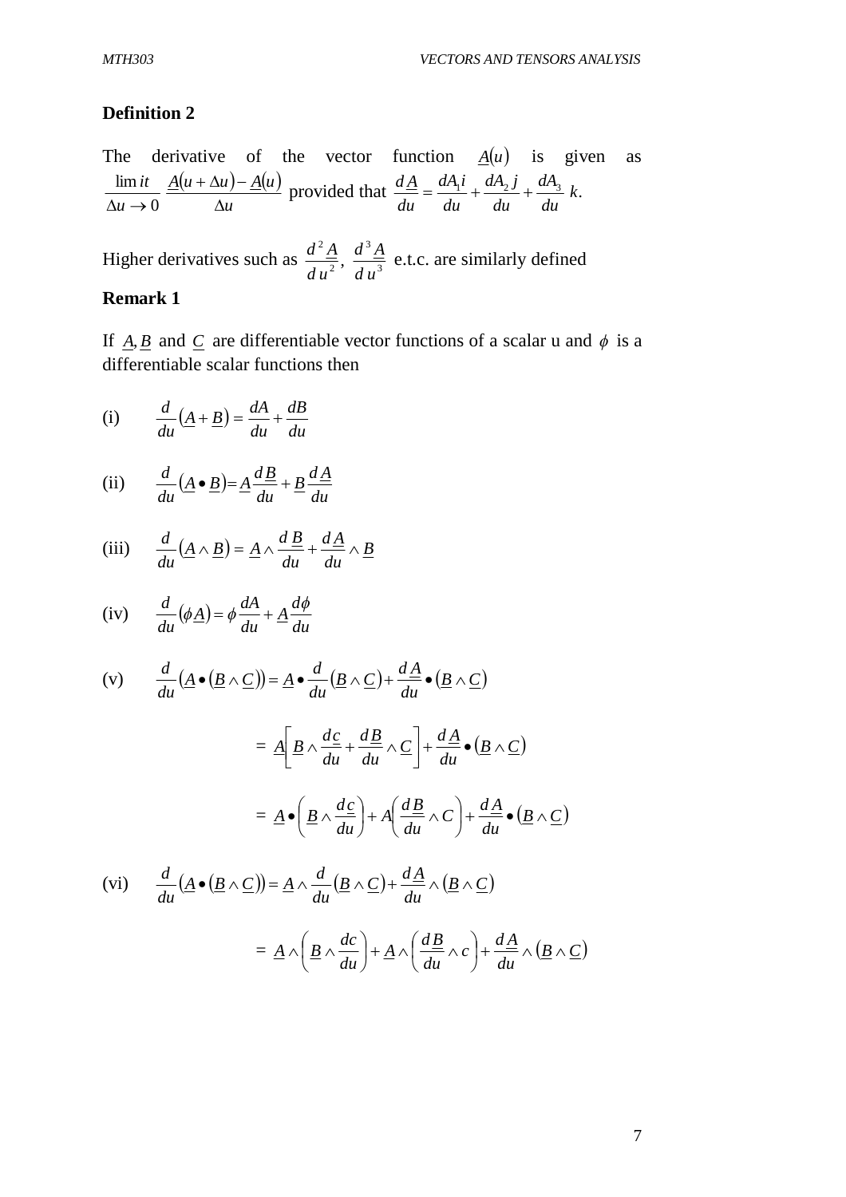**Definition 2**

The derivative of the vector function $\underline{A}(u)$ is given as $\begin{array}{c}\lim it \\ \Delta u \to 0\end{array} \frac{\underline{A}(u+\Delta u)-\underline{A}(u)}{\Delta u}$ provided that $\frac{d\underline{A}}{du} = \frac{dA_1 i}{du} + \frac{dA_2 j}{du} + \frac{dA_3}{du}\, k.$

Higher derivatives such as $\frac{d^2\underline{A}}{du^2}, \frac{d^3\underline{A}}{du^3}$ e.t.c. are similarly defined

**Remark 1**

If $\underline{A}, \underline{B}$ and $\underline{C}$ are differentiable vector functions of a scalar u and $\phi$ is a differentiable scalar functions then

(i) $\frac{d}{du}(\underline{A}+\underline{B}) = \frac{dA}{du} + \frac{dB}{du}$

(ii) $\frac{d}{du}(\underline{A}\bullet\underline{B}) = \underline{A}\frac{d\underline{B}}{du} + \underline{B}\frac{d\underline{A}}{du}$

(iii) $\frac{d}{du}(\underline{A}\wedge\underline{B}) = \underline{A}\wedge\frac{d\underline{B}}{du} + \frac{d\underline{A}}{du}\wedge\underline{B}$

(iv) $\frac{d}{du}(\phi\underline{A}) = \phi\frac{dA}{du} + \underline{A}\frac{d\phi}{du}$

(v) $\frac{d}{du}(\underline{A}\bullet(\underline{B}\wedge\underline{C})) = \underline{A}\bullet\frac{d}{du}(\underline{B}\wedge\underline{C}) + \frac{d\underline{A}}{du}\bullet(\underline{B}\wedge\underline{C})$

$$= \underline{A}\left[\underline{B}\wedge\frac{d\underline{c}}{du} + \frac{d\underline{B}}{du}\wedge\underline{C}\right] + \frac{d\underline{A}}{du}\bullet(\underline{B}\wedge\underline{C})$$

$$= \underline{A}\bullet\left(\underline{B}\wedge\frac{d\underline{c}}{du}\right) + A\left(\frac{d\underline{B}}{du}\wedge C\right) + \frac{d\underline{A}}{du}\bullet(\underline{B}\wedge\underline{C})$$

(vi) $\frac{d}{du}(\underline{A}\bullet(\underline{B}\wedge\underline{C})) = \underline{A}\wedge\frac{d}{du}(\underline{B}\wedge\underline{C}) + \frac{d\underline{A}}{du}\wedge(\underline{B}\wedge\underline{C})$

$$= \underline{A}\wedge\left(\underline{B}\wedge\frac{dc}{du}\right) + \underline{A}\wedge\left(\frac{d\underline{B}}{du}\wedge c\right) + \frac{d\underline{A}}{du}\wedge(\underline{B}\wedge\underline{C})$$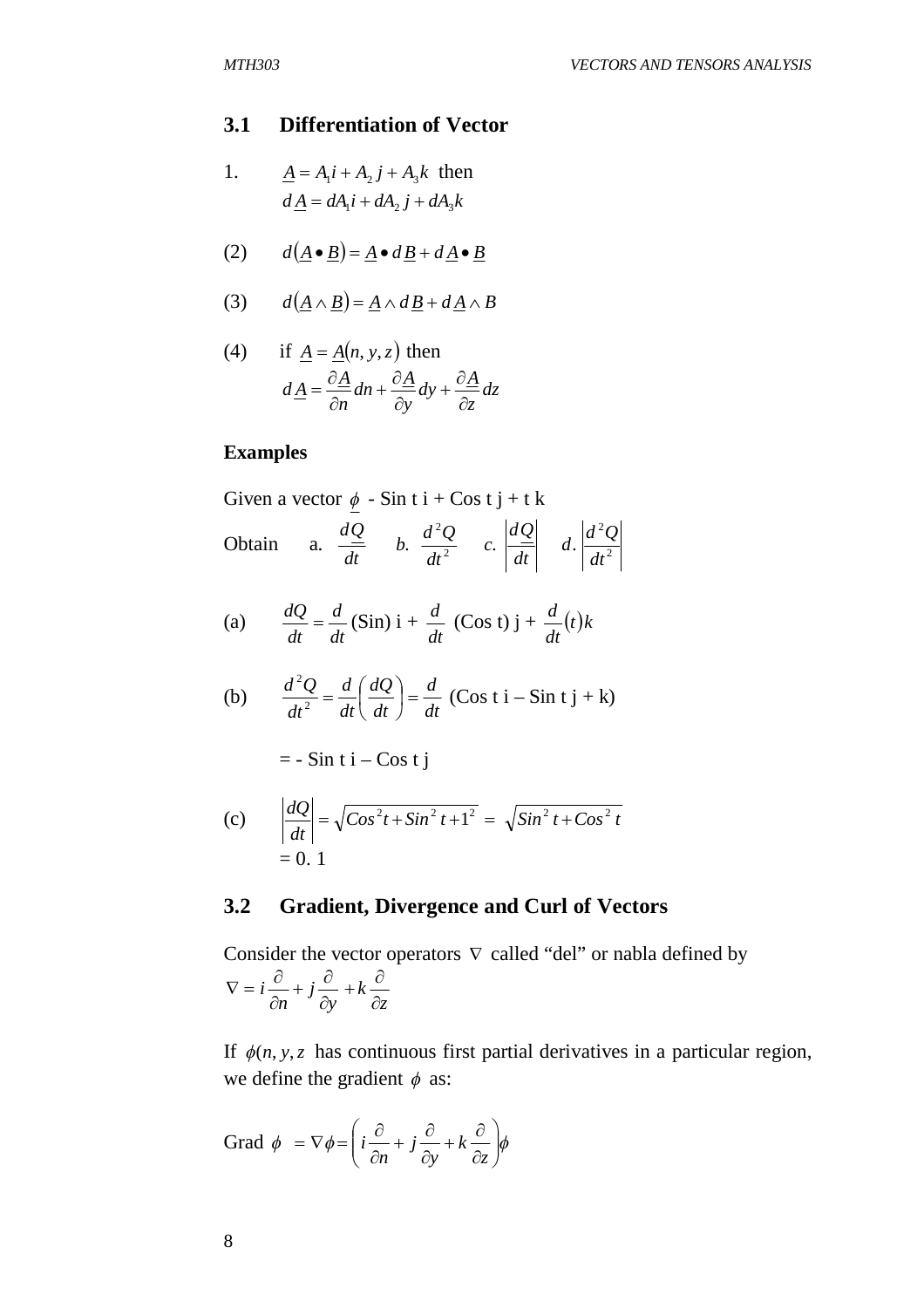## 3.1 Differentiation of Vector

1. $\underline{A} = A_1 i + A_2 j + A_3 k$ then
   $d\underline{A} = dA_1 i + dA_2 j + dA_3 k$

(2) $d(\underline{A} \bullet \underline{B}) = \underline{A} \bullet d\underline{B} + d\underline{A} \bullet \underline{B}$

(3) $d(\underline{A} \wedge \underline{B}) = \underline{A} \wedge d\underline{B} + d\underline{A} \wedge B$

(4) if $\underline{A} = \underline{A}(n, y, z)$ then

$$d\underline{A} = \frac{\partial \underline{A}}{\partial n} dn + \frac{\partial \underline{A}}{\partial y} dy + \frac{\partial \underline{A}}{\partial z} dz$$

**Examples**

Given a vector $\underline{\phi}$ - Sin t i + Cos t j + t k

Obtain a. $\frac{d\underline{Q}}{dt}$ *b.* $\frac{d^2 Q}{dt^2}$ *c.* $\left|\frac{d\underline{Q}}{dt}\right|$ *d.* $\left|\frac{d^2 Q}{dt^2}\right|$

(a) $\frac{dQ}{dt} = \frac{d}{dt}$ (Sin) i + $\frac{d}{dt}$ (Cos t) j + $\frac{d}{dt}(t)k$

(b) $\frac{d^2 Q}{dt^2} = \frac{d}{dt}\left(\frac{dQ}{dt}\right) = \frac{d}{dt}$ (Cos t i – Sin t j + k)

= - Sin t i – Cos t j

(c) $\left|\frac{d\underline{Q}}{dt}\right| = \sqrt{Cos^2 t + Sin^2 t + 1^2} = \sqrt{Sin^2 t + Cos^2 t}$
= 0. 1

## 3.2 Gradient, Divergence and Curl of Vectors

Consider the vector operators $\nabla$ called "del" or nabla defined by

$$\nabla = i\frac{\partial}{\partial n} + j\frac{\partial}{\partial y} + k\frac{\partial}{\partial z}$$

If $\phi(n, y, z$ has continuous first partial derivatives in a particular region, we define the gradient $\phi$ as:

$$\text{Grad } \phi = \nabla\phi = \left(i\frac{\partial}{\partial n} + j\frac{\partial}{\partial y} + k\frac{\partial}{\partial z}\right)\phi$$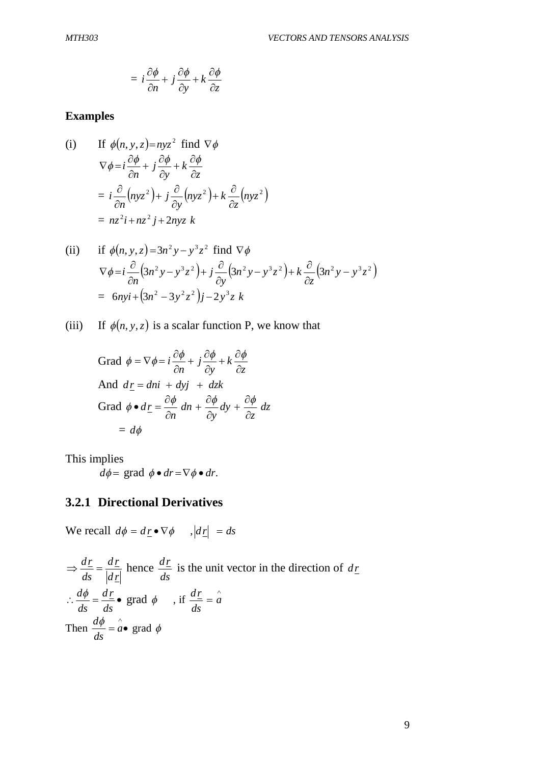$$= i\frac{\partial \phi}{\partial n} + j\frac{\partial \phi}{\partial y} + k\frac{\partial \phi}{\partial z}$$

**Examples**

(i) If $\phi(n, y, z) = nyz^2$ find $\nabla\phi$

$$\nabla\phi = i\frac{\partial \phi}{\partial n} + j\frac{\partial \phi}{\partial y} + k\frac{\partial \phi}{\partial z}$$

$$= i\frac{\partial}{\partial n}\left(nyz^2\right) + j\frac{\partial}{\partial y}\left(nyz^2\right) + k\frac{\partial}{\partial z}\left(nyz^2\right)$$

$$= nz^2 i + nz^2 j + 2nyz\ k$$

(ii) if $\phi(n, y, z) = 3n^2 y - y^3 z^2$ find $\nabla\phi$

$$\nabla\phi = i\frac{\partial}{\partial n}\left(3n^2 y - y^3 z^2\right) + j\frac{\partial}{\partial y}\left(3n^2 y - y^3 z^2\right) + k\frac{\partial}{\partial z}\left(3n^2 y - y^3 z^2\right)$$

$$= 6nyi + \left(3n^2 - 3y^2 z^2\right)j - 2y^3 z\ k$$

(iii) If $\phi(n, y, z)$ is a scalar function P, we know that

$$\text{Grad } \phi = \nabla\phi = i\frac{\partial \phi}{\partial n} + j\frac{\partial \phi}{\partial y} + k\frac{\partial \phi}{\partial z}$$

And $d\underline{r} = dni + dyj + dzk$

$$\text{Grad } \phi \bullet d\underline{r} = \frac{\partial \phi}{\partial n}\, dn + \frac{\partial \phi}{\partial y}\, dy + \frac{\partial \phi}{\partial z}\, dz$$

$$= d\phi$$

This implies

$$d\phi = \text{ grad } \phi \bullet dr = \nabla\phi \bullet dr.$$

### 3.2.1 Directional Derivatives

We recall $d\phi = d\underline{r} \bullet \nabla\phi \quad , \left|d\underline{r}\right| = ds$

$\Rightarrow \dfrac{d\underline{r}}{ds} = \dfrac{d\underline{r}}{\left|d\underline{r}\right|}$ hence $\dfrac{d\underline{r}}{ds}$ is the unit vector in the direction of $d\underline{r}$

$\therefore \dfrac{d\phi}{ds} = \dfrac{d\underline{r}}{ds} \bullet$ grad $\phi \quad$ , if $\dfrac{d\underline{r}}{ds} = \hat{a}$

Then $\dfrac{d\phi}{ds} = \hat{a} \bullet$ grad $\phi$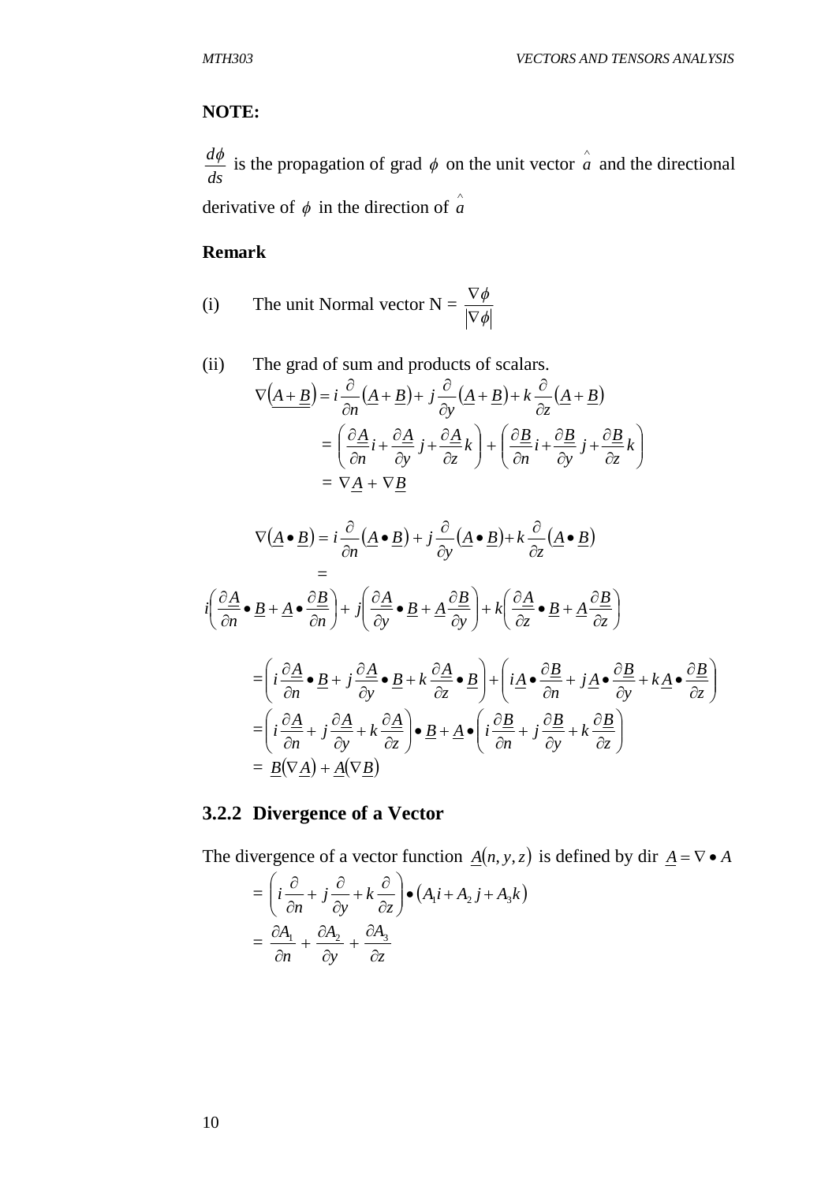**NOTE:**

$\frac{d\phi}{ds}$ is the propagation of grad $\phi$ on the unit vector $\hat{a}$ and the directional derivative of $\phi$ in the direction of $\hat{a}$

**Remark**

(i) The unit Normal vector N = $\frac{\nabla\phi}{|\nabla\phi|}$

(ii) The grad of sum and products of scalars.

$$\nabla\left(\underline{A+B}\right) = i\frac{\partial}{\partial n}\left(\underline{A}+\underline{B}\right) + j\frac{\partial}{\partial y}\left(\underline{A}+\underline{B}\right) + k\frac{\partial}{\partial z}\left(\underline{A}+\underline{B}\right)$$

$$= \left(\frac{\partial \underline{A}}{\partial n}i + \frac{\partial \underline{A}}{\partial y}j + \frac{\partial \underline{A}}{\partial z}k\right) + \left(\frac{\partial \underline{B}}{\partial n}i + \frac{\partial \underline{B}}{\partial y}j + \frac{\partial \underline{B}}{\partial z}k\right)$$

$$= \nabla\underline{A} + \nabla\underline{B}$$

$$\nabla\left(\underline{A}\bullet\underline{B}\right) = i\frac{\partial}{\partial n}\left(\underline{A}\bullet\underline{B}\right) + j\frac{\partial}{\partial y}\left(\underline{A}\bullet\underline{B}\right) + k\frac{\partial}{\partial z}\left(\underline{A}\bullet\underline{B}\right)$$

$$= i\left(\frac{\partial \underline{A}}{\partial n}\bullet\underline{B} + \underline{A}\bullet\frac{\partial \underline{B}}{\partial n}\right) + j\left(\frac{\partial \underline{A}}{\partial y}\bullet\underline{B} + \underline{A}\frac{\partial \underline{B}}{\partial y}\right) + k\left(\frac{\partial \underline{A}}{\partial z}\bullet\underline{B} + \underline{A}\frac{\partial \underline{B}}{\partial z}\right)$$

$$= \left(i\frac{\partial \underline{A}}{\partial n}\bullet\underline{B} + j\frac{\partial \underline{A}}{\partial y}\bullet\underline{B} + k\frac{\partial \underline{A}}{\partial z}\bullet\underline{B}\right) + \left(i\underline{A}\bullet\frac{\partial \underline{B}}{\partial n} + j\underline{A}\bullet\frac{\partial \underline{B}}{\partial y} + k\underline{A}\bullet\frac{\partial \underline{B}}{\partial z}\right)$$

$$= \left(i\frac{\partial \underline{A}}{\partial n} + j\frac{\partial \underline{A}}{\partial y} + k\frac{\partial \underline{A}}{\partial z}\right)\bullet\underline{B} + \underline{A}\bullet\left(i\frac{\partial \underline{B}}{\partial n} + j\frac{\partial \underline{B}}{\partial y} + k\frac{\partial \underline{B}}{\partial z}\right)$$

$$= \underline{B}(\nabla\underline{A}) + \underline{A}(\nabla\underline{B})$$

### 3.2.2 Divergence of a Vector

The divergence of a vector function $\underline{A}(n, y, z)$ is defined by dir $\underline{A} = \nabla \bullet A$

$$= \left(i\frac{\partial}{\partial n} + j\frac{\partial}{\partial y} + k\frac{\partial}{\partial z}\right)\bullet\left(A_1 i + A_2 j + A_3 k\right)$$

$$= \frac{\partial A_1}{\partial n} + \frac{\partial A_2}{\partial y} + \frac{\partial A_3}{\partial z}$$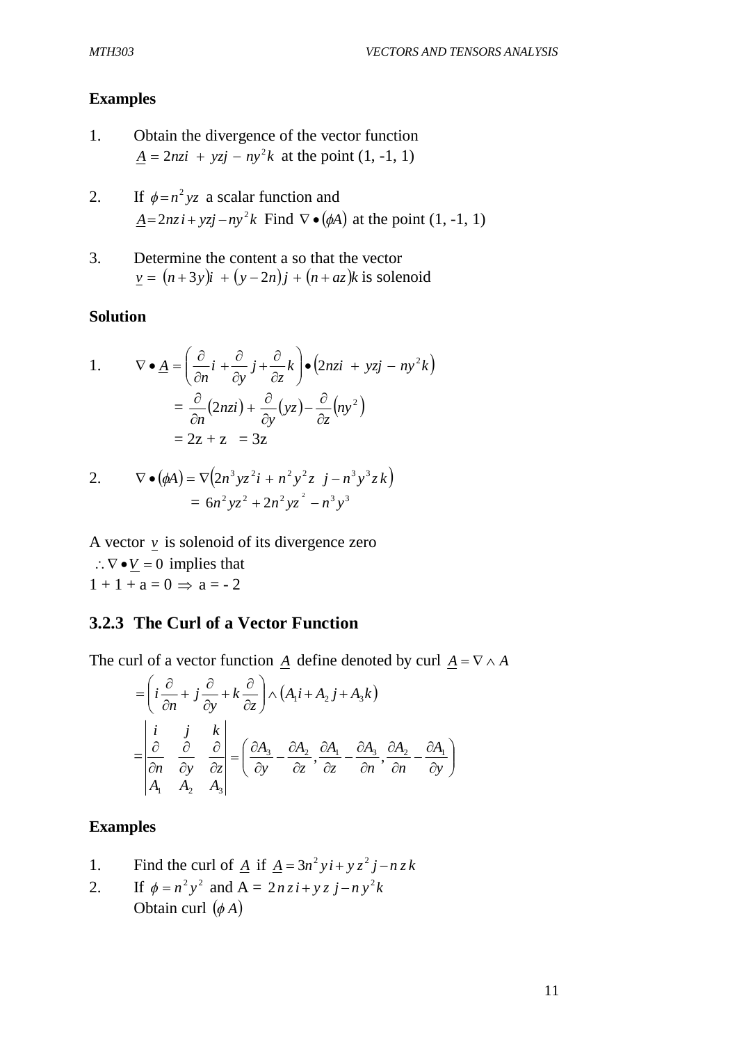**Examples**

1. Obtain the divergence of the vector function $\underline{A} = 2nzi + yzj - ny^2k$ at the point (1, -1, 1)

2. If $\phi = n^2 yz$ a scalar function and $\underline{A} = 2nz\,i + yzj - ny^2k$ Find $\nabla \bullet (\phi A)$ at the point (1, -1, 1)

3. Determine the content a so that the vector $\underline{v} = (n+3y)i + (y-2n)j + (n+az)k$ is solenoid

**Solution**

1.
$$\nabla \bullet \underline{A} = \left(\frac{\partial}{\partial n}i + \frac{\partial}{\partial y}j + \frac{\partial}{\partial z}k\right) \bullet \left(2nzi + yzj - ny^2k\right)$$
$$= \frac{\partial}{\partial n}(2nzi) + \frac{\partial}{\partial y}(yz) - \frac{\partial}{\partial z}(ny^2)$$
$$= 2z + z \ = 3z$$

2.
$$\nabla \bullet (\phi A) = \nabla\left(2n^3yz^2i + n^2y^2z\ \ j - n^3y^3z\,k\right)$$
$$= 6n^2yz^2 + 2n^2yz^2 - n^3y^3$$

A vector $\underline{v}$ is solenoid of its divergence zero

$\therefore \nabla \bullet \underline{V} = 0$ implies that

$1 + 1 + a = 0 \Rightarrow a = -2$

### 3.2.3 The Curl of a Vector Function

The curl of a vector function $\underline{A}$ define denoted by curl $\underline{A} = \nabla \wedge A$

$$= \left(i\frac{\partial}{\partial n} + j\frac{\partial}{\partial y} + k\frac{\partial}{\partial z}\right) \wedge \left(A_1 i + A_2 j + A_3 k\right)$$

$$= \begin{vmatrix} i & j & k \\ \frac{\partial}{\partial n} & \frac{\partial}{\partial y} & \frac{\partial}{\partial z} \\ A_1 & A_2 & A_3 \end{vmatrix} = \left(\frac{\partial A_3}{\partial y} - \frac{\partial A_2}{\partial z}, \frac{\partial A_1}{\partial z} - \frac{\partial A_3}{\partial n}, \frac{\partial A_2}{\partial n} - \frac{\partial A_1}{\partial y}\right)$$

**Examples**

1. Find the curl of $\underline{A}$ if $\underline{A} = 3n^2y\,i + y\,z^2\,j - n\,z\,k$
2. If $\phi = n^2y^2$ and A = $2\,n\,z\,i + y\,z\,j - n\,y^2k$
   Obtain curl $(\phi\,A)$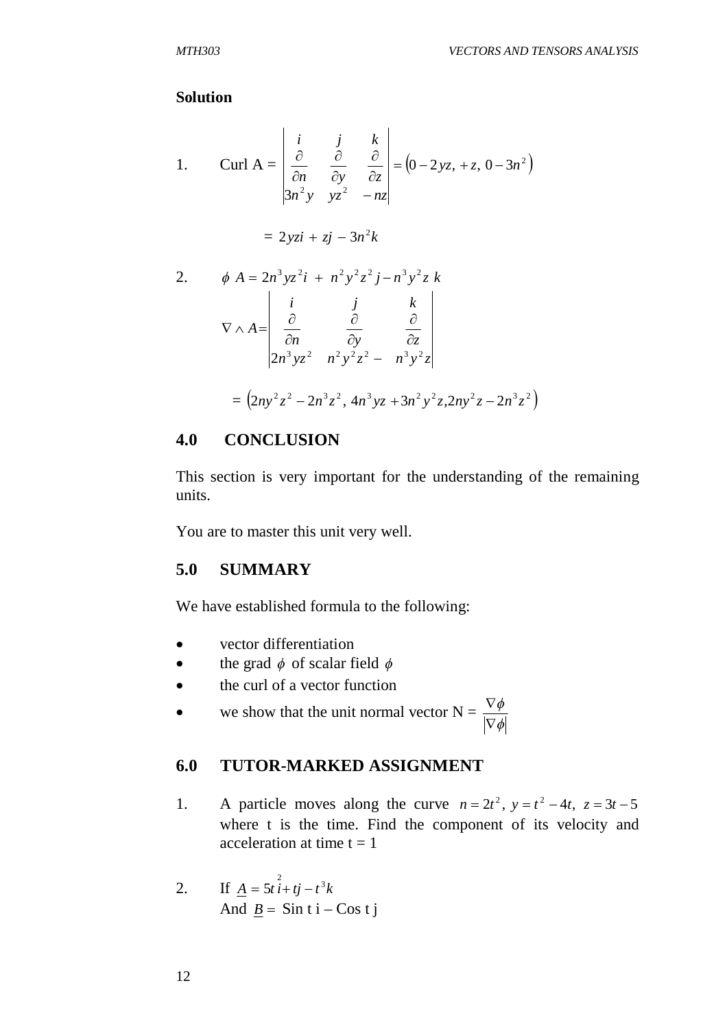**Solution**

1. Curl A = $\begin{vmatrix} i & j & k \\ \frac{\partial}{\partial n} & \frac{\partial}{\partial y} & \frac{\partial}{\partial z} \\ 3n^2 y & yz^2 & -nz \end{vmatrix} = \left(0 - 2yz, +z, 0 - 3n^2\right)$

$$= 2yzi + zj - 3n^2 k$$

2. $\phi \; A = 2n^3 yz^2 i \; + \; n^2 y^2 z^2 j - n^3 y^2 z \; k$

$$\nabla \wedge A = \begin{vmatrix} i & j & k \\ \frac{\partial}{\partial n} & \frac{\partial}{\partial y} & \frac{\partial}{\partial z} \\ 2n^3 yz^2 & n^2 y^2 z^2 - & n^3 y^2 z \end{vmatrix}$$

$$= \left(2ny^2 z^2 - 2n^3 z^2, \; 4n^3 yz + 3n^2 y^2 z, 2ny^2 z - 2n^3 z^2\right)$$

## 4.0 CONCLUSION

This section is very important for the understanding of the remaining units.

You are to master this unit very well.

## 5.0 SUMMARY

We have established formula to the following:

- vector differentiation
- the grad $\phi$ of scalar field $\phi$
- the curl of a vector function
- we show that the unit normal vector N = $\frac{\nabla \phi}{|\nabla \phi|}$

## 6.0 TUTOR-MARKED ASSIGNMENT

1. A particle moves along the curve $n = 2t^2, \; y = t^2 - 4t, \; z = 3t - 5$ where t is the time. Find the component of its velocity and acceleration at time t = 1

2. If $\underline{A} = 5t\overset{2}{i} + tj - t^3 k$
   And $\underline{B} =$ Sin t i – Cos t j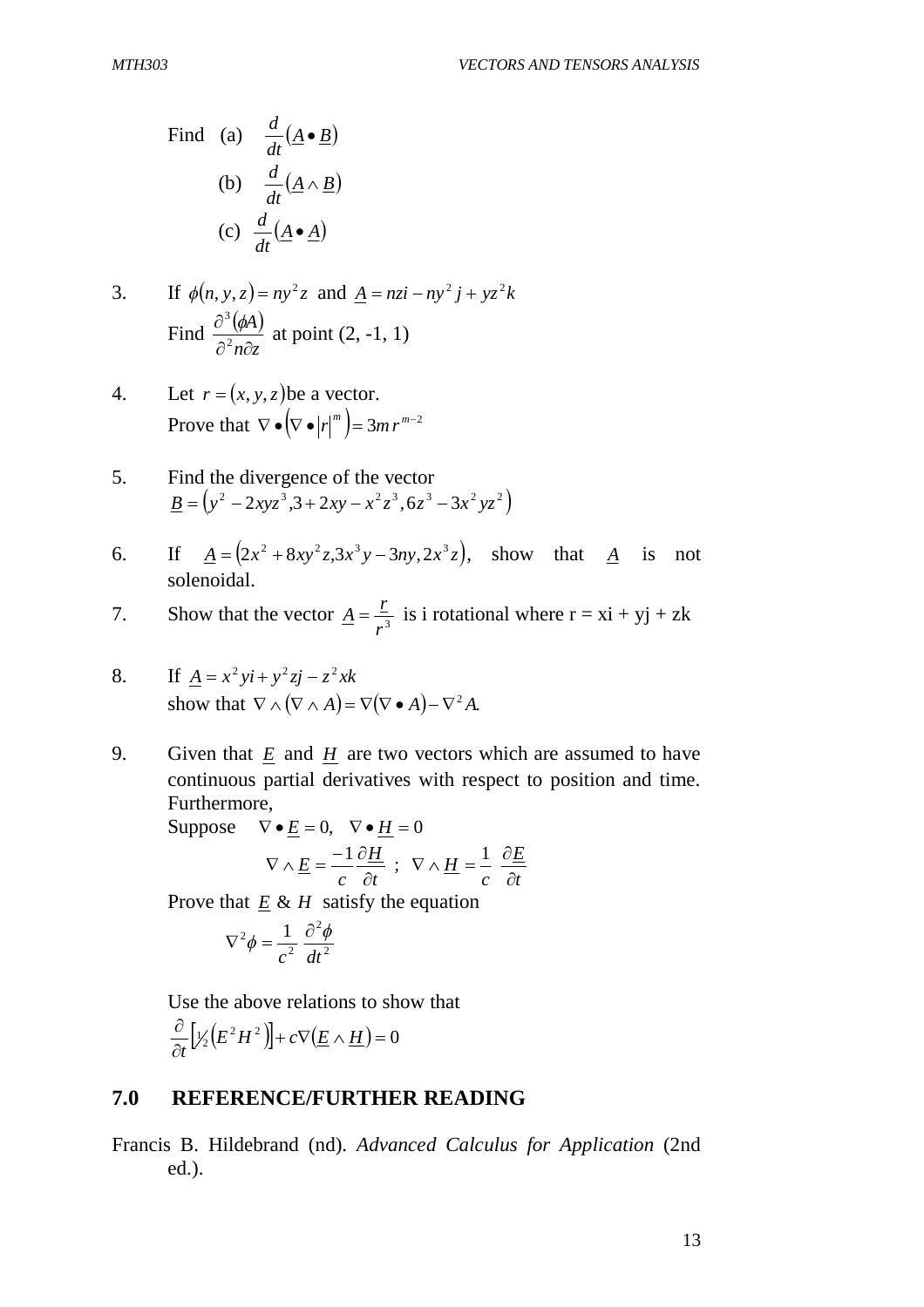Find (a) $\frac{d}{dt}(\underline{A} \bullet \underline{B})$

(b) $\frac{d}{dt}(\underline{A} \wedge \underline{B})$

(c) $\frac{d}{dt}(\underline{A} \bullet \underline{A})$

3. If $\phi(n, y, z) = ny^2 z$ and $\underline{A} = nzi - ny^2 j + yz^2 k$
   Find $\frac{\partial^3 (\phi A)}{\partial^2 n \partial z}$ at point (2, -1, 1)

4. Let $r = (x, y, z)$ be a vector.
   Prove that $\nabla \bullet \left( \nabla \bullet |r|^m \right) = 3m\, r^{m-2}$

5. Find the divergence of the vector
   $\underline{B} = \left( y^2 - 2xyz^3, 3 + 2xy - x^2 z^3, 6z^3 - 3x^2 yz^2 \right)$

6. If $\underline{A} = \left( 2x^2 + 8xy^2 z, 3x^3 y - 3ny, 2x^3 z \right)$, show that $\underline{A}$ is not solenoidal.

7. Show that the vector $\underline{A} = \frac{r}{r^3}$ is i rotational where r = xi + yj + zk

8. If $\underline{A} = x^2 yi + y^2 zj - z^2 xk$
   show that $\nabla \wedge (\nabla \wedge A) = \nabla(\nabla \bullet A) - \nabla^2 A.$

9. Given that $\underline{E}$ and $\underline{H}$ are two vectors which are assumed to have continuous partial derivatives with respect to position and time. Furthermore,
   Suppose $\nabla \bullet \underline{E} = 0, \quad \nabla \bullet \underline{H} = 0$

   $$\nabla \wedge \underline{E} = \frac{-1}{c} \frac{\partial \underline{H}}{\partial t} \; ; \; \nabla \wedge \underline{H} = \frac{1}{c} \frac{\partial \underline{E}}{\partial t}$$

   Prove that $\underline{E}$ & $H$ satisfy the equation

   $$\nabla^2 \phi = \frac{1}{c^2} \frac{\partial^2 \phi}{dt^2}$$

   Use the above relations to show that

   $$\frac{\partial}{\partial t}\left[ \tfrac{1}{2}\left( E^2 H^2 \right) \right] + c\nabla\left( \underline{E} \wedge \underline{H} \right) = 0$$

## 7.0 REFERENCE/FURTHER READING

Francis B. Hildebrand (nd). *Advanced Calculus for Application* (2nd ed.).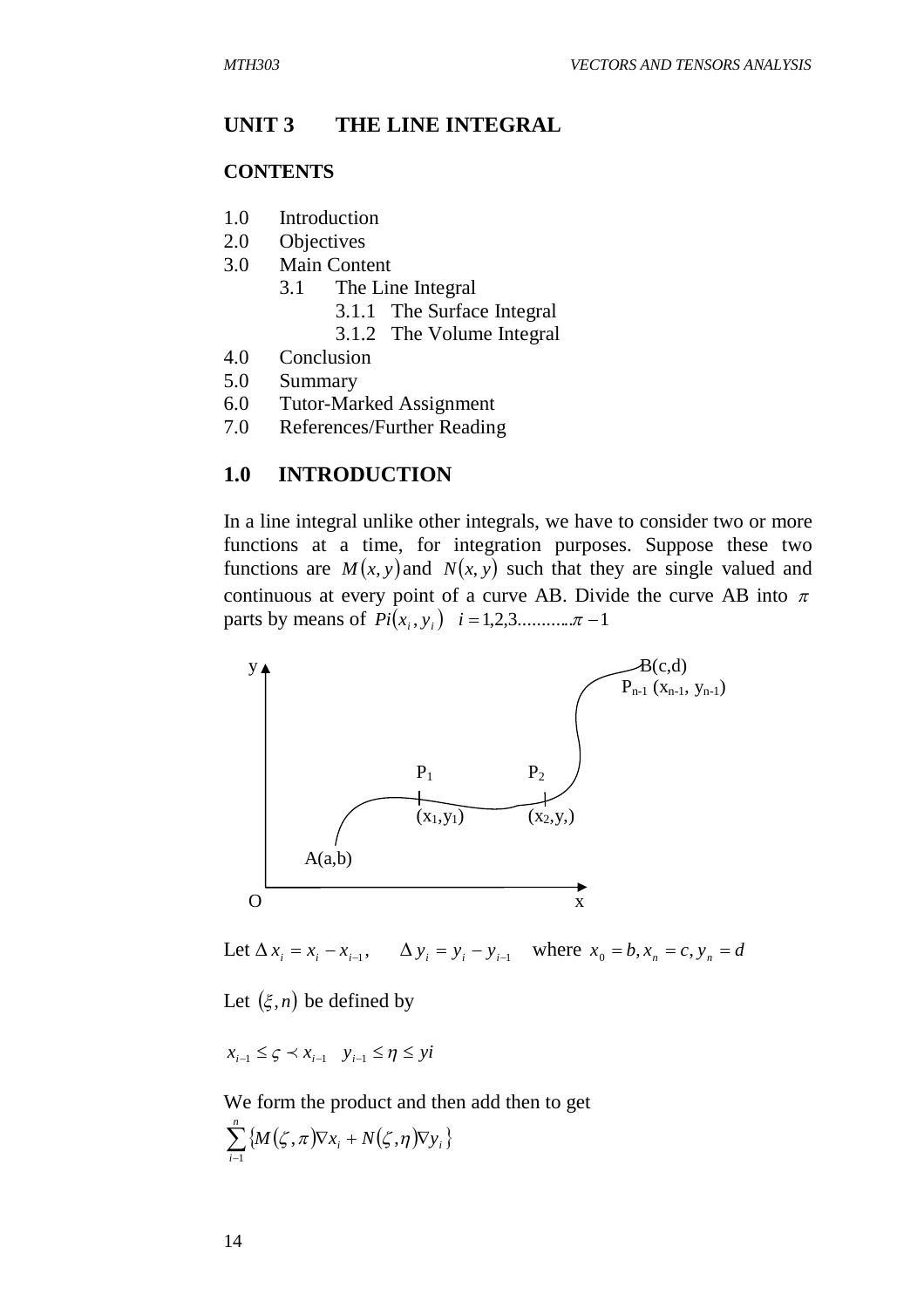## UNIT 3 THE LINE INTEGRAL

### CONTENTS

1.0 Introduction
2.0 Objectives
3.0 Main Content
    3.1 The Line Integral
        3.1.1 The Surface Integral
        3.1.2 The Volume Integral
4.0 Conclusion
5.0 Summary
6.0 Tutor-Marked Assignment
7.0 References/Further Reading

### 1.0 INTRODUCTION

In a line integral unlike other integrals, we have to consider two or more functions at a time, for integration purposes. Suppose these two functions are $M(x, y)$ and $N(x, y)$ such that they are single valued and continuous at every point of a curve AB. Divide the curve AB into $\pi$ parts by means of $Pi(x_i, y_i)$ $i = 1,2,3...........\pi - 1$

y

B(c,d)

$P_{n-1}$ $(x_{n-1}, y_{n-1})$

$P_1$ $P_2$

$(x_1,y_1)$ $(x_2,y,)$

A(a,b)

O x

Let $\Delta x_i = x_i - x_{i-1}, \quad \Delta y_i = y_i - y_{i-1}$ where $x_0 = b, x_n = c, y_n = d$

Let $(\xi, n)$ be defined by

$x_{i-1} \leq \varsigma \prec x_{i-1} \quad y_{i-1} \leq \eta \leq yi$

We form the product and then add then to get

$$\sum_{i-1}^{n} \{M(\zeta, \pi)\nabla x_i + N(\zeta, \eta)\nabla y_i\}$$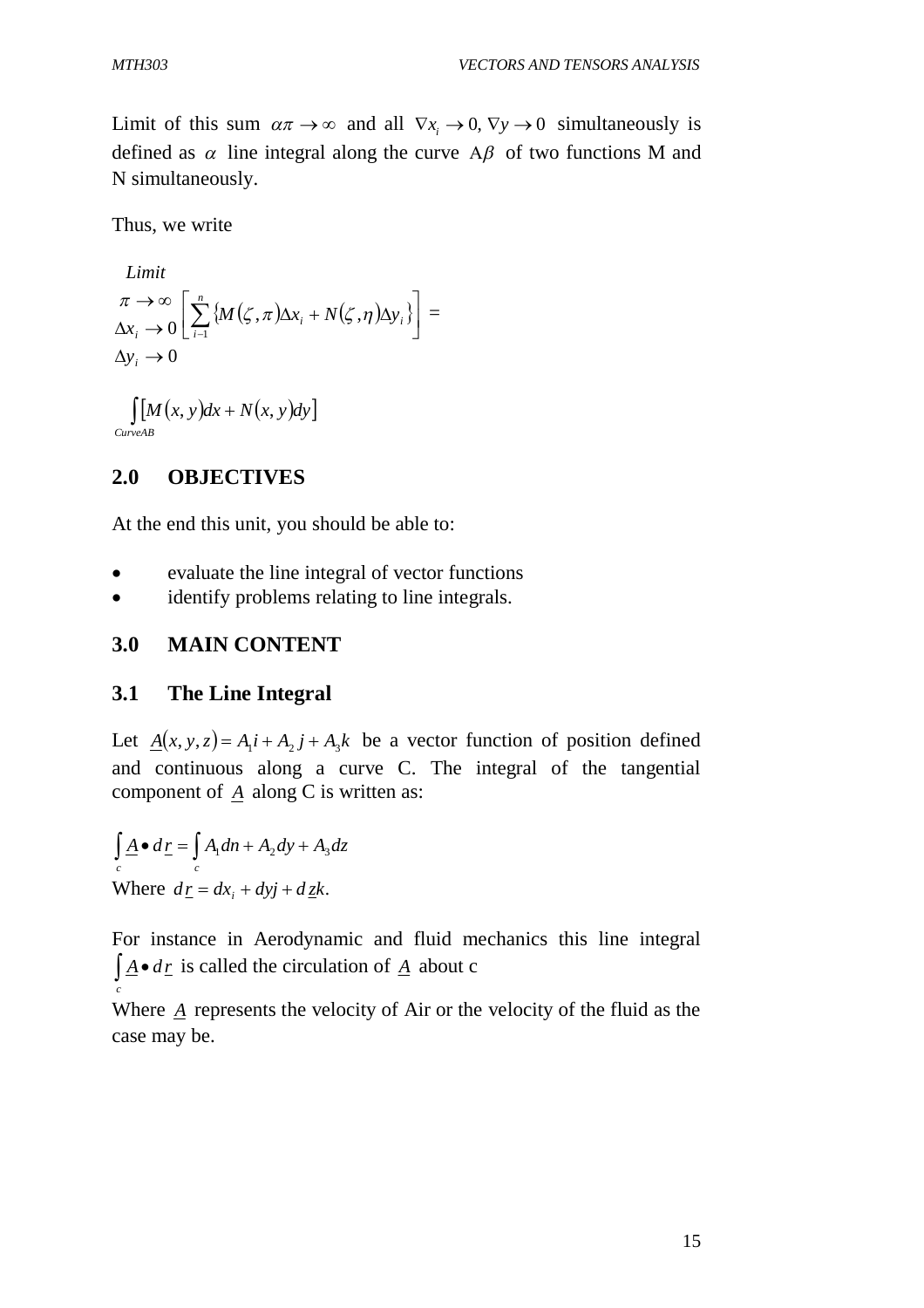Limit of this sum $\alpha\pi \to \infty$ and all $\nabla x_i \to 0, \nabla y \to 0$ simultaneously is defined as $\alpha$ line integral along the curve $A\beta$ of two functions M and N simultaneously.

Thus, we write

$$\underset{\substack{\pi \to \infty \\ \Delta x_i \to 0 \\ \Delta y_i \to 0}}{Limit} \left[ \sum_{i-1}^{n} \{ M(\zeta, \pi)\Delta x_i + N(\zeta, \eta)\Delta y_i \} \right] =$$

$$\int_{CurveAB} [M(x,y)dx + N(x,y)dy]$$

## 2.0 OBJECTIVES

At the end this unit, you should be able to:

- evaluate the line integral of vector functions
- identify problems relating to line integrals.

## 3.0 MAIN CONTENT

### 3.1 The Line Integral

Let $\underline{A}(x,y,z) = A_1 i + A_2 j + A_3 k$ be a vector function of position defined and continuous along a curve C. The integral of the tangential component of $\underline{A}$ along C is written as:

$$\int_c \underline{A} \bullet d\underline{r} = \int_c A_1 dn + A_2 dy + A_3 dz$$

Where $d\underline{r} = dx_i + dyj + d\underline{z}k.$

For instance in Aerodynamic and fluid mechanics this line integral $\int_c \underline{A} \bullet d\underline{r}$ is called the circulation of $\underline{A}$ about c

Where $\underline{A}$ represents the velocity of Air or the velocity of the fluid as the case may be.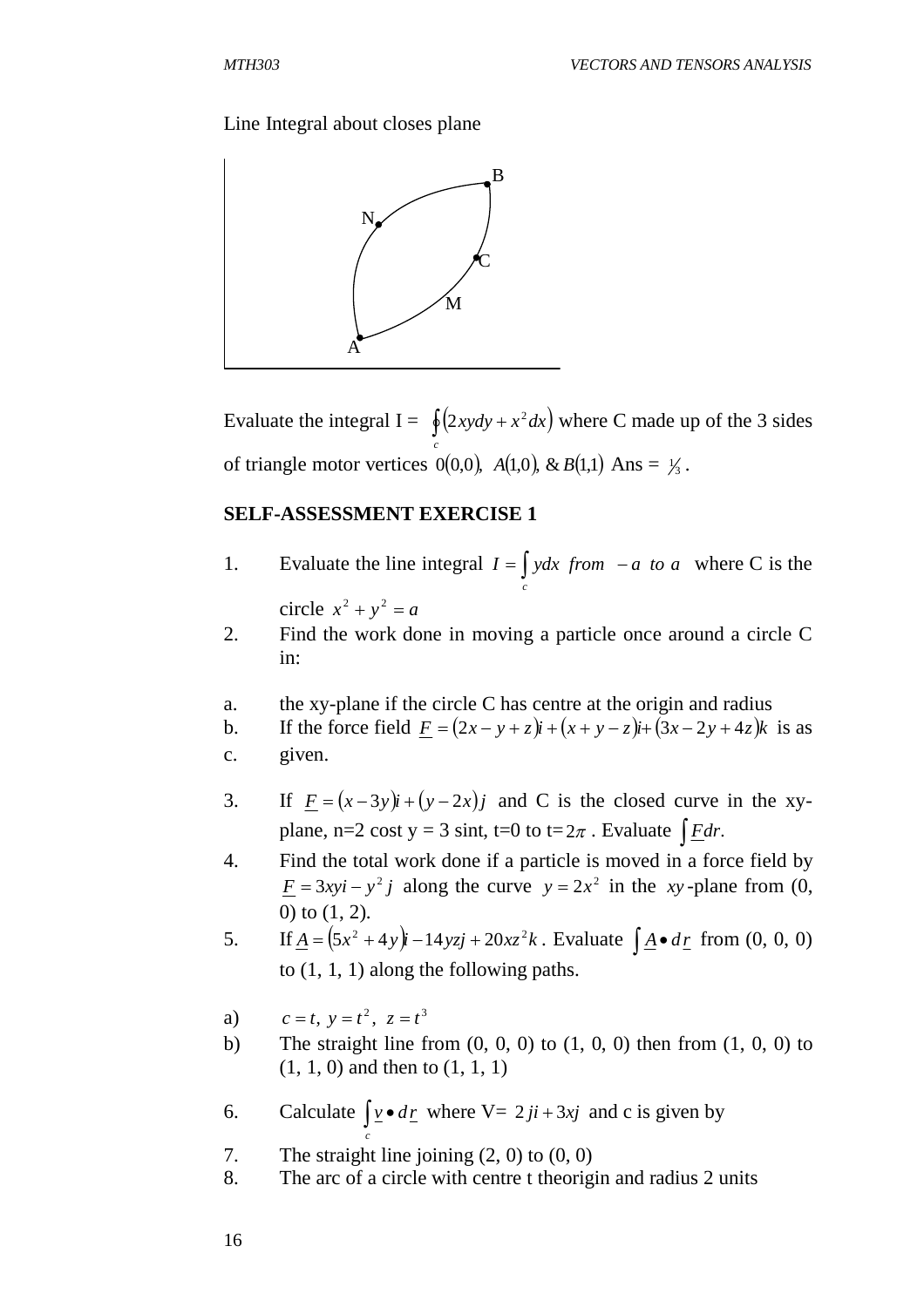Line Integral about closes plane

Evaluate the integral I = $\oint_c (2xydy + x^2dx)$ where C made up of the 3 sides of triangle motor vertices $0(0,0)$, $A(1,0)$, & $B(1,1)$ Ans = $\frac{1}{3}$.

**SELF-ASSESSMENT EXERCISE 1**

1. Evaluate the line integral $I = \int_c ydx \ from \ -a \ to \ a$ where C is the circle $x^2 + y^2 = a$
2. Find the work done in moving a particle once around a circle C in:

a. the xy-plane if the circle C has centre at the origin and radius
b. If the force field $\underline{F} = (2x - y + z)i + (x + y - z)i + (3x - 2y + 4z)k$ is as
c. given.

3. If $\underline{F} = (x - 3y)i + (y - 2x)j$ and C is the closed curve in the xy-plane, n=2 cost y = 3 sint, t=0 to t=$2\pi$ . Evaluate $\int \underline{F}dr$.
4. Find the total work done if a particle is moved in a force field by $\underline{F} = 3xyi - y^2 j$ along the curve $y = 2x^2$ in the $xy$-plane from (0, 0) to (1, 2).
5. If $\underline{A} = (5x^2 + 4y)i - 14yzj + 20xz^2k$. Evaluate $\int \underline{A} \bullet d\underline{r}$ from (0, 0, 0) to (1, 1, 1) along the following paths.

a) $c = t, \ y = t^2, \ z = t^3$
b) The straight line from (0, 0, 0) to (1, 0, 0) then from (1, 0, 0) to (1, 1, 0) and then to (1, 1, 1)

6. Calculate $\int_c \underline{v} \bullet d\underline{r}$ where V= $2ji + 3xj$ and c is given by
7. The straight line joining (2, 0) to (0, 0)
8. The arc of a circle with centre t theorigin and radius 2 units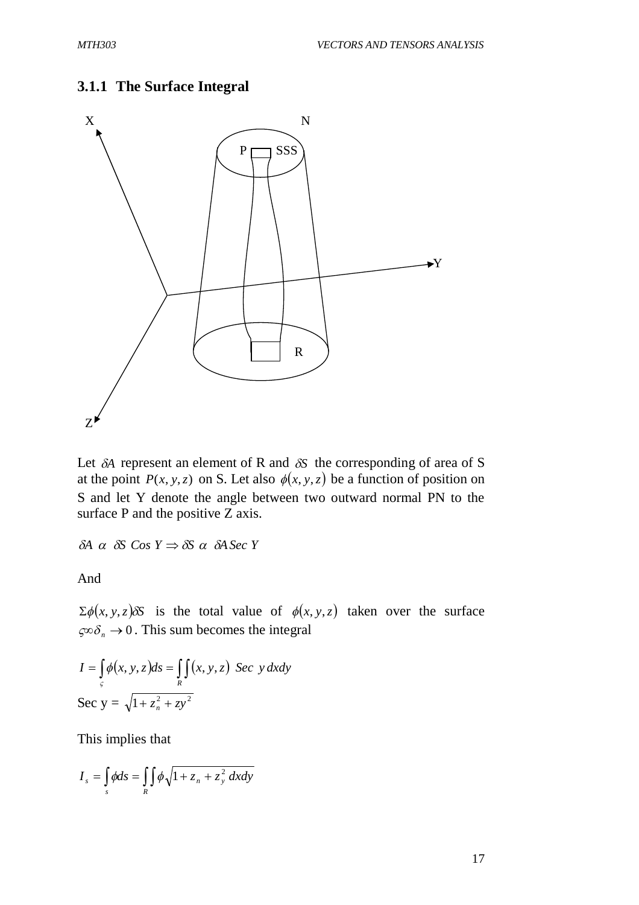### 3.1.1 The Surface Integral

Let $\delta A$ represent an element of R and $\delta S$ the corresponding of area of S at the point $P(x, y, z)$ on S. Let also $\phi(x, y, z)$ be a function of position on S and let Y denote the angle between two outward normal PN to the surface P and the positive Z axis.

$$\delta A \;\alpha\; \delta S \; Cos\, Y \Rightarrow \delta S \;\alpha\; \delta A\, Sec\, Y$$

And

$\Sigma\phi(x, y, z)\delta S$ is the total value of $\phi(x, y, z)$ taken over the surface $\varsigma\infty\delta_n \to 0$. This sum becomes the integral

$$I = \int_{\varsigma} \phi(x, y, z) ds = \int\int_{R} (x, y, z) \;\; Sec \;\; y\, dxdy$$

Sec y = $\sqrt{1 + z_n^2 + zy^2}$

This implies that

$$I_s = \int_{s} \phi ds = \int\int_{R} \phi \sqrt{1 + z_n + z_y^2 \, dxdy}$$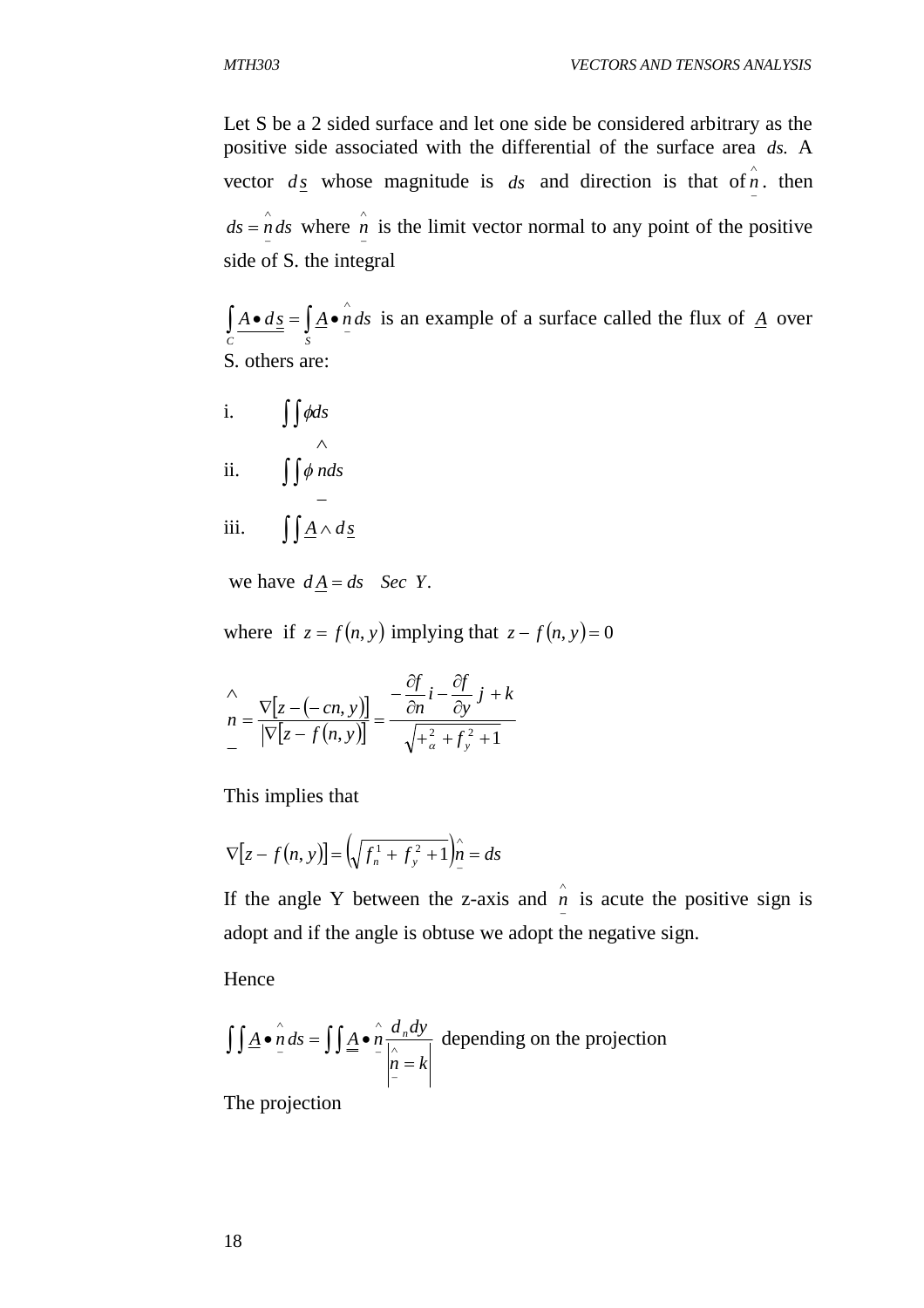Let S be a 2 sided surface and let one side be considered arbitrary as the positive side associated with the differential of the surface area $ds$. A vector $d\underline{s}$ whose magnitude is $ds$ and direction is that of $\underset{-}{\hat{n}}$. then $ds = \underset{-}{\hat{n}}\, ds$ where $\underset{-}{\hat{n}}$ is the limit vector normal to any point of the positive side of S. the integral

$\underline{\int_C A \bullet d\underline{s}} = \int_S \underline{A} \bullet \underset{-}{\hat{n}}\, ds$ is an example of a surface called the flux of $\underline{A}$ over S. others are:

i. $\int\int \phi ds$

ii. $\int\int \phi\, \underset{-}{\hat{n}} ds$

iii. $\int\int \underline{A} \wedge d\underline{s}$

we have $d\underline{A} = ds \quad Sec\ Y$.

where if $z = f(n, y)$ implying that $z - f(n, y) = 0$

$$\underset{-}{\hat{n}} = \frac{\nabla[z - (-cn, y)]}{|\nabla[z - f(n, y)]|} = \frac{-\dfrac{\partial f}{\partial n} i - \dfrac{\partial f}{\partial y} j + k}{\sqrt{+_{\alpha}^{2} + f_y^{2} + 1}}$$

This implies that

$$\nabla[z - f(n, y)] = \left(\sqrt{f_n^1 + f_y^2 + 1}\right)\underset{-}{\hat{n}} = ds$$

If the angle Y between the z-axis and $\underset{-}{\hat{n}}$ is acute the positive sign is adopt and if the angle is obtuse we adopt the negative sign.

Hence

$\int\int \underline{A} \bullet \underset{-}{\hat{n}}\, ds = \int\int \underline{\underline{A}} \bullet \underset{-}{\hat{n}} \dfrac{d_n dy}{\left|\underset{-}{\hat{n}} = k\right|}$ depending on the projection

The projection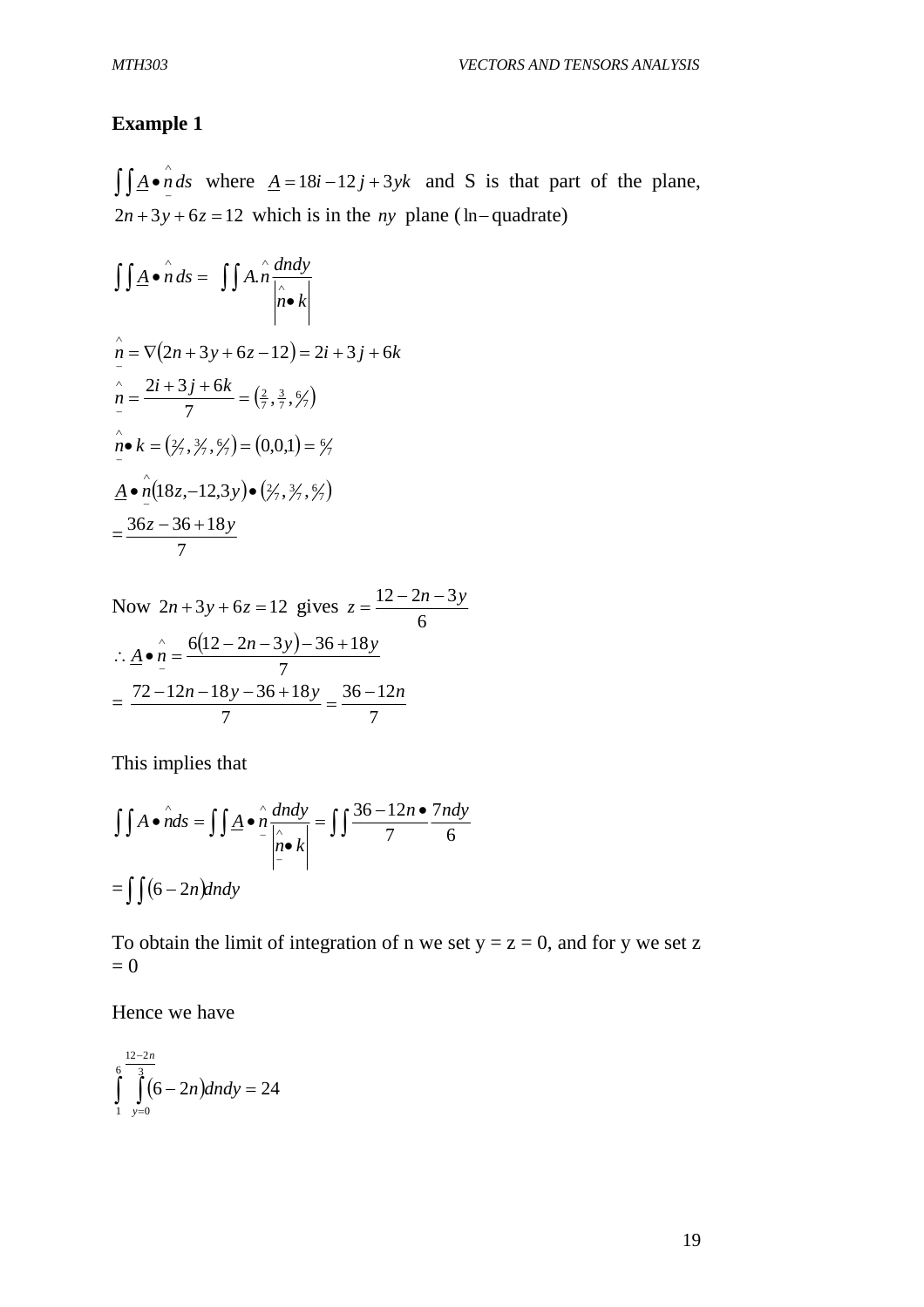### Example 1

$\int\int \underline{A} \bullet \hat{\underline{n}}\, ds$ where $\underline{A} = 18i - 12j + 3yk$ and S is that part of the plane, $2n + 3y + 6z = 12$ which is in the $ny$ plane (ln – quadrate)

$$\int\int \underline{A} \bullet \hat{n}\, ds = \int\int A.\hat{n} \frac{dndy}{\left|\hat{n} \bullet k\right|}$$

$$\hat{\underline{n}} = \nabla(2n + 3y + 6z - 12) = 2i + 3j + 6k$$

$$\hat{\underline{n}} = \frac{2i + 3j + 6k}{7} = \left(\tfrac{2}{7}, \tfrac{3}{7}, \tfrac{6}{7}\right)$$

$$\hat{\underline{n}} \bullet k = \left(\tfrac{2}{7}, \tfrac{3}{7}, \tfrac{6}{7}\right) = (0,0,1) = \tfrac{6}{7}$$

$$\underline{A} \bullet \hat{\underline{n}}(18z, -12, 3y) \bullet \left(\tfrac{2}{7}, \tfrac{3}{7}, \tfrac{6}{7}\right)$$

$$= \frac{36z - 36 + 18y}{7}$$

Now $2n + 3y + 6z = 12$ gives $z = \dfrac{12 - 2n - 3y}{6}$

$$\therefore \underline{A} \bullet \hat{\underline{n}} = \frac{6(12 - 2n - 3y) - 36 + 18y}{7}$$

$$= \frac{72 - 12n - 18y - 36 + 18y}{7} = \frac{36 - 12n}{7}$$

This implies that

$$\int\int A \bullet \hat{n} ds = \int\int \underline{A} \bullet \hat{n} \frac{dndy}{\left|\hat{\underline{n}} \bullet k\right|} = \int\int \frac{36 - 12n \bullet}{7} \frac{7ndy}{6}$$

$$= \int\int (6 - 2n) dndy$$

To obtain the limit of integration of n we set y = z = 0, and for y we set z = 0

Hence we have

$$\int_{1}^{6} \int_{y=0}^{\frac{12-2n}{3}} (6 - 2n) dndy = 24$$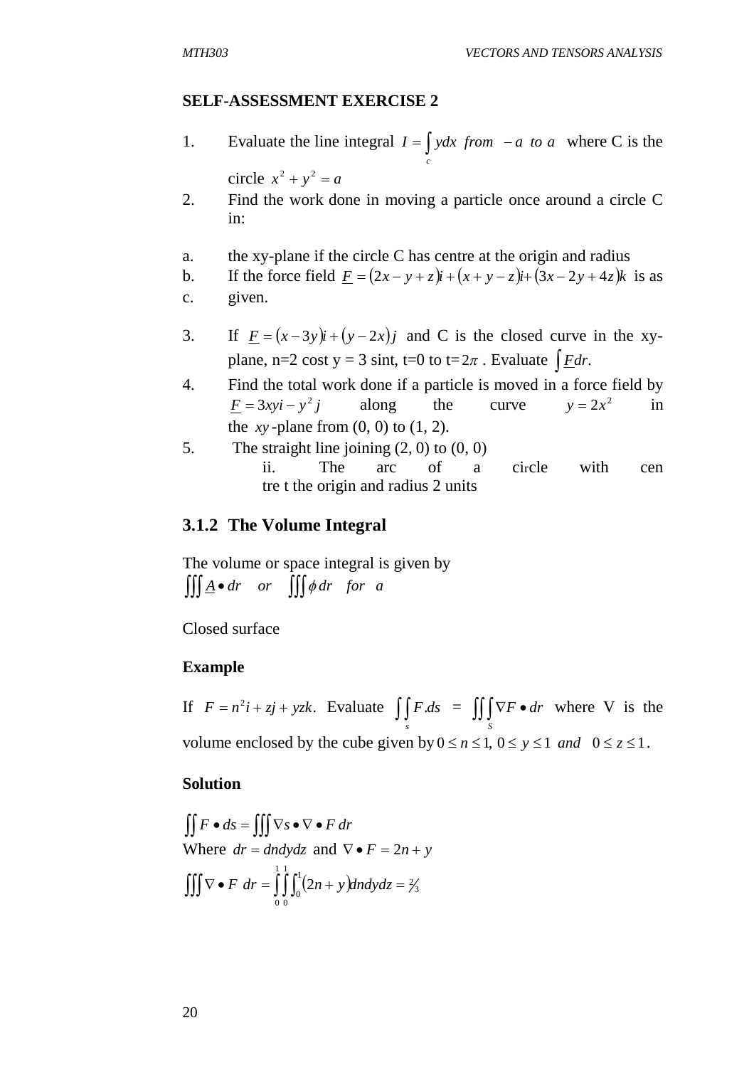**SELF-ASSESSMENT EXERCISE 2**

1. Evaluate the line integral $I = \int_c y dx \ \ from \ \ -a \ \ to \ \ a$ where C is the circle $x^2 + y^2 = a$
2. Find the work done in moving a particle once around a circle C in:

a. the xy-plane if the circle C has centre at the origin and radius
b. If the force field $\underline{F} = (2x - y + z)i + (x + y - z)i + (3x - 2y + 4z)k$ is as
c. given.

3. If $\underline{F} = (x - 3y)i + (y - 2x)j$ and C is the closed curve in the xy-plane, n=2 cost y = 3 sint, t=0 to t=$2\pi$ . Evaluate $\int \underline{F}dr$.
4. Find the total work done if a particle is moved in a force field by $\underline{F} = 3xyi - y^2 j$ along the curve $y = 2x^2$ in the $xy$-plane from (0, 0) to (1, 2).
5. The straight line joining (2, 0) to (0, 0)
   ii. The arc of a circle with cen tre t the origin and radius 2 units

### 3.1.2 The Volume Integral

The volume or space integral is given by
$\iiint \underline{A} \bullet dr \quad or \quad \iiint \phi \, dr \quad for \quad a$

Closed surface

**Example**

If $F = n^2 i + zj + yzk$. Evaluate $\int_s \int F.ds \ = \ \iint_S \int \nabla F \bullet dr$ where V is the volume enclosed by the cube given by $0 \le n \le 1, \ 0 \le y \le 1 \ \ and \ \ 0 \le z \le 1$.

**Solution**

$\iint F \bullet ds = \iiint \nabla s \bullet \nabla \bullet F \, dr$
Where $dr = dndydz$ and $\nabla \bullet F = 2n + y$
$\iiint \nabla \bullet F \ dr = \int_0^1 \int_0^1 \int_0^1 (2n + y) dndydz = 2/3$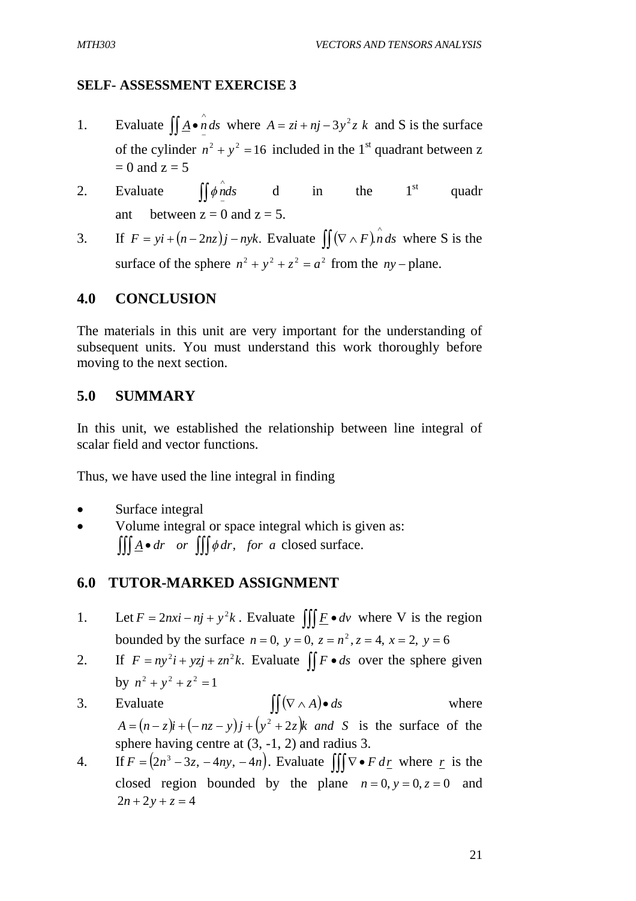### SELF- ASSESSMENT EXERCISE 3

1. Evaluate $\iint \underline{A} \bullet \hat{\underline{n}}\, ds$ where $A = zi + nj - 3y^2 z\ k$ and S is the surface of the cylinder $n^2 + y^2 = 16$ included in the 1st quadrant between z = 0 and z = 5

2. Evaluate $\iint \phi \hat{\underline{n}} ds$ d in the 1st quadrant between z = 0 and z = 5.

3. If $F = yi + (n - 2nz)j - nyk$. Evaluate $\iint (\nabla \wedge F).\hat{n}\, ds$ where S is the surface of the sphere $n^2 + y^2 + z^2 = a^2$ from the $ny$ – plane.

## 4.0 CONCLUSION

The materials in this unit are very important for the understanding of subsequent units. You must understand this work thoroughly before moving to the next section.

## 5.0 SUMMARY

In this unit, we established the relationship between line integral of scalar field and vector functions.

Thus, we have used the line integral in finding

- Surface integral
- Volume integral or space integral which is given as:
  $\iiint \underline{A} \bullet dr \quad or \quad \iiint \phi\, dr, \quad for\ a$ closed surface.

## 6.0 TUTOR-MARKED ASSIGNMENT

1. Let $F = 2nxi - nj + y^2 k$. Evaluate $\iiint \underline{F} \bullet dv$ where V is the region bounded by the surface $n = 0,\ y = 0,\ z = n^2, z = 4,\ x = 2,\ y = 6$

2. If $F = ny^2 i + yzj + zn^2 k$. Evaluate $\iint F \bullet ds$ over the sphere given by $n^2 + y^2 + z^2 = 1$

3. Evaluate $\iint (\nabla \wedge A) \bullet ds$ where $A = (n - z)i + (-nz - y)j + (y^2 + 2z)k\ \ and\ \ S$ is the surface of the sphere having centre at (3, -1, 2) and radius 3.

4. If $F = (2n^3 - 3z,\ -4ny,\ -4n)$. Evaluate $\iiint \nabla \bullet F\, d\underline{r}$ where $\underline{r}$ is the closed region bounded by the plane $n = 0, y = 0, z = 0$ and $2n + 2y + z = 4$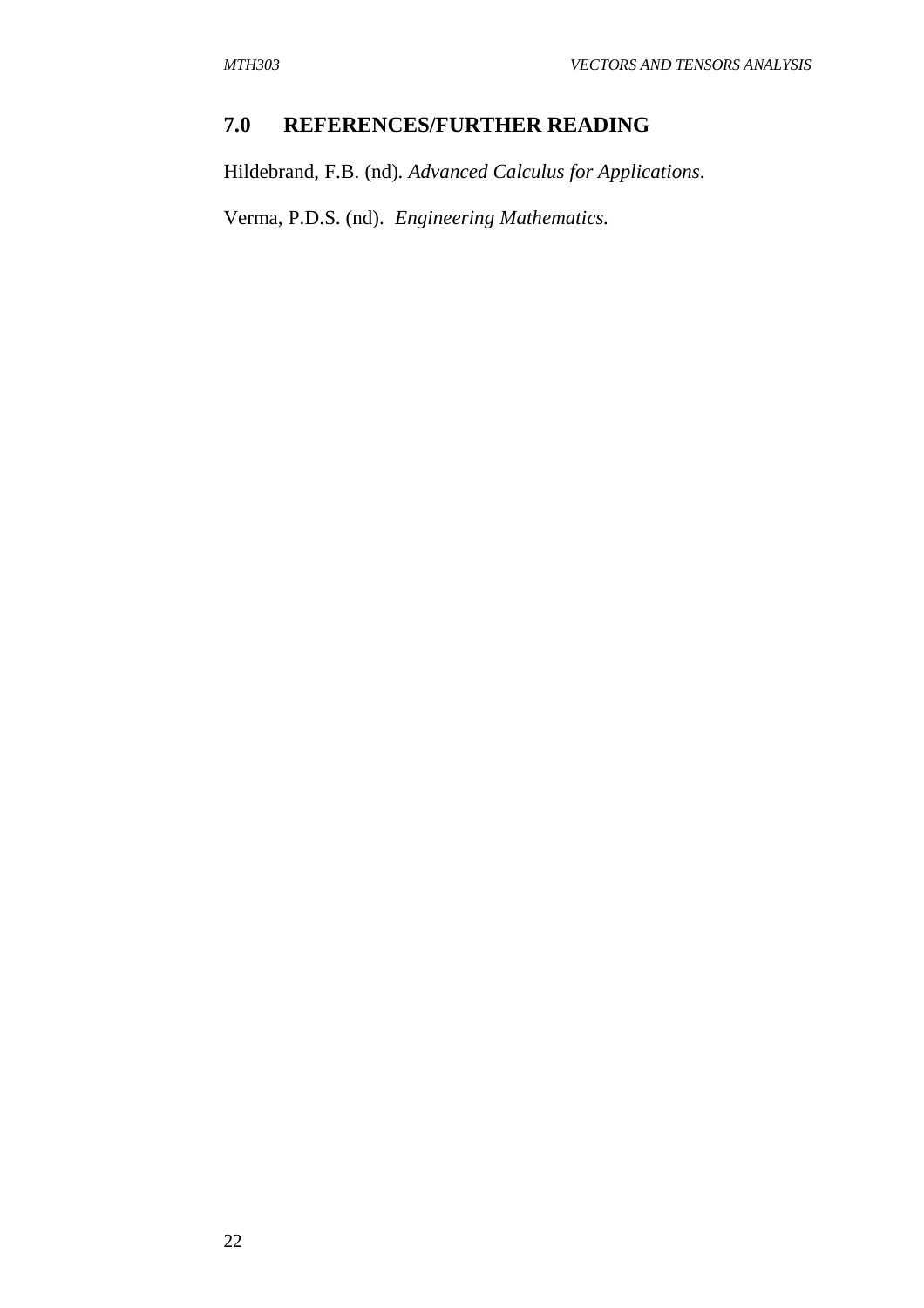## 7.0 REFERENCES/FURTHER READING

Hildebrand, F.B. (nd). *Advanced Calculus for Applications*.

Verma, P.D.S. (nd). *Engineering Mathematics.*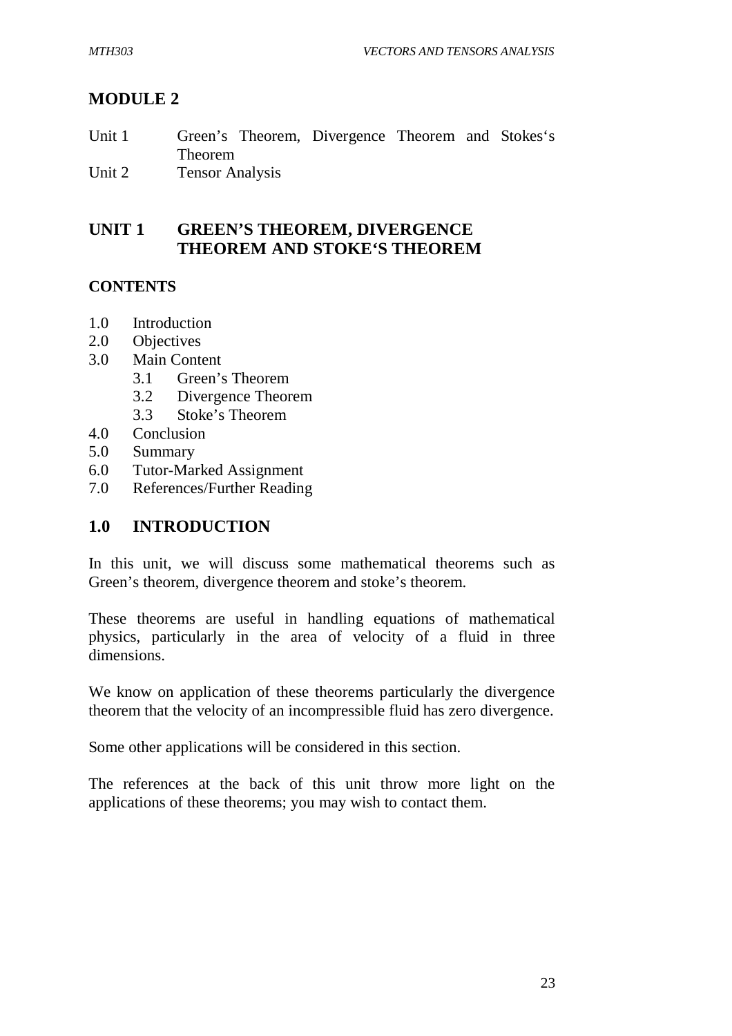# MODULE 2

Unit 1 Green's Theorem, Divergence Theorem and Stokes's Theorem
Unit 2 Tensor Analysis

## UNIT 1 GREEN'S THEOREM, DIVERGENCE THEOREM AND STOKE'S THEOREM

### CONTENTS

1.0 Introduction
2.0 Objectives
3.0 Main Content
 3.1 Green's Theorem
 3.2 Divergence Theorem
 3.3 Stoke's Theorem
4.0 Conclusion
5.0 Summary
6.0 Tutor-Marked Assignment
7.0 References/Further Reading

## 1.0 INTRODUCTION

In this unit, we will discuss some mathematical theorems such as Green's theorem, divergence theorem and stoke's theorem.

These theorems are useful in handling equations of mathematical physics, particularly in the area of velocity of a fluid in three dimensions.

We know on application of these theorems particularly the divergence theorem that the velocity of an incompressible fluid has zero divergence.

Some other applications will be considered in this section.

The references at the back of this unit throw more light on the applications of these theorems; you may wish to contact them.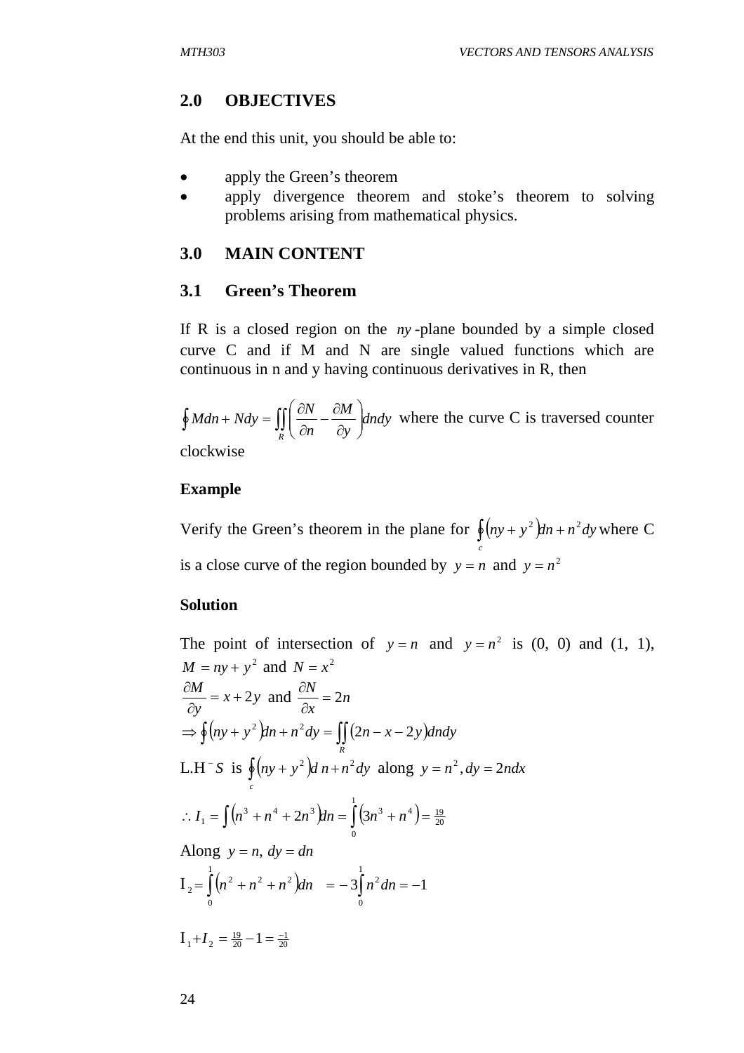## 2.0 OBJECTIVES

At the end this unit, you should be able to:

- apply the Green's theorem
- apply divergence theorem and stoke's theorem to solving problems arising from mathematical physics.

## 3.0 MAIN CONTENT

### 3.1 Green's Theorem

If R is a closed region on the $ny$-plane bounded by a simple closed curve C and if M and N are single valued functions which are continuous in n and y having continuous derivatives in R, then

$\oint Mdn + Ndy = \iint_R \left( \frac{\partial N}{\partial n} - \frac{\partial M}{\partial y} \right) dndy$ where the curve C is traversed counter clockwise

**Example**

Verify the Green's theorem in the plane for $\oint_c \left(ny + y^2\right)dn + n^2 dy$ where C is a close curve of the region bounded by $y = n$ and $y = n^2$

**Solution**

The point of intersection of $y = n$ and $y = n^2$ is (0, 0) and (1, 1), $M = ny + y^2$ and $N = x^2$

$\frac{\partial M}{\partial y} = x + 2y$ and $\frac{\partial N}{\partial x} = 2n$

$\Rightarrow \oint \left(ny + y^2\right)dn + n^2 dy = \iint_R \left(2n - x - 2y\right)dndy$

L.H$^-$S is $\oint_c \left(ny + y^2\right)d\,n + n^2 dy$ along $y = n^2, dy = 2ndx$

$\therefore I_1 = \int \left(n^3 + n^4 + 2n^3\right)dn = \int_0^1 \left(3n^3 + n^4\right) = \frac{19}{20}$

Along $y = n,\ dy = dn$

$\mathrm{I}_2 = \int_0^1 \left(n^2 + n^2 + n^2\right)dn \quad = -3\int_0^1 n^2 dn = -1$

$\mathrm{I}_1 + I_2 = \frac{19}{20} - 1 = \frac{-1}{20}$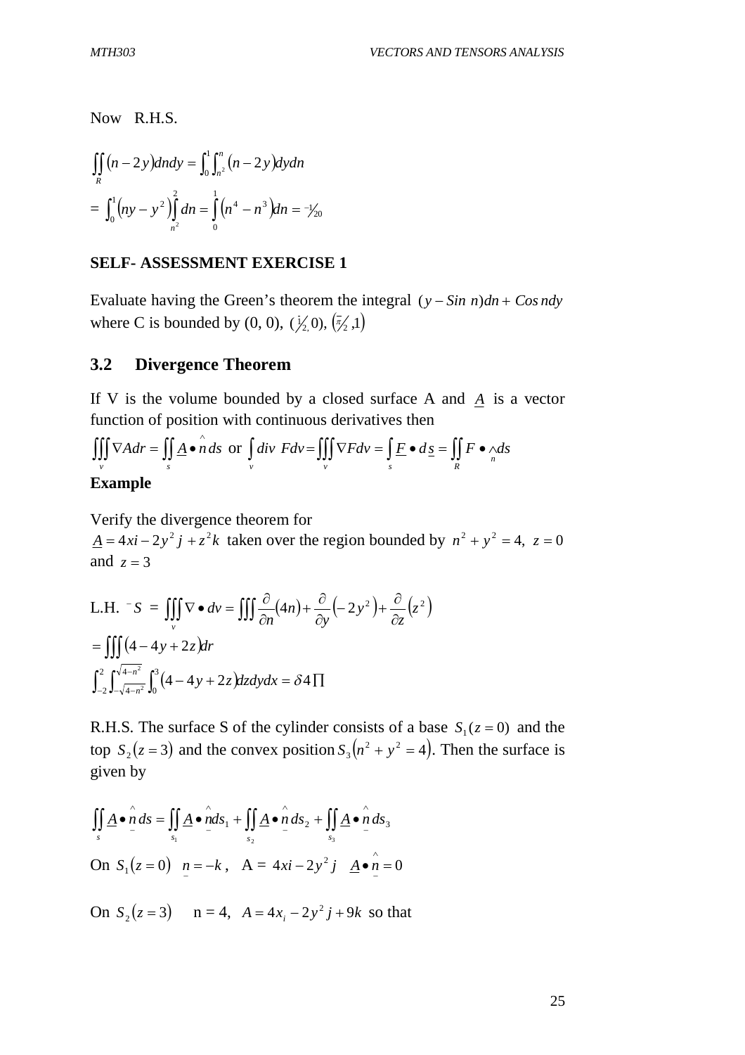Now R.H.S.

$$\iint_R (n-2y)dndy = \int_0^1 \int_{n^2}^{n} (n-2y)dydn$$

$$= \int_0^1 \left(ny - y^2\right)\int_{n^2}^{2} dn = \int_0^1 \left(n^4 - n^3\right)dn = {}^{-1}\!/_{20}$$

**SELF- ASSESSMENT EXERCISE 1**

Evaluate having the Green's theorem the integral $(y - Sin\ n)dn + Cos\ ndy$ where C is bounded by (0, 0), $({}^{1}\!/_{2,}\ 0)$, $\left({}^{\pi}\!/_{2}, 1\right)$

## 3.2 Divergence Theorem

If V is the volume bounded by a closed surface A and $\underline{A}$ is a vector function of position with continuous derivatives then

$$\iiint_v \nabla A dr = \iint_s \underline{A} \bullet \hat{n}\, ds \text{ or } \int_v div\ F dv = \iiint_v \nabla F dv = \int_s \underline{F} \bullet d\underline{s} = \iint_R F \bullet \hat{}_{n} ds$$

**Example**

Verify the divergence theorem for
$\underline{A} = 4xi - 2y^2 j + z^2 k$ taken over the region bounded by $n^2 + y^2 = 4,\ z = 0$ and $z = 3$

$$\text{L.H. } {}^{-}S = \iiint_v \nabla \bullet dv = \iiint \frac{\partial}{\partial n}(4n) + \frac{\partial}{\partial y}\left(-2y^2\right) + \frac{\partial}{\partial z}\left(z^2\right)$$

$$= \iiint (4 - 4y + 2z)dr$$

$$\int_{-2}^{2}\int_{-\sqrt{4-n^2}}^{\sqrt{4-n^2}}\int_0^3 (4 - 4y + 2z)dzdydx = \delta 4 \prod$$

R.H.S. The surface S of the cylinder consists of a base $S_1(z = 0)$ and the top $S_2(z = 3)$ and the convex position $S_3\left(n^2 + y^2 = 4\right)$. Then the surface is given by

$$\iint_s \underline{A} \bullet \hat{\underline{n}}\, ds = \iint_{s_1} \underline{A} \bullet \hat{\underline{n}} ds_1 + \iint_{s_2} \underline{A} \bullet \hat{\underline{n}}\, ds_2 + \iint_{s_3} \underline{A} \bullet \hat{\underline{n}}\, ds_3$$

On $S_1(z = 0)$ $\underline{n} = -k$, A = $4xi - 2y^2 j$ $\underline{A} \bullet \hat{\underline{n}} = 0$

On $S_2(z = 3)$ n = 4, $A = 4x_i - 2y^2 j + 9k$ so that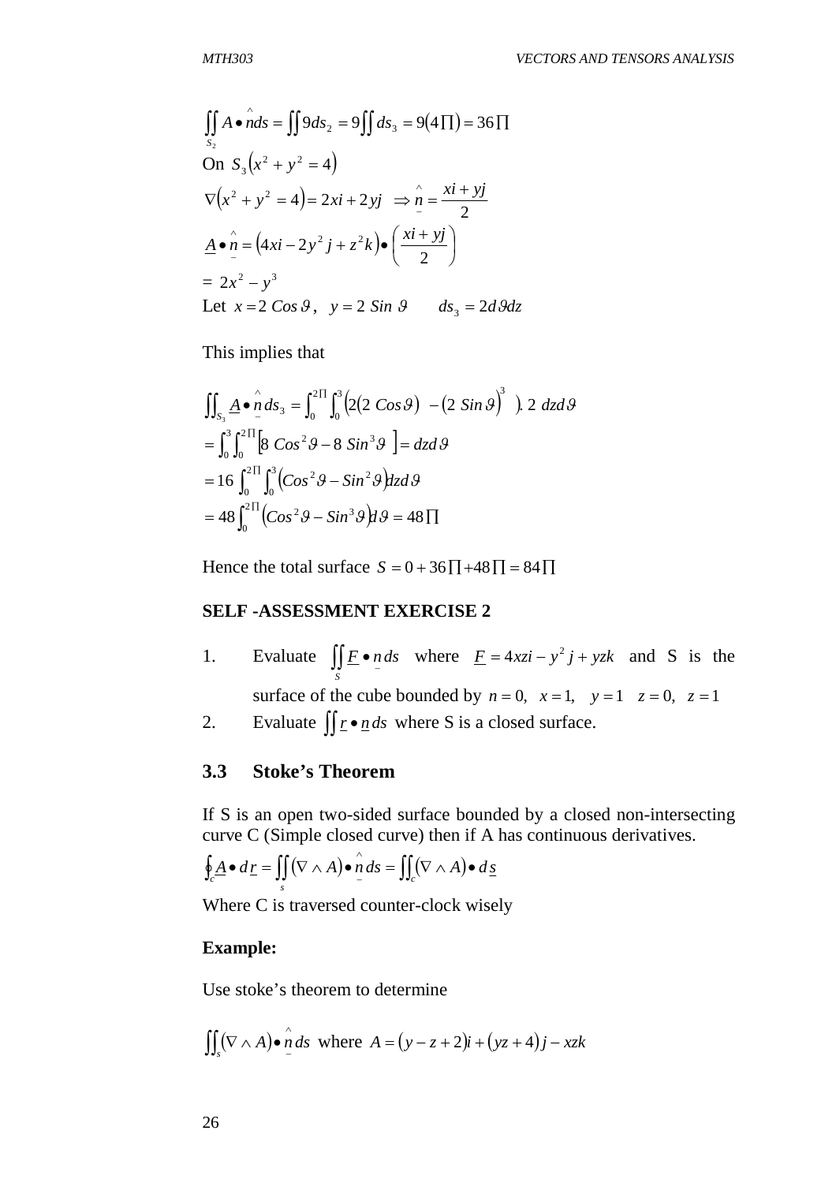$$\iint_{S_2} A \bullet \hat{n} ds = \iint 9 ds_2 = 9 \iint ds_3 = 9(4\prod) = 36\prod$$

On $S_3 \left(x^2 + y^2 = 4\right)$

$$\nabla\left(x^2 + y^2 = 4\right) = 2xi + 2yj \quad \Rightarrow \hat{\underline{n}} = \frac{xi + yj}{2}$$

$$\underline{A} \bullet \hat{\underline{n}} = \left(4xi - 2y^2 j + z^2 k\right) \bullet \left(\frac{xi + yj}{2}\right)$$

$= 2x^2 - y^3$

Let $x = 2\,Cos\,\vartheta$, $\;y = 2\,Sin\,\vartheta \qquad ds_3 = 2d\vartheta dz$

This implies that

$$\iint_{S_3} \underline{A} \bullet \hat{\underline{n}}\, ds_3 = \int_0^{2\prod} \int_0^3 \left(2\left(2\,Cos\,\vartheta\right) \;-\left(2\,Sin\,\vartheta\right)^3 \;\right).\,2\;dzd\vartheta$$

$$= \int_0^3 \int_0^{2\prod} \left[8\,Cos^2\vartheta - 8\,Sin^3\vartheta\;\right] = dzd\vartheta$$

$$= 16\int_0^{2\prod} \int_0^3 \left(Cos^2\vartheta - Sin^2\vartheta\right) dzd\vartheta$$

$$= 48\int_0^{2\prod} \left(Cos^2\vartheta - Sin^3\vartheta\right) d\vartheta = 48\prod$$

Hence the total surface $S = 0 + 36\prod + 48\prod = 84\prod$

**SELF -ASSESSMENT EXERCISE 2**

1. Evaluate $\iint_S \underline{F} \bullet \underline{n}\, ds$ where $\underline{F} = 4xzi - y^2 j + yzk$ and S is the surface of the cube bounded by $n = 0,\;\; x = 1,\;\;\; y = 1 \;\;\; z = 0,\;\; z = 1$
2. Evaluate $\iint \underline{r} \bullet \underline{n}\, ds$ where S is a closed surface.

## 3.3 Stoke's Theorem

If S is an open two-sided surface bounded by a closed non-intersecting curve C (Simple closed curve) then if A has continuous derivatives.

$$\oint_c \underline{A} \bullet d\underline{r} = \iint_s (\nabla \wedge A) \bullet \hat{\underline{n}}\, ds = \iint_c (\nabla \wedge A) \bullet d\underline{s}$$

Where C is traversed counter-clock wisely

**Example:**

Use stoke's theorem to determine

$$\iint_s (\nabla \wedge A) \bullet \hat{\underline{n}}\, ds \;\text{ where }\; A = (y - z + 2)i + (yz + 4)j - xzk$$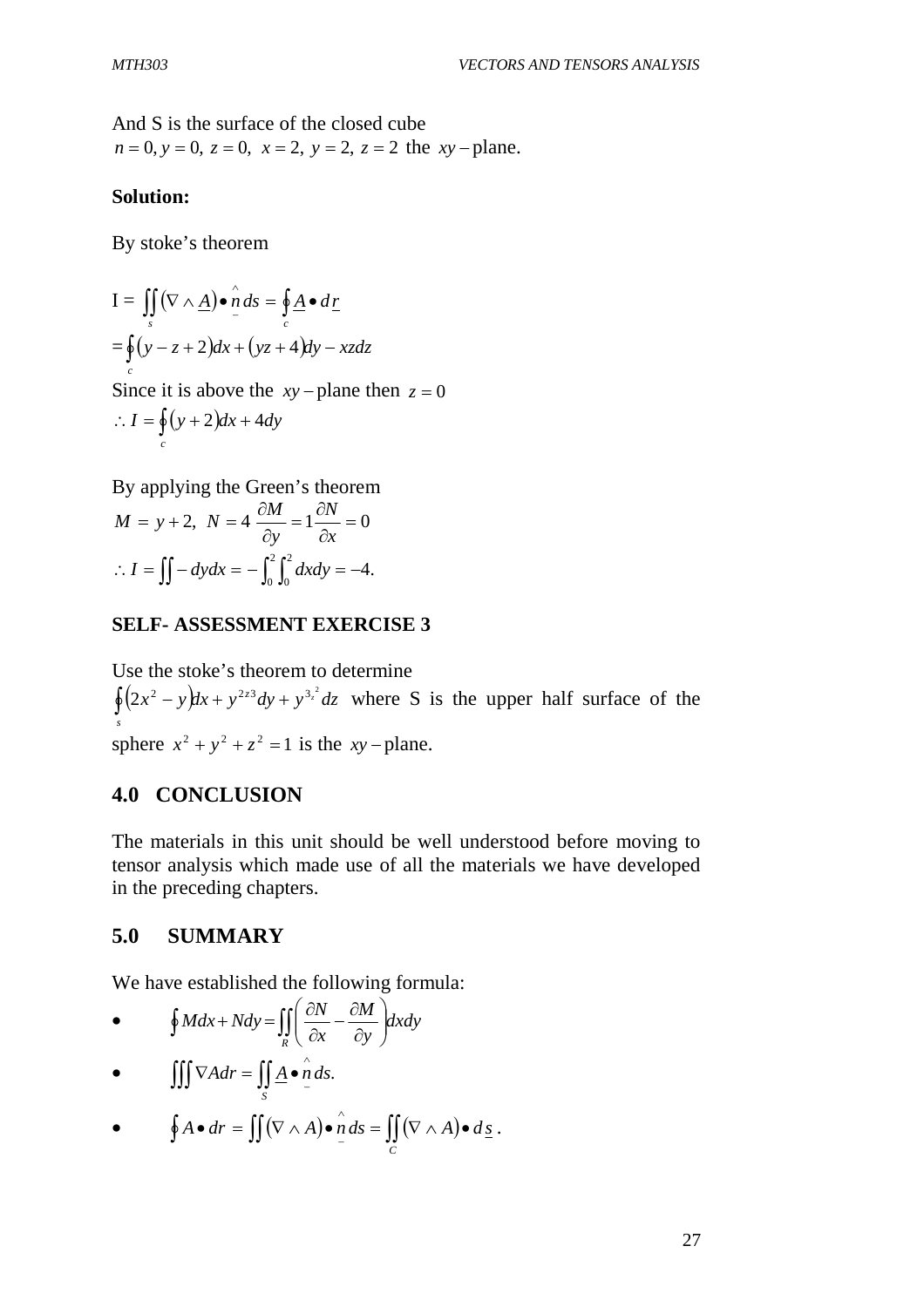And S is the surface of the closed cube
$n = 0, y = 0,\ z = 0,\ \ x = 2,\ y = 2,\ z = 2$ the $xy-$plane.

**Solution:**

By stoke's theorem

$$\text{I} = \iint_s (\nabla \wedge \underline{A}) \bullet \hat{\underline{n}}\, ds = \oint_c \underline{A} \bullet d\underline{r}$$

$$= \oint_c (y - z + 2)dx + (yz + 4)dy - xzdz$$

Since it is above the $xy-$plane then $z = 0$

$$\therefore I = \oint_c (y + 2)dx + 4dy$$

By applying the Green's theorem

$$M = y + 2,\ N = 4\ \frac{\partial M}{\partial y} = 1 \frac{\partial N}{\partial x} = 0$$

$$\therefore I = \iint - dydx = -\int_0^2 \int_0^2 dxdy = -4.$$

**SELF- ASSESSMENT EXERCISE 3**

Use the stoke's theorem to determine
$\oint_s (2x^2 - y)dx + y^{2z3}dy + y^{3_z^2} dz$ where S is the upper half surface of the sphere $x^2 + y^2 + z^2 = 1$ is the $xy-$plane.

## 4.0 CONCLUSION

The materials in this unit should be well understood before moving to tensor analysis which made use of all the materials we have developed in the preceding chapters.

## 5.0 SUMMARY

We have established the following formula:

- $\oint Mdx + Ndy = \iint_R \left( \frac{\partial N}{\partial x} - \frac{\partial M}{\partial y} \right) dxdy$
- $\iiint \nabla A dr = \iint_S \underline{A} \bullet \hat{\underline{n}}\, ds.$
- $\oint A \bullet dr = \iint (\nabla \wedge A) \bullet \hat{\underline{n}}\, ds = \iint_C (\nabla \wedge A) \bullet d\underline{s}$ .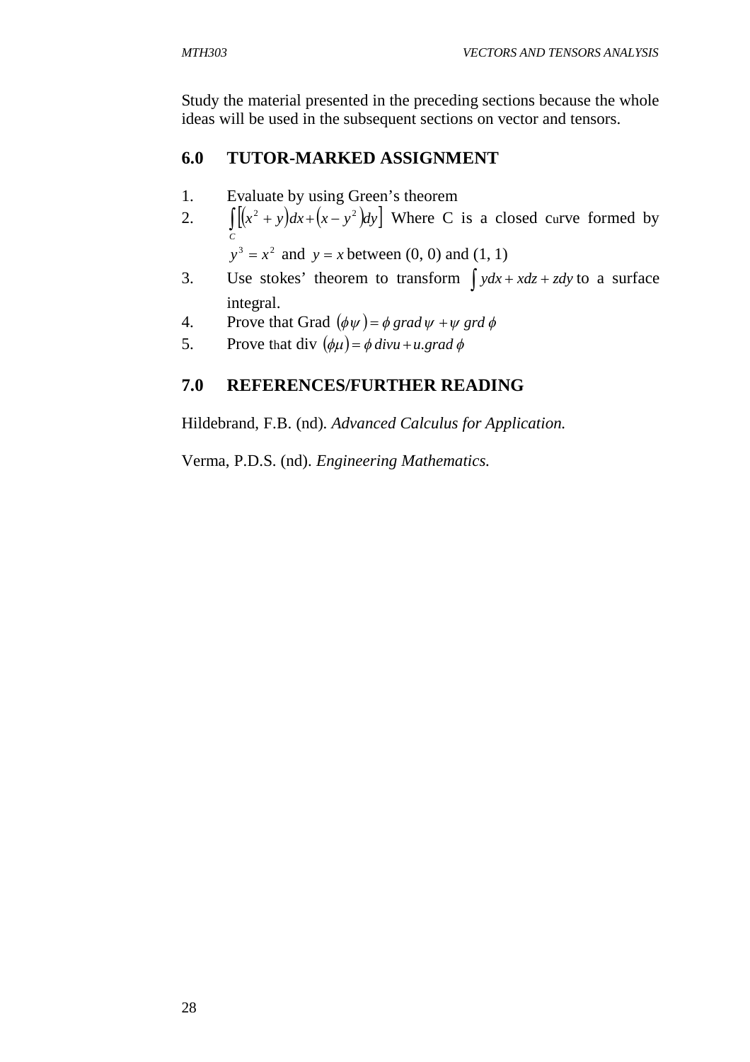Study the material presented in the preceding sections because the whole ideas will be used in the subsequent sections on vector and tensors.

## 6.0 TUTOR-MARKED ASSIGNMENT

1. Evaluate by using Green's theorem
2. $\int_C \left[\left(x^2 + y\right)dx + \left(x - y^2\right)dy\right]$ Where C is a closed curve formed by $y^3 = x^2$ and $y = x$ between (0, 0) and (1, 1)
3. Use stokes' theorem to transform $\int ydx + xdz + zdy$ to a surface integral.
4. Prove that Grad $(\phi\psi) = \phi \, grad \, \psi + \psi \, grd \, \phi$
5. Prove that div $(\phi\mu) = \phi \, divu + u.grad \, \phi$

## 7.0 REFERENCES/FURTHER READING

Hildebrand, F.B. (nd). *Advanced Calculus for Application.*

Verma, P.D.S. (nd). *Engineering Mathematics.*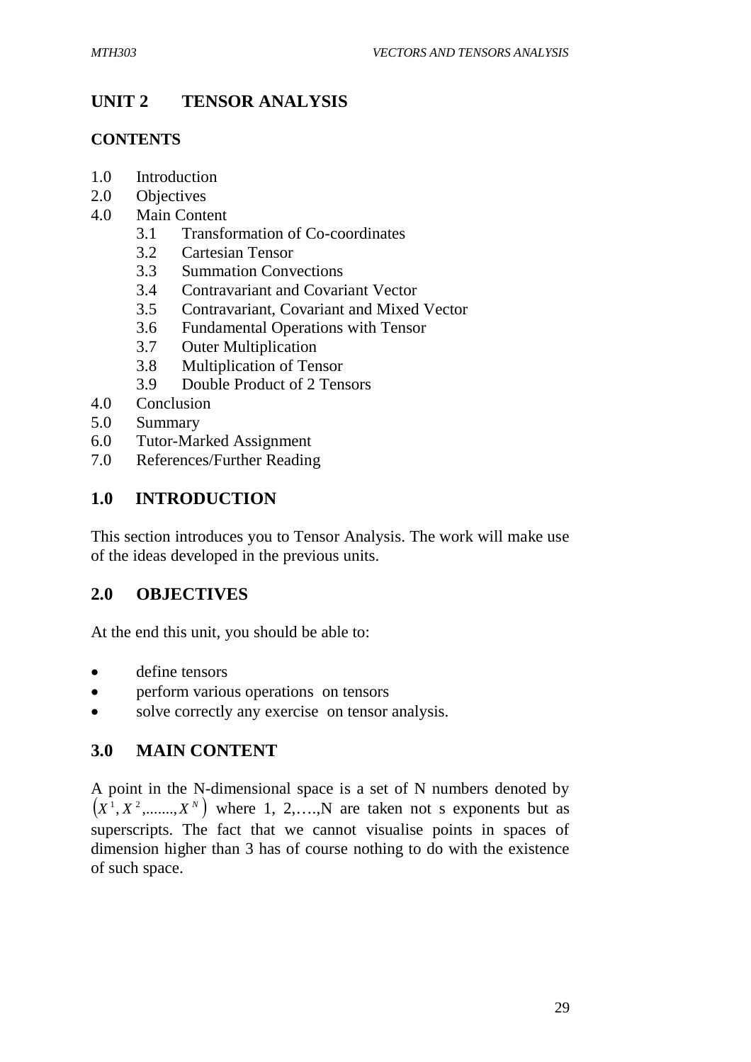# UNIT 2 TENSOR ANALYSIS

## CONTENTS

1.0 Introduction
2.0 Objectives
4.0 Main Content
   3.1 Transformation of Co-coordinates
   3.2 Cartesian Tensor
   3.3 Summation Convections
   3.4 Contravariant and Covariant Vector
   3.5 Contravariant, Covariant and Mixed Vector
   3.6 Fundamental Operations with Tensor
   3.7 Outer Multiplication
   3.8 Multiplication of Tensor
   3.9 Double Product of 2 Tensors
4.0 Conclusion
5.0 Summary
6.0 Tutor-Marked Assignment
7.0 References/Further Reading

## 1.0 INTRODUCTION

This section introduces you to Tensor Analysis. The work will make use of the ideas developed in the previous units.

## 2.0 OBJECTIVES

At the end this unit, you should be able to:

- define tensors
- perform various operations on tensors
- solve correctly any exercise on tensor analysis.

## 3.0 MAIN CONTENT

A point in the N-dimensional space is a set of N numbers denoted by $\left(X^1, X^2, \ldots\ldots, X^N\right)$ where 1, 2,….,N are taken not s exponents but as superscripts. The fact that we cannot visualise points in spaces of dimension higher than 3 has of course nothing to do with the existence of such space.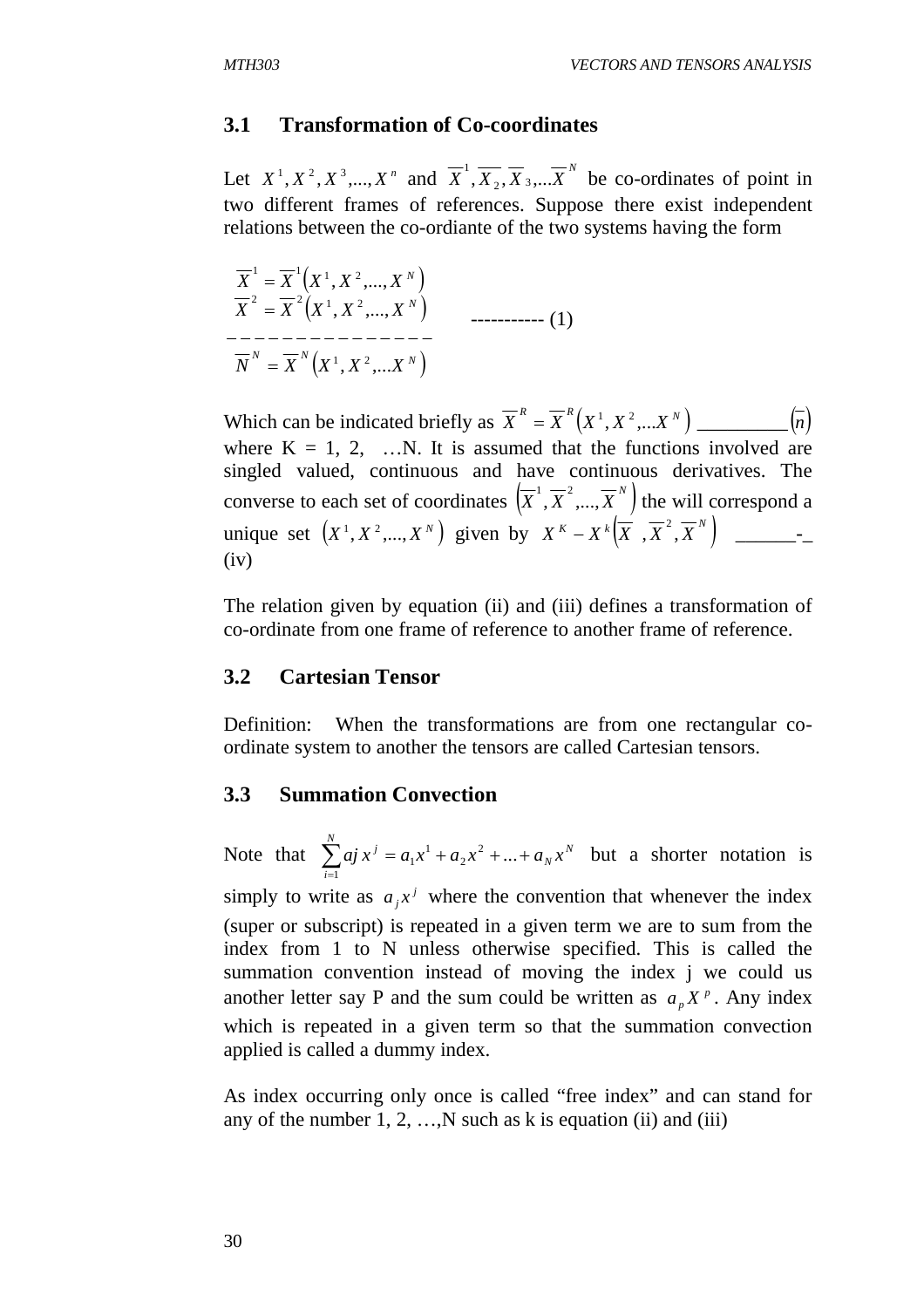## 3.1 Transformation of Co-coordinates

Let $X^1, X^2, X^3,..., X^n$ and $\overline{X}^1, \overline{X_2}, \overline{X}_3,...\overline{X}^N$ be co-ordinates of point in two different frames of references. Suppose there exist independent relations between the co-ordiante of the two systems having the form

$$
\begin{aligned}
\overline{X}^1 &= \overline{X}^1\left(X^1, X^2,..., X^N\right) \\
\overline{X}^2 &= \overline{X}^2\left(X^1, X^2,..., X^N\right) \\
&- - - - - - - - - - - - - - - \\
\overline{N}^N &= \overline{X}^N\left(X^1, X^2,...X^N\right)
\end{aligned}
\qquad \text{----------- (1)}
$$

Which can be indicated briefly as $\overline{X}^R = \overline{X}^R\left(X^1, X^2,...X^N\right)$ _________$\left(\overline{n}\right)$ where K = 1, 2, …N. It is assumed that the functions involved are singled valued, continuous and have continuous derivatives. The converse to each set of coordinates $\left(\overline{X}^1, \overline{X}^2,..., \overline{X}^N\right)$ the will correspond a unique set $\left(X^1, X^2,..., X^N\right)$ given by $X^K - X^k\left(\overline{X}\ , \overline{X}^2, \overline{X}^N\right)$ ______-_ (iv)

The relation given by equation (ii) and (iii) defines a transformation of co-ordinate from one frame of reference to another frame of reference.

## 3.2 Cartesian Tensor

Definition: When the transformations are from one rectangular co-ordinate system to another the tensors are called Cartesian tensors.

## 3.3 Summation Convection

Note that $\sum_{i=1}^{N} aj\, x^j = a_1 x^1 + a_2 x^2 + ... + a_N x^N$ but a shorter notation is simply to write as $a_j x^j$ where the convention that whenever the index (super or subscript) is repeated in a given term we are to sum from the index from 1 to N unless otherwise specified. This is called the summation convention instead of moving the index j we could us another letter say P and the sum could be written as $a_p X^p$. Any index which is repeated in a given term so that the summation convection applied is called a dummy index.

As index occurring only once is called "free index" and can stand for any of the number 1, 2, …,N such as k is equation (ii) and (iii)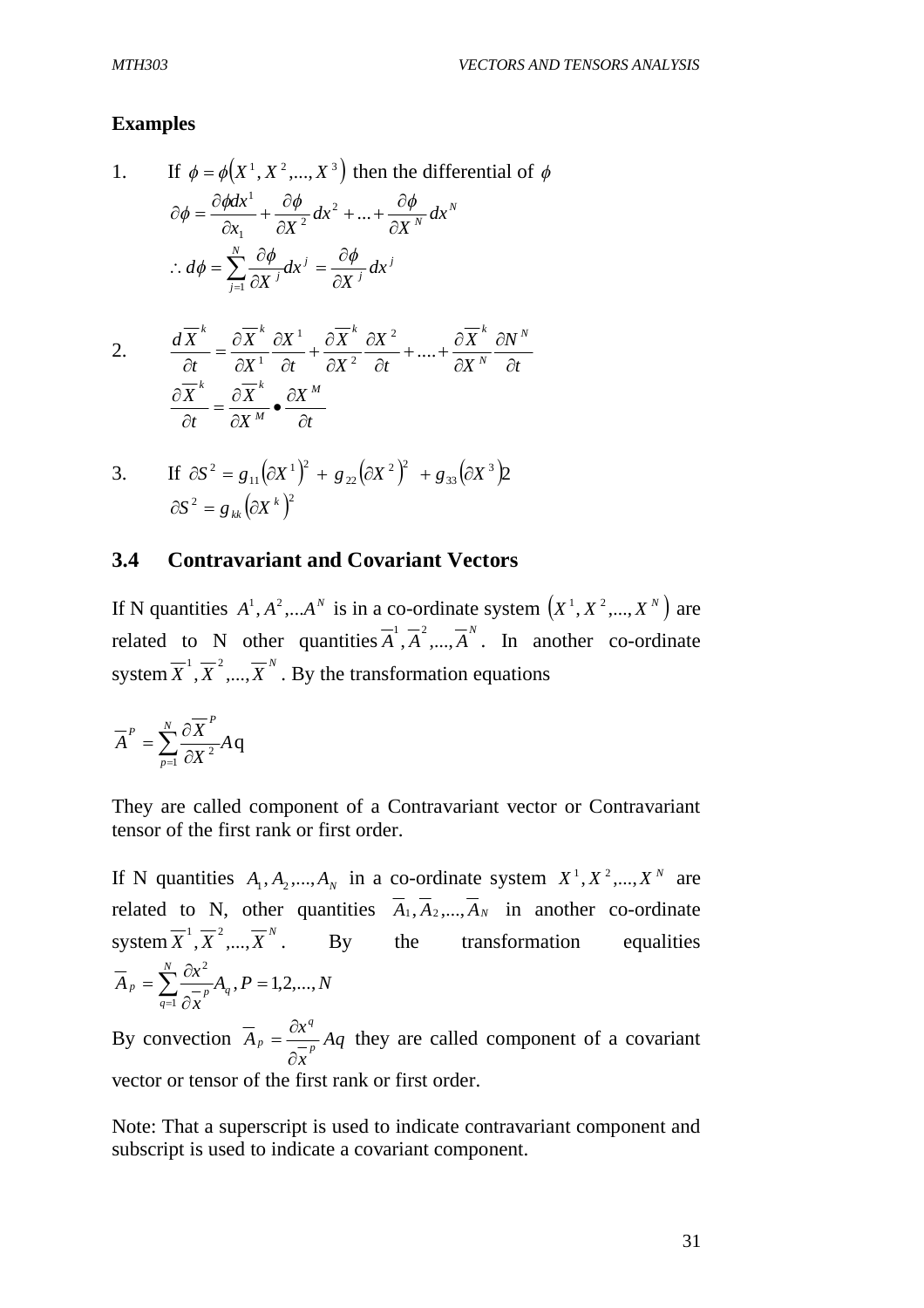**Examples**

1. If $\phi = \phi\left(X^1, X^2, ..., X^3\right)$ then the differential of $\phi$

$$\partial\phi = \frac{\partial\phi dx^1}{\partial x_1} + \frac{\partial\phi}{\partial X^2}dx^2 + ... + \frac{\partial\phi}{\partial X^N}dx^N$$

$$\therefore d\phi = \sum_{j=1}^{N}\frac{\partial\phi}{\partial X^j}dx^j = \frac{\partial\phi}{\partial X^j}dx^j$$

2. $$\frac{d\overline{X}^k}{\partial t} = \frac{\partial\overline{X}^k}{\partial X^1}\frac{\partial X^1}{\partial t} + \frac{\partial\overline{X}^k}{\partial X^2}\frac{\partial X^2}{\partial t} + .... + \frac{\partial\overline{X}^k}{\partial X^N}\frac{\partial N^N}{\partial t}$$

$$\frac{\partial\overline{X}^k}{\partial t} = \frac{\partial\overline{X}^k}{\partial X^M} \bullet \frac{\partial X^M}{\partial t}$$

3. If $\partial S^2 = g_{11}\left(\partial X^1\right)^2 + g_{22}\left(\partial X^2\right)^2 + g_{33}\left(\partial X^3\right)2$

$$\partial S^2 = g_{kk}\left(\partial X^k\right)^2$$

## 3.4 Contravariant and Covariant Vectors

If N quantities $A^1, A^2, ...A^N$ is in a co-ordinate system $\left(X^1, X^2, ..., X^N\right)$ are related to N other quantities $\overline{A}^1, \overline{A}^2, ..., \overline{A}^N$. In another co-ordinate system $\overline{X}^1, \overline{X}^2, ..., \overline{X}^N$. By the transformation equations

$$\overline{A}^P = \sum_{p=1}^{N}\frac{\partial\overline{X}^P}{\partial X^2}A\text{q}$$

They are called component of a Contravariant vector or Contravariant tensor of the first rank or first order.

If N quantities $A_1, A_2, ..., A_N$ in a co-ordinate system $X^1, X^2, ..., X^N$ are related to N, other quantities $\overline{A}_1, \overline{A}_2, ..., \overline{A}_N$ in another co-ordinate system $\overline{X}^1, \overline{X}^2, ..., \overline{X}^N$. By the transformation equalities $\overline{A}_P = \sum_{q=1}^{N}\frac{\partial x^2}{\partial\overline{x}^p}A_q, P = 1,2,...,N$

By convection $\overline{A}_P = \frac{\partial x^q}{\partial\overline{x}^p}Aq$ they are called component of a covariant vector or tensor of the first rank or first order.

Note: That a superscript is used to indicate contravariant component and subscript is used to indicate a covariant component.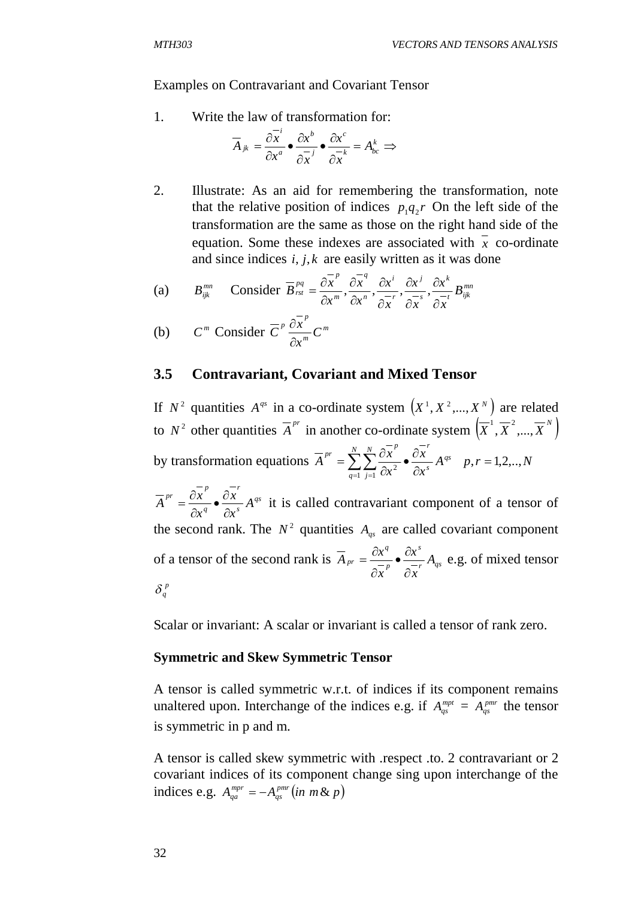Examples on Contravariant and Covariant Tensor

1. Write the law of transformation for:

$$\overline{A}_{jk} = \frac{\partial \overline{x}^{i}}{\partial x^{a}} \bullet \frac{\partial x^{b}}{\partial \overline{x}^{j}} \bullet \frac{\partial x^{c}}{\partial \overline{x}^{k}} = A^{k}_{bc} \Rightarrow$$

2. Illustrate: As an aid for remembering the transformation, note that the relative position of indices $p_1 q_2 r$ On the left side of the transformation are the same as those on the right hand side of the equation. Some these indexes are associated with $\overline{x}$ co-ordinate and since indices $i, j, k$ are easily written as it was done

(a) $B^{mn}_{ijk}$ Consider $\overline{B}^{pq}_{rst} = \frac{\partial \overline{x}^{p}}{\partial x^{m}}, \frac{\partial \overline{x}^{q}}{\partial x^{n}}, \frac{\partial x^{i}}{\partial \overline{x}^{r}}, \frac{\partial x^{j}}{\partial \overline{x}^{s}}, \frac{\partial x^{k}}{\partial \overline{x}^{t}} B^{mn}_{ijk}$

(b) $C^{m}$ Consider $\overline{C}^{p} \frac{\partial \overline{x}^{p}}{\partial x^{m}} C^{m}$

## 3.5 Contravariant, Covariant and Mixed Tensor

If $N^2$ quantities $A^{qs}$ in a co-ordinate system $\left(X^1, X^2, ..., X^N\right)$ are related to $N^2$ other quantities $\overline{A}^{pr}$ in another co-ordinate system $\left(\overline{X}^1, \overline{X}^2, ..., \overline{X}^N\right)$ by transformation equations $\overline{A}^{pr} = \sum_{q=1}^{N} \sum_{j=1}^{N} \frac{\partial \overline{x}^{p}}{\partial x^{2}} \bullet \frac{\partial \overline{x}^{r}}{\partial x^{s}} A^{qs} \quad p, r = 1, 2, .., N$

$\overline{A}^{pr} = \frac{\partial \overline{x}^{p}}{\partial x^{q}} \bullet \frac{\partial \overline{x}^{r}}{\partial x^{s}} A^{qs}$ it is called contravariant component of a tensor of the second rank. The $N^2$ quantities $A_{qs}$ are called covariant component of a tensor of the second rank is $\overline{A}_{pr} = \frac{\partial x^{q}}{\partial \overline{x}^{p}} \bullet \frac{\partial x^{s}}{\partial \overline{x}^{r}} A_{qs}$ e.g. of mixed tensor $\delta^{p}_{q}$

Scalar or invariant: A scalar or invariant is called a tensor of rank zero.

**Symmetric and Skew Symmetric Tensor**

A tensor is called symmetric w.r.t. of indices if its component remains unaltered upon. Interchange of the indices e.g. if $A^{mpt}_{qs} = A^{pmr}_{qs}$ the tensor is symmetric in p and m.

A tensor is called skew symmetric with .respect .to. 2 contravariant or 2 covariant indices of its component change sing upon interchange of the indices e.g. $A^{mpr}_{qa} = -A^{pmr}_{qs} \left(in\ m \,\&\, p\right)$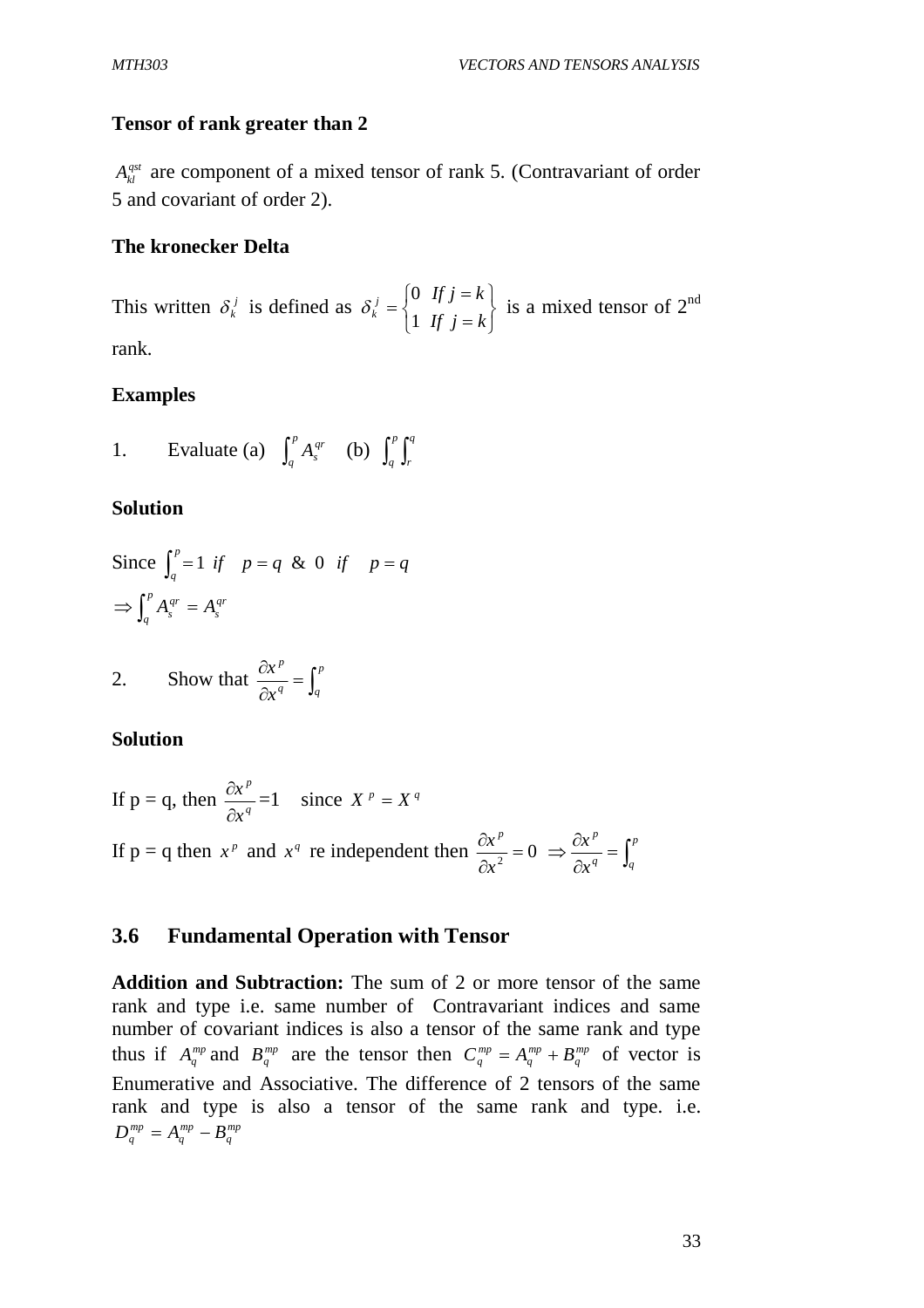**Tensor of rank greater than 2**

$A_{kl}^{qst}$ are component of a mixed tensor of rank 5. (Contravariant of order 5 and covariant of order 2).

**The kronecker Delta**

This written $\delta_k^j$ is defined as $\delta_k^j = \begin{Bmatrix} 0 & If\ j = k \\ 1 & If\ j = k \end{Bmatrix}$ is a mixed tensor of 2nd rank.

**Examples**

1. Evaluate (a) $\int_q^p A_s^{qr}$ (b) $\int_q^p \int_r^q$

**Solution**

Since $\int_q^p = 1\ if \quad p = q\ \&\ 0\ \ if \quad p = q$

$\Rightarrow \int_q^p A_s^{qr} = A_s^{qr}$

2. Show that $\dfrac{\partial x^p}{\partial x^q} = \int_q^p$

**Solution**

If p = q, then $\dfrac{\partial x^p}{\partial x^q} = 1 \quad$ since $X^p = X^q$

If p = q then $x^p$ and $x^q$ re independent then $\dfrac{\partial x^p}{\partial x^2} = 0 \ \Rightarrow \dfrac{\partial x^p}{\partial x^q} = \int_q^p$

## 3.6 Fundamental Operation with Tensor

**Addition and Subtraction:** The sum of 2 or more tensor of the same rank and type i.e. same number of Contravariant indices and same number of covariant indices is also a tensor of the same rank and type thus if $A_q^{mp}$ and $B_q^{mp}$ are the tensor then $C_q^{mp} = A_q^{mp} + B_q^{mp}$ of vector is Enumerative and Associative. The difference of 2 tensors of the same rank and type is also a tensor of the same rank and type. i.e. $D_q^{mp} = A_q^{mp} - B_q^{mp}$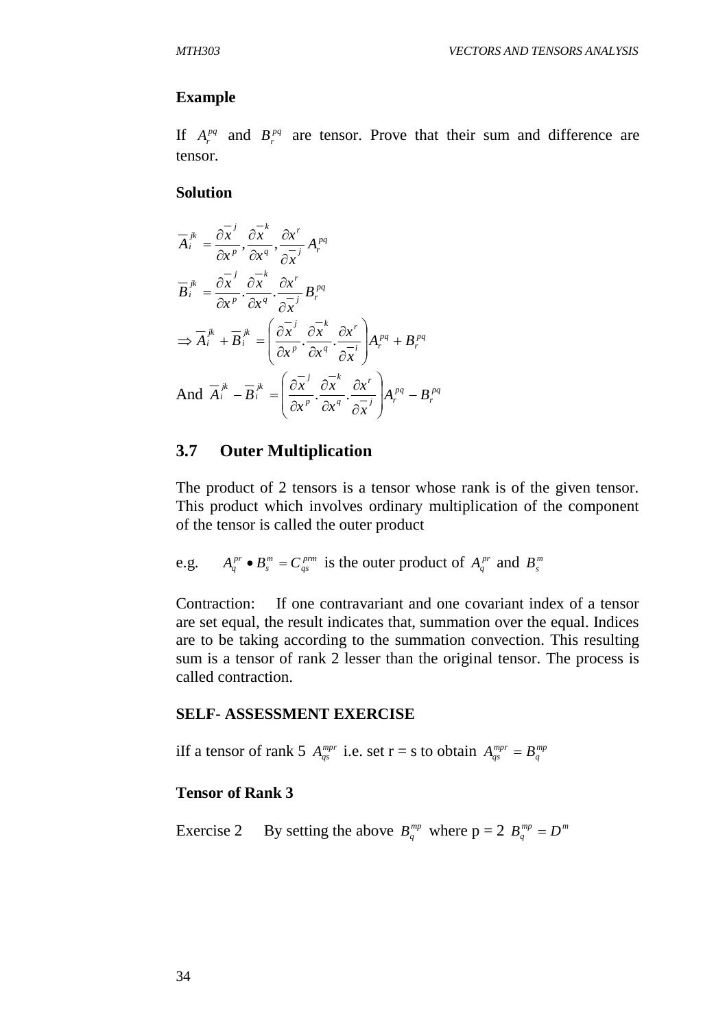**Example**

If $A_r^{pq}$ and $B_r^{pq}$ are tensor. Prove that their sum and difference are tensor.

**Solution**

$$\overline{A}_i^{jk} = \frac{\partial \overline{x}^j}{\partial x^p}, \frac{\partial \overline{x}^k}{\partial x^q}, \frac{\partial x^r}{\partial \overline{x}^j} A_r^{pq}$$

$$\overline{B}_i^{jk} = \frac{\partial \overline{x}^j}{\partial x^p} \cdot \frac{\partial \overline{x}^k}{\partial x^q} \cdot \frac{\partial x^r}{\partial \overline{x}^j} B_r^{pq}$$

$$\Rightarrow \overline{A}_i^{jk} + \overline{B}_i^{jk} = \left( \frac{\partial \overline{x}^j}{\partial x^p} \cdot \frac{\partial \overline{x}^k}{\partial x^q} \cdot \frac{\partial x^r}{\partial \overline{x}^i} \right) A_r^{pq} + B_r^{pq}$$

And $\overline{A}_i^{jk} - \overline{B}_i^{jk} = \left( \frac{\partial \overline{x}^j}{\partial x^p} \cdot \frac{\partial \overline{x}^k}{\partial x^q} \cdot \frac{\partial x^r}{\partial \overline{x}^j} \right) A_r^{pq} - B_r^{pq}$

## 3.7 Outer Multiplication

The product of 2 tensors is a tensor whose rank is of the given tensor. This product which involves ordinary multiplication of the component of the tensor is called the outer product

e.g. $A_q^{pr} \bullet B_s^m = C_{qs}^{prm}$ is the outer product of $A_q^{pr}$ and $B_s^m$

Contraction: If one contravariant and one covariant index of a tensor are set equal, the result indicates that, summation over the equal. Indices are to be taking according to the summation convection. This resulting sum is a tensor of rank 2 lesser than the original tensor. The process is called contraction.

**SELF- ASSESSMENT EXERCISE**

iIf a tensor of rank 5 $A_{qs}^{mpr}$ i.e. set r = s to obtain $A_{qs}^{mpr} = B_q^{mp}$

**Tensor of Rank 3**

Exercise 2 By setting the above $B_q^{mp}$ where p = 2 $B_q^{mp} = D^m$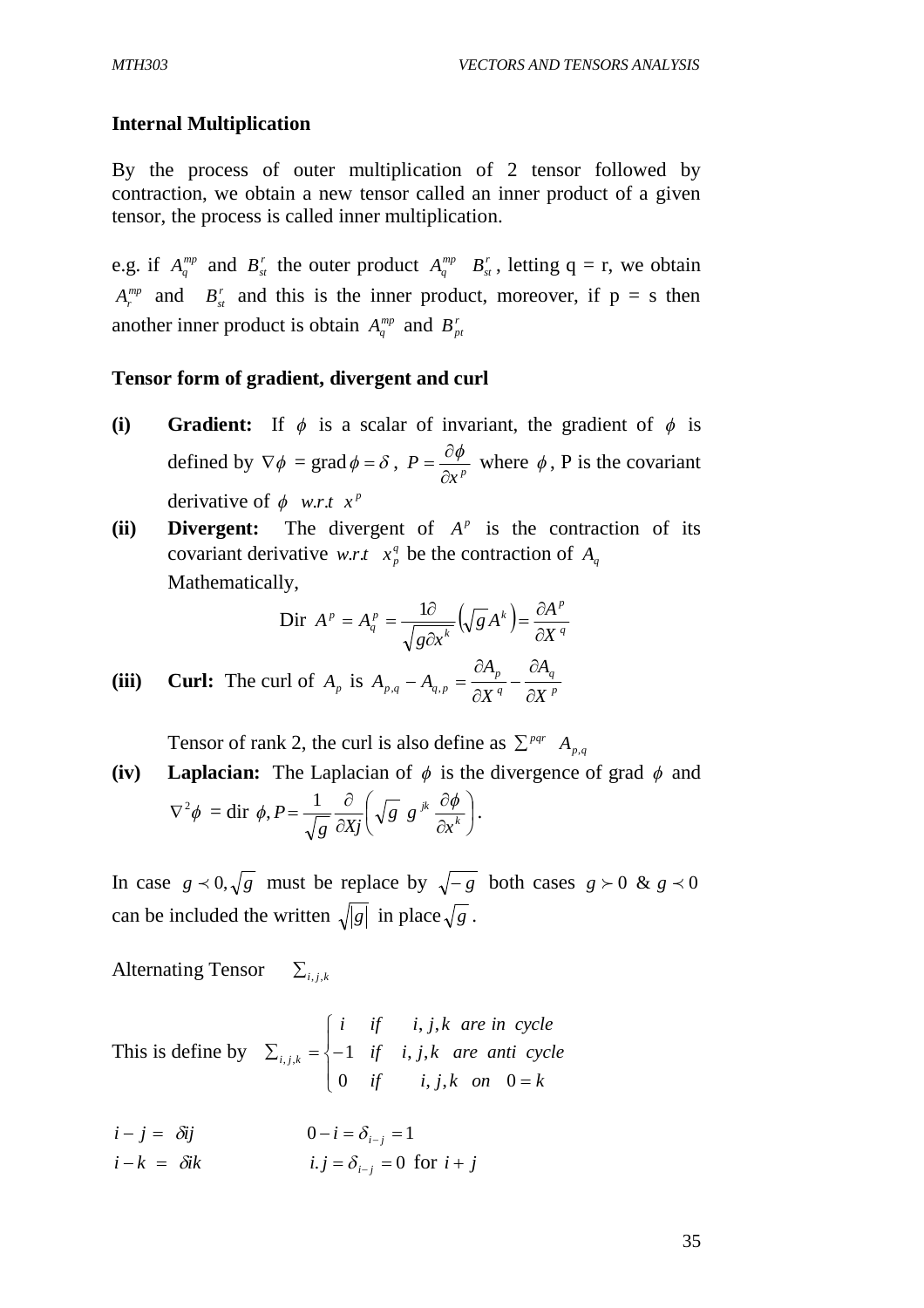**Internal Multiplication**

By the process of outer multiplication of 2 tensor followed by contraction, we obtain a new tensor called an inner product of a given tensor, the process is called inner multiplication.

e.g. if $A_q^{mp}$ and $B_{st}^r$ the outer product $A_q^{mp} \;\; B_{st}^r$, letting q = r, we obtain $A_r^{mp}$ and $B_{st}^r$ and this is the inner product, moreover, if p = s then another inner product is obtain $A_q^{mp}$ and $B_{pt}^r$

**Tensor form of gradient, divergent and curl**

**(i) Gradient:** If $\phi$ is a scalar of invariant, the gradient of $\phi$ is defined by $\nabla\phi$ = grad $\phi = \delta$ , $P = \dfrac{\partial \phi}{\partial x^p}$ where $\phi$, P is the covariant derivative of $\phi$ $w.r.t$ $x^p$

**(ii) Divergent:** The divergent of $A^p$ is the contraction of its covariant derivative $w.r.t$ $x_p^q$ be the contraction of $A_q$

Mathematically,

$$\text{Dir } A^p = A_q^p = \frac{1\partial}{\sqrt{g\partial x^k}}\left(\sqrt{g}A^k\right) = \frac{\partial A^p}{\partial X^q}$$

**(iii) Curl:** The curl of $A_p$ is $A_{p,q} - A_{q,p} = \dfrac{\partial A_p}{\partial X^q} - \dfrac{\partial A_q}{\partial X^p}$

Tensor of rank 2, the curl is also define as $\sum^{pqr} \;\; A_{p,q}$

**(iv) Laplacian:** The Laplacian of $\phi$ is the divergence of grad $\phi$ and $\nabla^2\phi$ = dir $\phi, P = \dfrac{1}{\sqrt{g}}\dfrac{\partial}{\partial Xj}\left(\sqrt{g}\;\; g^{jk}\;\dfrac{\partial \phi}{\partial x^k}\right)$.

In case $g \prec 0, \sqrt{g}$ must be replace by $\sqrt{-g}$ both cases $g \succ 0$ & $g \prec 0$ can be included the written $\sqrt{|g|}$ in place $\sqrt{g}$.

Alternating Tensor $\quad \sum_{i,j,k}$

This is define by $\sum_{i,j,k} = \begin{cases} i & if \quad i,j,k \;\; are \; in \;\; cycle \\ -1 & if \quad i,j,k \;\; are \;\; anti \;\; cycle \\ 0 & if \quad i,j,k \;\; on \;\; 0 = k \end{cases}$

$i - j = \delta ij \qquad\qquad 0 - i = \delta_{i-j} = 1$

$i - k = \delta ik \qquad\qquad i.j = \delta_{i-j} = 0$ for $i + j$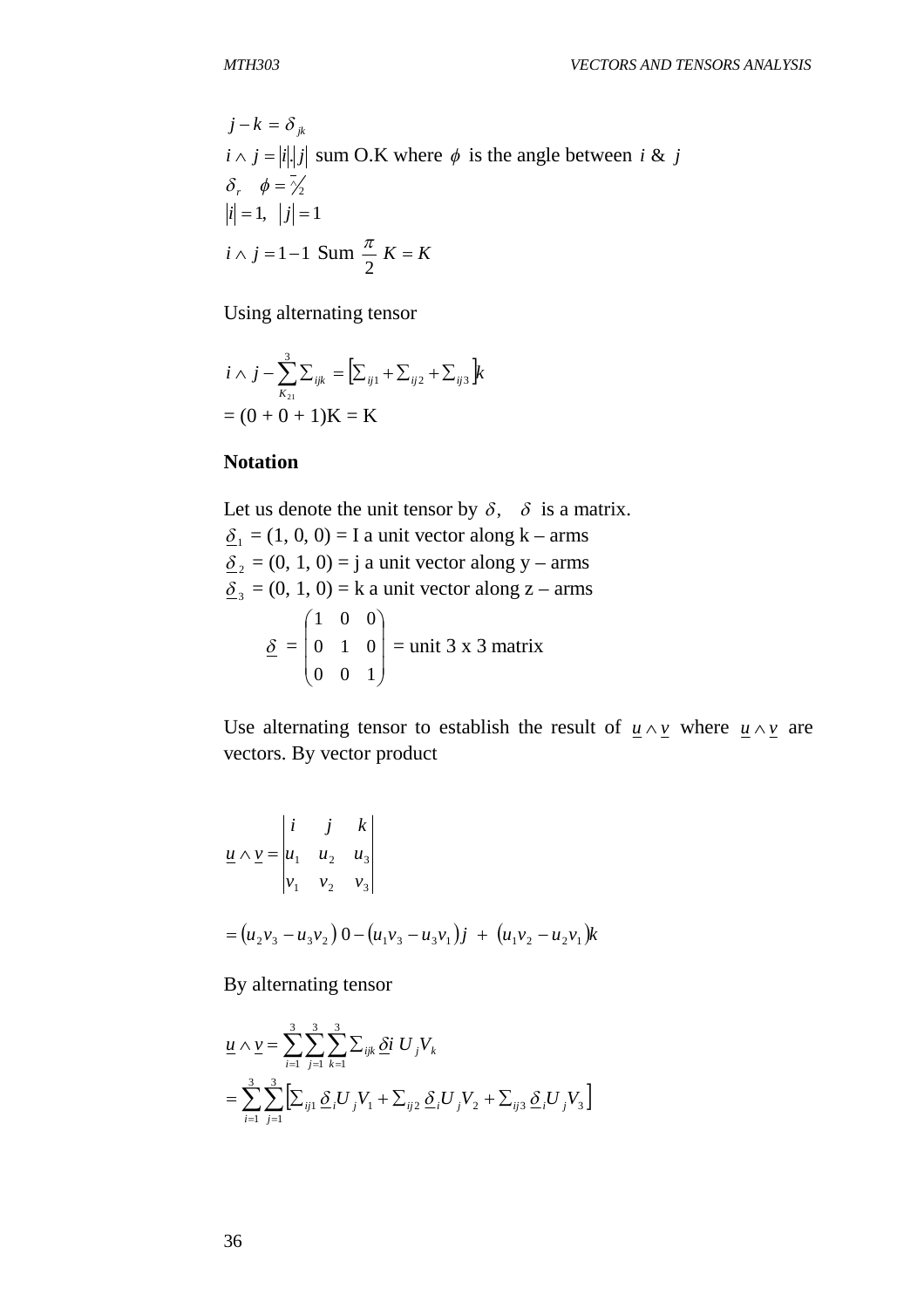$$j - k = \delta_{jk}$$

$i \wedge j = |i|.|j|$ sum O.K where $\phi$ is the angle between $i$ & $j$

$$\delta_r \quad \phi = \bar{\wedge}\!/_2$$

$$|i| = 1, \quad |j| = 1$$

$$i \wedge j = 1 - 1 \text{ Sum } \frac{\pi}{2} \; K = K$$

Using alternating tensor

$$i \wedge j - \sum_{K_{21}}^{3} \Sigma_{ijk} = \left[\Sigma_{ij1} + \Sigma_{ij2} + \Sigma_{ij3}\right]k$$

$= (0 + 0 + 1)K = K$

**Notation**

Let us denote the unit tensor by $\delta$, $\delta$ is a matrix.

$\underline{\delta}_1$ = (1, 0, 0) = I a unit vector along k – arms

$\underline{\delta}_2$ = (0, 1, 0) = j a unit vector along y – arms

$\underline{\delta}_3$ = (0, 1, 0) = k a unit vector along z – arms

$$\underline{\delta} = \begin{pmatrix} 1 & 0 & 0 \\ 0 & 1 & 0 \\ 0 & 0 & 1 \end{pmatrix} = \text{unit 3 x 3 matrix}$$

Use alternating tensor to establish the result of $\underline{u} \wedge \underline{v}$ where $\underline{u} \wedge \underline{v}$ are vectors. By vector product

$$\underline{u} \wedge \underline{v} = \begin{vmatrix} i & j & k \\ u_1 & u_2 & u_3 \\ v_1 & v_2 & v_3 \end{vmatrix}$$

$$= \left(u_2 v_3 - u_3 v_2\right) 0 - \left(u_1 v_3 - u_3 v_1\right) j \; + \; \left(u_1 v_2 - u_2 v_1\right) k$$

By alternating tensor

$$\underline{u} \wedge \underline{v} = \sum_{i=1}^{3} \sum_{j=1}^{3} \sum_{k=1}^{3} \Sigma_{ijk} \, \underline{\delta i} \; U_j V_k$$

$$= \sum_{i=1}^{3} \sum_{j=1}^{3} \left[\Sigma_{ij1} \, \underline{\delta}_i U_j V_1 + \Sigma_{ij2} \, \underline{\delta}_i U_j V_2 + \Sigma_{ij3} \, \underline{\delta}_i U_j V_3\right]$$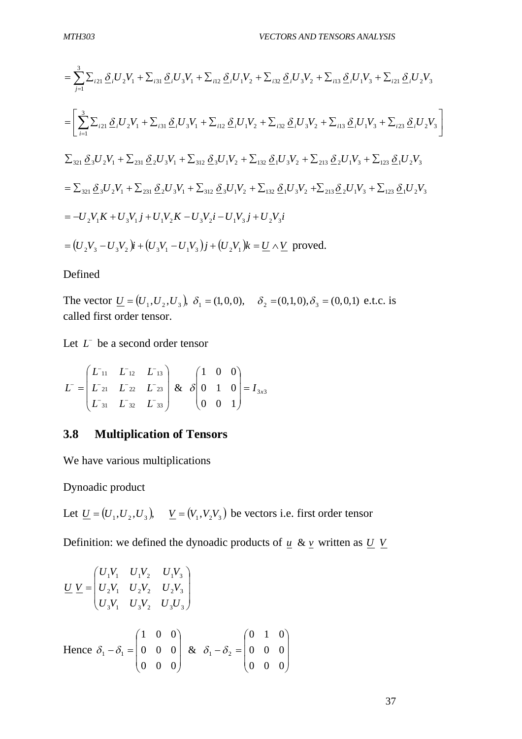$$= \sum_{j=1}^{3} \sum_{i21} \underline{\delta}_i U_2 V_1 + \sum_{i31} \underline{\delta}_i U_3 V_1 + \sum_{i12} \underline{\delta}_i U_1 V_2 + \sum_{i32} \underline{\delta}_i U_3 V_2 + \sum_{i13} \underline{\delta}_i U_1 V_3 + \sum_{i21} \underline{\delta}_i U_2 V_3$$

$$= \left[ \sum_{i=1}^{3} \sum_{i21} \underline{\delta}_i U_2 V_1 + \sum_{i31} \underline{\delta}_i U_3 V_1 + \sum_{i12} \underline{\delta}_i U_1 V_2 + \sum_{i32} \underline{\delta}_i U_3 V_2 + \sum_{i13} \underline{\delta}_i U_1 V_3 + \sum_{i23} \underline{\delta}_i U_2 V_3 \right]$$

$$\sum_{321} \underline{\delta}_3 U_2 V_1 + \sum_{231} \underline{\delta}_2 U_3 V_1 + \sum_{312} \underline{\delta}_3 U_1 V_2 + \sum_{132} \underline{\delta}_1 U_3 V_2 + \sum_{213} \underline{\delta}_2 U_1 V_3 + \sum_{123} \underline{\delta}_1 U_2 V_3$$

$$= \sum_{321} \underline{\delta}_3 U_2 V_1 + \sum_{231} \underline{\delta}_2 U_3 V_1 + \sum_{312} \underline{\delta}_3 U_1 V_2 + \sum_{132} \underline{\delta}_1 U_3 V_2 + \sum_{213} \underline{\delta}_2 U_1 V_3 + \sum_{123} \underline{\delta}_1 U_2 V_3$$

$$= -U_2 V_1 K + U_3 V_1 j + U_1 V_2 K - U_3 V_2 i - U_1 V_3 j + U_2 V_3 i$$

$$= (U_2 V_3 - U_3 V_2) i + (U_3 V_1 - U_1 V_3) j + (U_2 V_1) k = \underline{U} \wedge \underline{V} \text{ proved.}$$

Defined

The vector $\underline{U} = (U_1, U_2, U_3)$, $\delta_1 = (1,0,0)$, $\delta_2 = (0,1,0), \delta_3 = (0,0,1)$ e.t.c. is called first order tensor.

Let $L^-$ be a second order tensor

$$L^- = \begin{pmatrix} L^-_{11} & L^-_{12} & L^-_{13} \\ L^-_{21} & L^-_{22} & L^-_{23} \\ L^-_{31} & L^-_{32} & L^-_{33} \end{pmatrix} \;\&\; \delta \begin{vmatrix} 1 & 0 & 0 \\ 0 & 1 & 0 \\ 0 & 0 & 1 \end{vmatrix} = I_{3x3}$$

## 3.8 Multiplication of Tensors

We have various multiplications

Dynoadic product

Let $\underline{U} = (U_1, U_2, U_3)$, $\underline{V} = (V_1, V_2 V_3)$ be vectors i.e. first order tensor

Definition: we defined the dynoadic products of $\underline{u}$ & $\underline{v}$ written as $\underline{U}\ \underline{V}$

$$\underline{U}\ \underline{V} = \begin{pmatrix} U_1 V_1 & U_1 V_2 & U_1 V_3 \\ U_2 V_1 & U_2 V_2 & U_2 V_3 \\ U_3 V_1 & U_3 V_2 & U_3 U_3 \end{pmatrix}$$

Hence $\delta_1 - \delta_1 = \begin{pmatrix} 1 & 0 & 0 \\ 0 & 0 & 0 \\ 0 & 0 & 0 \end{pmatrix}$ & $\delta_1 - \delta_2 = \begin{pmatrix} 0 & 1 & 0 \\ 0 & 0 & 0 \\ 0 & 0 & 0 \end{pmatrix}$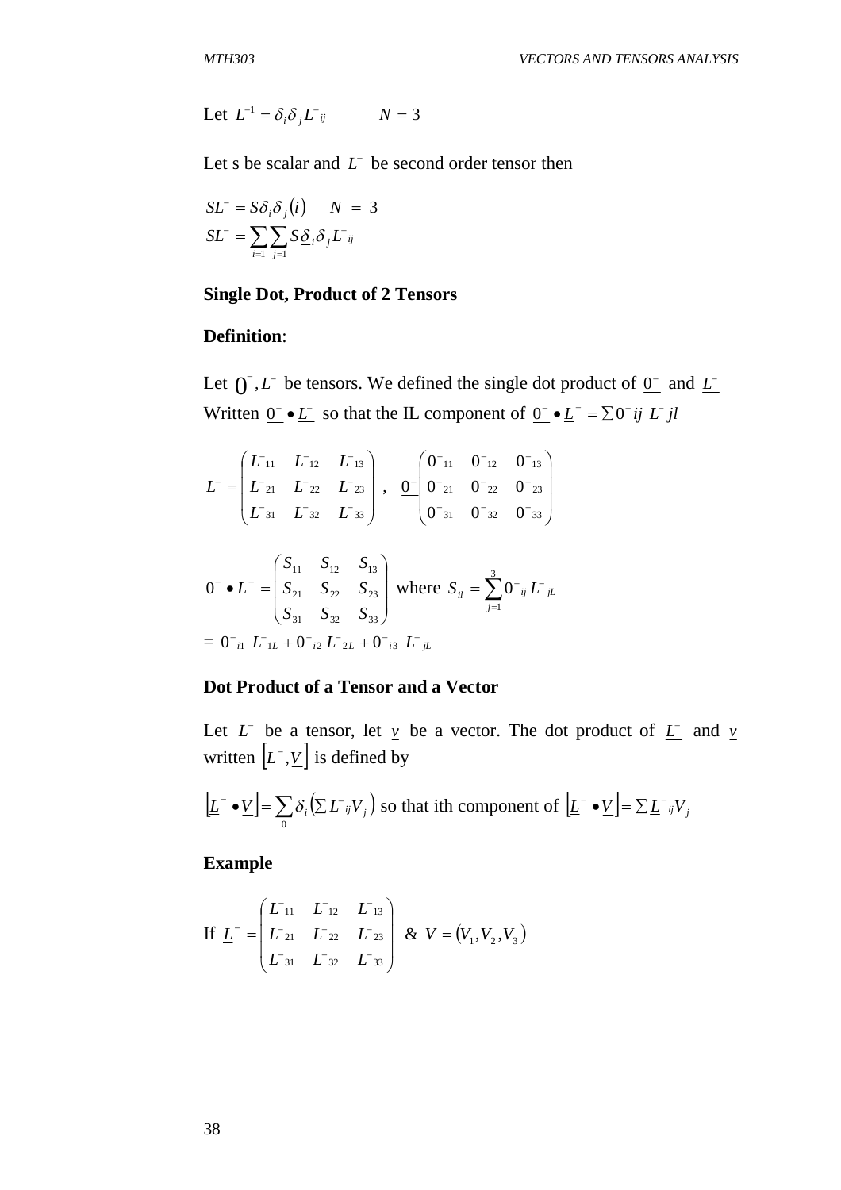Let $L^{-1} = \delta_i \delta_j L^{-}{}_{ij}$ $\quad N = 3$

Let s be scalar and $L^{-}$ be second order tensor then

$$SL^{-} = S\delta_i \delta_j (i) \quad N = 3$$
$$SL^{-} = \sum_{i=1} \sum_{j=1} S\underline{\delta}_i \delta_j L^{-}{}_{ij}$$

**Single Dot, Product of 2 Tensors**

**Definition**:

Let $0^{-}, L^{-}$ be tensors. We defined the single dot product of $\underline{0^{-}}$ and $\underline{L^{-}}$ Written $\underline{0^{-}} \bullet \underline{L^{-}}$ so that the IL component of $\underline{0^{-}} \bullet \underline{L}^{-} = \sum 0^{-} ij\ L^{-} jl$

$$L^{-} = \begin{pmatrix} L^{-}{}_{11} & L^{-}{}_{12} & L^{-}{}_{13} \\ L^{-}{}_{21} & L^{-}{}_{22} & L^{-}{}_{23} \\ L^{-}{}_{31} & L^{-}{}_{32} & L^{-}{}_{33} \end{pmatrix}, \quad \underline{0^{-}} \begin{pmatrix} 0^{-}{}_{11} & 0^{-}{}_{12} & 0^{-}{}_{13} \\ 0^{-}{}_{21} & 0^{-}{}_{22} & 0^{-}{}_{23} \\ 0^{-}{}_{31} & 0^{-}{}_{32} & 0^{-}{}_{33} \end{pmatrix}$$

$$\underline{0}^{-} \bullet \underline{L}^{-} = \begin{pmatrix} S_{11} & S_{12} & S_{13} \\ S_{21} & S_{22} & S_{23} \\ S_{31} & S_{32} & S_{33} \end{pmatrix} \text{ where } S_{il} = \sum_{j=1}^{3} 0^{-}{}_{ij} L^{-}{}_{jL}$$
$$= 0^{-}{}_{i1}\ L^{-}{}_{1L} + 0^{-}{}_{i2} L^{-}{}_{2L} + 0^{-}{}_{i3}\ L^{-}{}_{jL}$$

**Dot Product of a Tensor and a Vector**

Let $L^{-}$ be a tensor, let $\underline{v}$ be a vector. The dot product of $\underline{L^{-}}$ and $\underline{v}$ written $\lfloor \underline{L}^{-}, \underline{V} \rfloor$ is defined by

$\lfloor \underline{L}^{-} \bullet \underline{V} \rfloor = \sum_{0} \delta_i \left( \sum L^{-}{}_{ij} V_j \right)$ so that ith component of $\lfloor \underline{L}^{-} \bullet \underline{V} \rfloor = \sum \underline{L}^{-}{}_{ij} V_j$

**Example**

If $\underline{L}^{-} = \begin{pmatrix} L^{-}{}_{11} & L^{-}{}_{12} & L^{-}{}_{13} \\ L^{-}{}_{21} & L^{-}{}_{22} & L^{-}{}_{23} \\ L^{-}{}_{31} & L^{-}{}_{32} & L^{-}{}_{33} \end{pmatrix}$ & $V = (V_1, V_2, V_3)$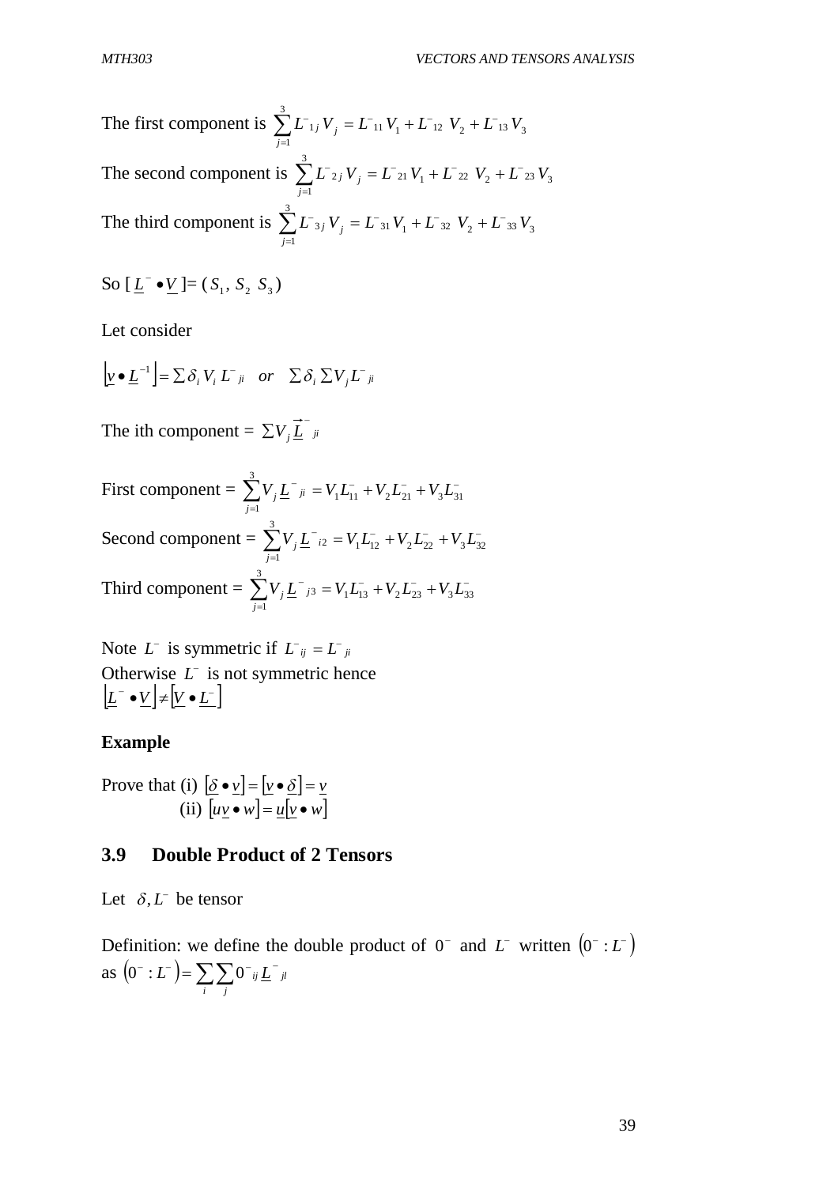The first component is $\sum_{j=1}^{3} L^{-}{}_{1j} V_j = L^{-}{}_{11} V_1 + L^{-}{}_{12}\ V_2 + L^{-}{}_{13} V_3$

The second component is $\sum_{j=1}^{3} L^{-}{}_{2j} V_j = L^{-}{}_{21} V_1 + L^{-}{}_{22}\ V_2 + L^{-}{}_{23} V_3$

The third component is $\sum_{j=1}^{3} L^{-}{}_{3j} V_j = L^{-}{}_{31} V_1 + L^{-}{}_{32}\ V_2 + L^{-}{}_{33} V_3$

So $[\underline{L}^{-} \bullet \underline{V}] = (S_1, S_2\ S_3)$

Let consider

$$\left[\underline{v} \bullet \underline{L}^{-1}\right] = \sum \delta_i V_i L^{-}{}_{ji} \quad or \quad \sum \delta_i \sum V_j L^{-}{}_{ji}$$

The ith component = $\sum V_j \underline{\vec{L}}^{-}{}_{ji}$

First component = $\sum_{j=1}^{3} V_j \underline{L}^{-}{}_{ji} = V_1 L_{11}^{-} + V_2 L_{21}^{-} + V_3 L_{31}^{-}$

Second component = $\sum_{j=1}^{3} V_j \underline{L}^{-}{}_{i2} = V_1 L_{12}^{-} + V_2 L_{22}^{-} + V_3 L_{32}^{-}$

Third component = $\sum_{j=1}^{3} V_j \underline{L}^{-}{}_{j3} = V_1 L_{13}^{-} + V_2 L_{23}^{-} + V_3 L_{33}^{-}$

Note $L^{-}$ is symmetric if $L^{-}{}_{ij} = L^{-}{}_{ji}$
Otherwise $L^{-}$ is not symmetric hence
$\left[\underline{L}^{-} \bullet \underline{V}\right] \neq \left[\underline{V} \bullet \underline{L}^{-}\right]$

**Example**

Prove that (i) $\left[\underline{\delta} \bullet \underline{v}\right] = \left[\underline{v} \bullet \underline{\delta}\right] = \underline{v}$
(ii) $\left[u\underline{v} \bullet w\right] = \underline{u}\left[\underline{v} \bullet w\right]$

## 3.9 Double Product of 2 Tensors

Let $\delta, L^{-}$ be tensor

Definition: we define the double product of $0^{-}$ and $L^{-}$ written $\left(0^{-} : L^{-}\right)$ as $\left(0^{-} : L^{-}\right) = \sum_i \sum_j 0^{-}{}_{ij} \underline{L}^{-}{}_{jl}$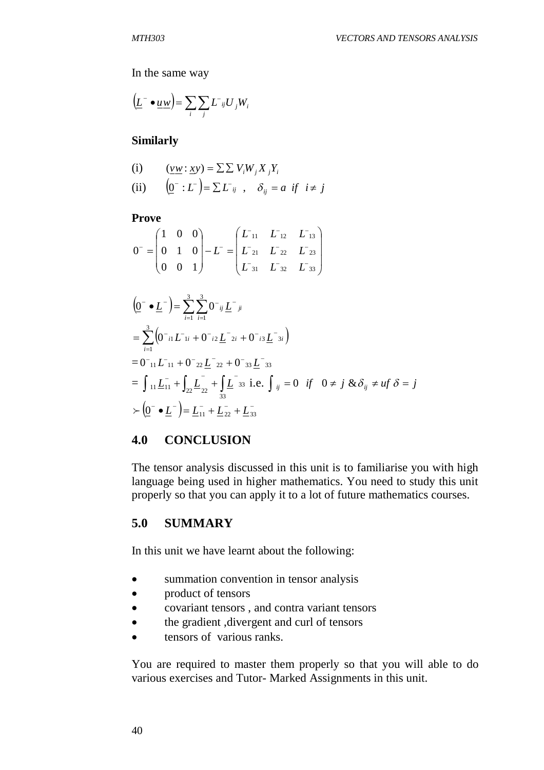In the same way

$$\left(\underline{L}^{-} \bullet \underline{u}\,\underline{w}\right) = \sum_{i}\sum_{j} L^{-}{}_{ij} U_{j} W_{i}$$

**Similarly**

(i) $\quad (\underline{v}\underline{w} : \underline{x}y) = \sum\sum V_i W_j X_j Y_i$

(ii) $\quad \left(\underline{0}^{-} : L^{-}\right) = \sum L^{-}{}_{ij} \;\;, \quad \delta_{ij} = a \;\; if \;\; i \neq j$

**Prove**

$$0^{-} = \begin{pmatrix} 1 & 0 & 0 \\ 0 & 1 & 0 \\ 0 & 0 & 1 \end{pmatrix} - L^{-} = \begin{pmatrix} L^{-}{}_{11} & L^{-}{}_{12} & L^{-}{}_{13} \\ L^{-}{}_{21} & L^{-}{}_{22} & L^{-}{}_{23} \\ L^{-}{}_{31} & L^{-}{}_{32} & L^{-}{}_{33} \end{pmatrix}$$

$$\left(\underline{0}^{-} \bullet \underline{L}^{-}\right) = \sum_{i=1}^{3}\sum_{i=1}^{3} 0^{-}{}_{ij}\, \underline{L}^{-}{}_{ji}$$

$$= \sum_{i=1}^{3}\left(0^{-}{}_{i1} L^{-}{}_{1i} + 0^{-}{}_{i2}\, \underline{L}^{-}{}_{2i} + 0^{-}{}_{i3}\, \underline{L}^{-}{}_{3i}\right)$$

$$= 0^{-}{}_{11} L^{-}{}_{11} + 0^{-}{}_{22}\, \underline{L}^{-}{}_{22} + 0^{-}{}_{33}\, \underline{L}^{-}{}_{33}$$

$$= \int_{11} \underline{L}^{-}_{11} + \int_{22} \underline{L}^{-}_{22} + \int_{33} \underline{L}^{-}{}_{33} \text{ i.e. } \int_{ij} = 0 \;\; if \;\; 0 \neq j \;\&\; \delta_{ij} \neq uf \; \delta = j$$

$$\succ \left(\underline{0}^{-} \bullet \underline{L}^{-}\right) = \underline{L}^{-}_{11} + \underline{L}^{-}_{22} + \underline{L}^{-}_{33}$$

## 4.0 CONCLUSION

The tensor analysis discussed in this unit is to familiarise you with high language being used in higher mathematics. You need to study this unit properly so that you can apply it to a lot of future mathematics courses.

## 5.0 SUMMARY

In this unit we have learnt about the following:

- summation convention in tensor analysis
- product of tensors
- covariant tensors , and contra variant tensors
- the gradient ,divergent and curl of tensors
- tensors of various ranks.

You are required to master them properly so that you will able to do various exercises and Tutor- Marked Assignments in this unit.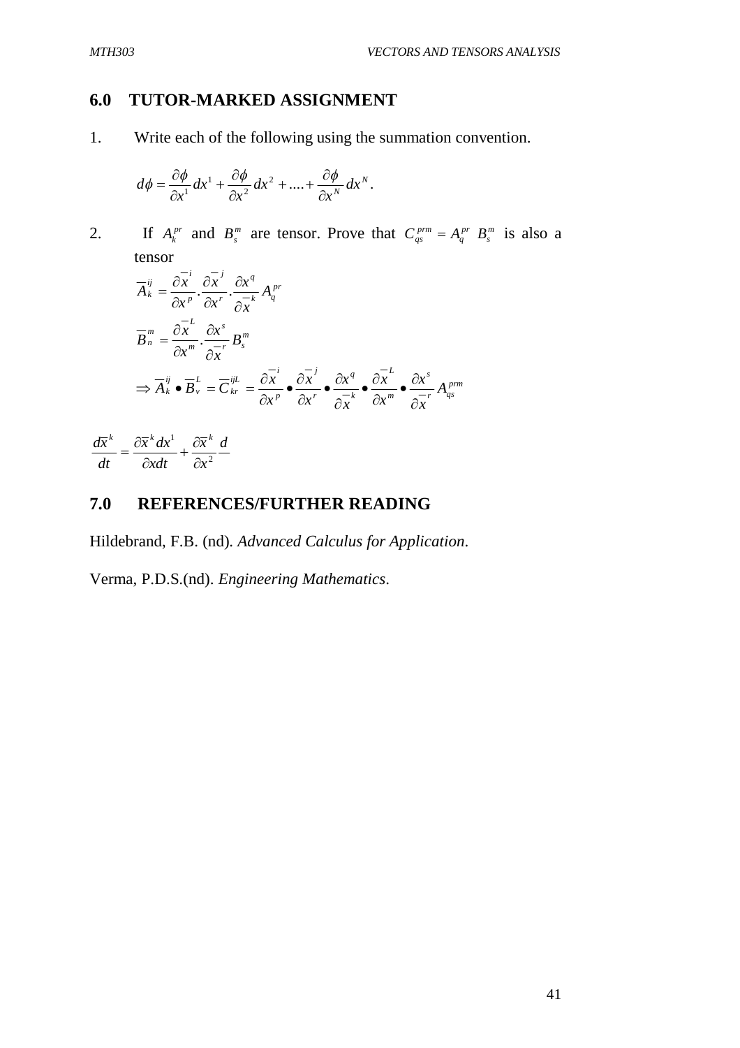## 6.0 TUTOR-MARKED ASSIGNMENT

1. Write each of the following using the summation convention.

$$d\phi = \frac{\partial \phi}{\partial x^1} dx^1 + \frac{\partial \phi}{\partial x^2} dx^2 + .... + \frac{\partial \phi}{\partial x^N} dx^N .$$

2. If $A_k^{pr}$ and $B_s^m$ are tensor. Prove that $C_{qs}^{prm} = A_q^{pr} \; B_s^m$ is also a tensor

$$\overline{A}_k^{ij} = \frac{\partial \overline{x}^i}{\partial x^p} \cdot \frac{\partial \overline{x}^j}{\partial x^r} \cdot \frac{\partial x^q}{\partial \overline{x}^k} A_q^{pr}$$

$$\overline{B}_n^m = \frac{\partial \overline{x}^L}{\partial x^m} \cdot \frac{\partial x^s}{\partial \overline{x}^r} B_s^m$$

$$\Rightarrow \overline{A}_k^{ij} \bullet \overline{B}_v^L = \overline{C}_{kr}^{ijL} = \frac{\partial \overline{x}^i}{\partial x^p} \bullet \frac{\partial \overline{x}^j}{\partial x^r} \bullet \frac{\partial x^q}{\partial \overline{x}^k} \bullet \frac{\partial \overline{x}^L}{\partial x^m} \bullet \frac{\partial x^s}{\partial \overline{x}^r} A_{qs}^{prm}$$

$$\frac{d\overline{x}^k}{dt} = \frac{\partial \overline{x}^k dx^1}{\partial x dt} + \frac{\partial \overline{x}^k}{\partial x^2} \frac{d}{}$$

## 7.0 REFERENCES/FURTHER READING

Hildebrand, F.B. (nd). *Advanced Calculus for Application*.

Verma, P.D.S.(nd). *Engineering Mathematics*.